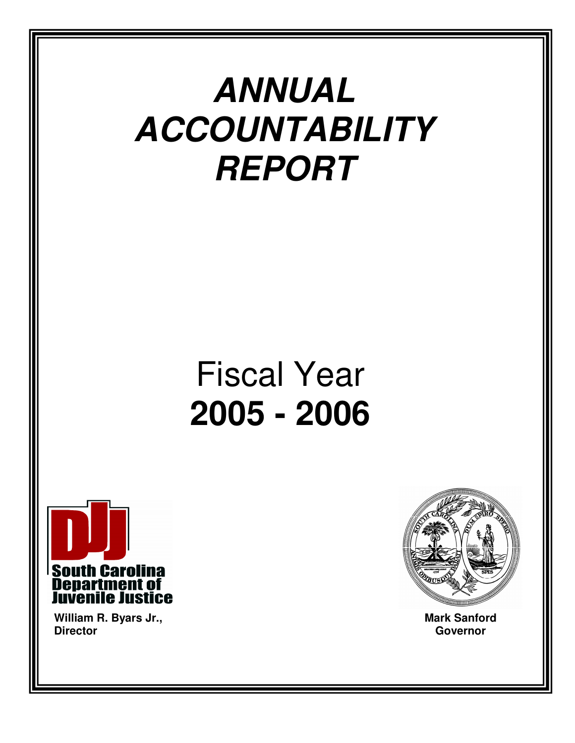# *ANNUAL ACCOUNTABILITY REPORT*

Fiscal Year

**2005 - 2006**

South Carolina Department of Juvenile Justice

**William R. Byars Jr., Director**

**Mark Sanford Governor**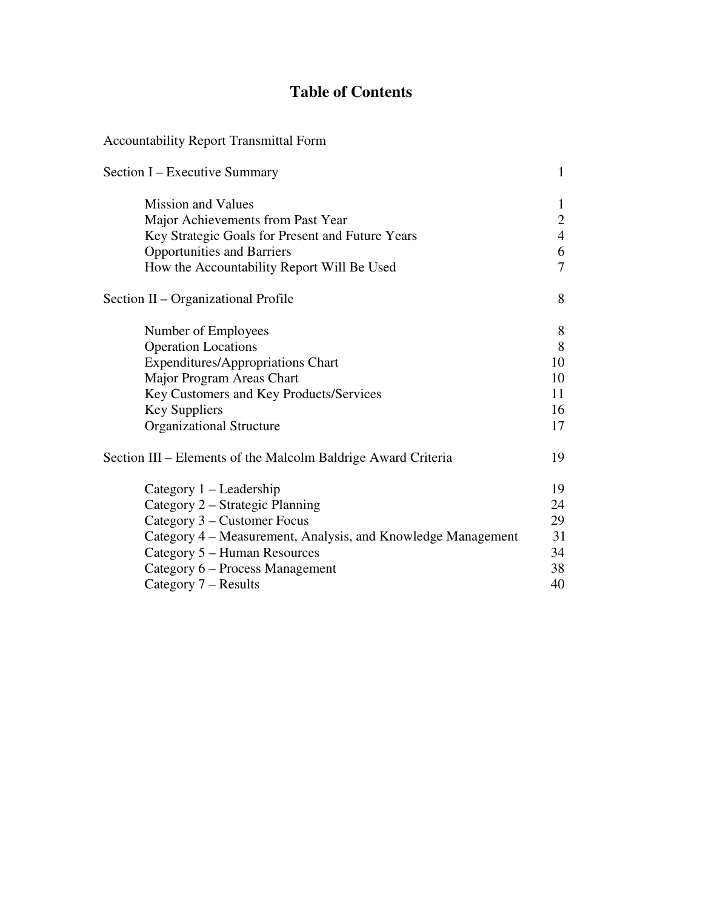# Table of Contents

Accountability Report Transmittal Form

| | |
|---|---|
| Section I – Executive Summary | 1 |
| Mission and Values | 1 |
| Major Achievements from Past Year | 2 |
| Key Strategic Goals for Present and Future Years | 4 |
| Opportunities and Barriers | 6 |
| How the Accountability Report Will Be Used | 7 |
| Section II – Organizational Profile | 8 |
| Number of Employees | 8 |
| Operation Locations | 8 |
| Expenditures/Appropriations Chart | 10 |
| Major Program Areas Chart | 10 |
| Key Customers and Key Products/Services | 11 |
| Key Suppliers | 16 |
| Organizational Structure | 17 |
| Section III – Elements of the Malcolm Baldrige Award Criteria | 19 |
| Category 1 – Leadership | 19 |
| Category 2 – Strategic Planning | 24 |
| Category 3 – Customer Focus | 29 |
| Category 4 – Measurement, Analysis, and Knowledge Management | 31 |
| Category 5 – Human Resources | 34 |
| Category 6 – Process Management | 38 |
| Category 7 – Results | 40 |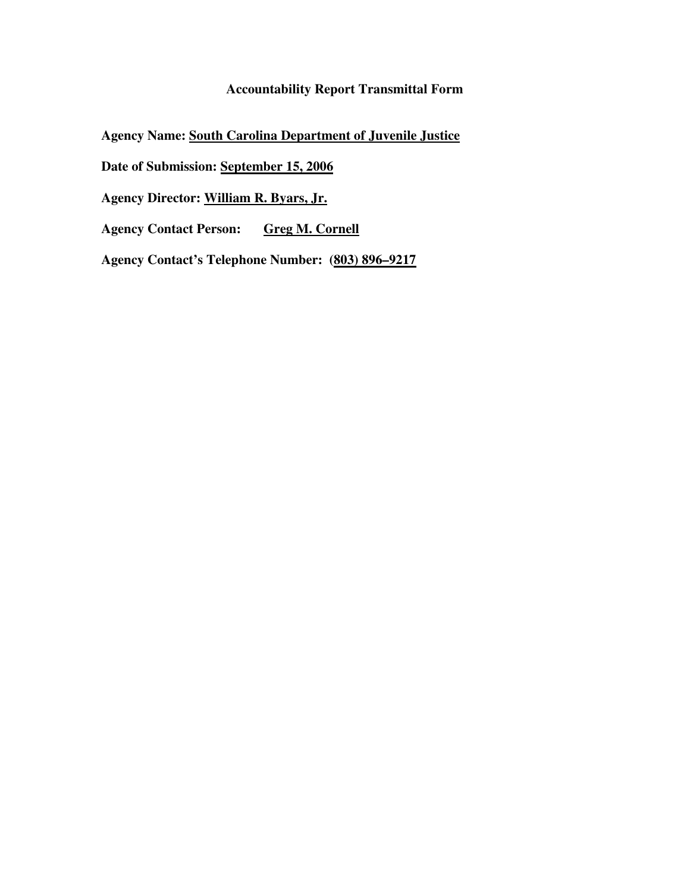# Accountability Report Transmittal Form

**Agency Name:** **South Carolina Department of Juvenile Justice**

**Date of Submission:** **September 15, 2006**

**Agency Director:** **William R. Byars, Jr.**

**Agency Contact Person:** **Greg M. Cornell**

**Agency Contact's Telephone Number:** **(803) 896–9217**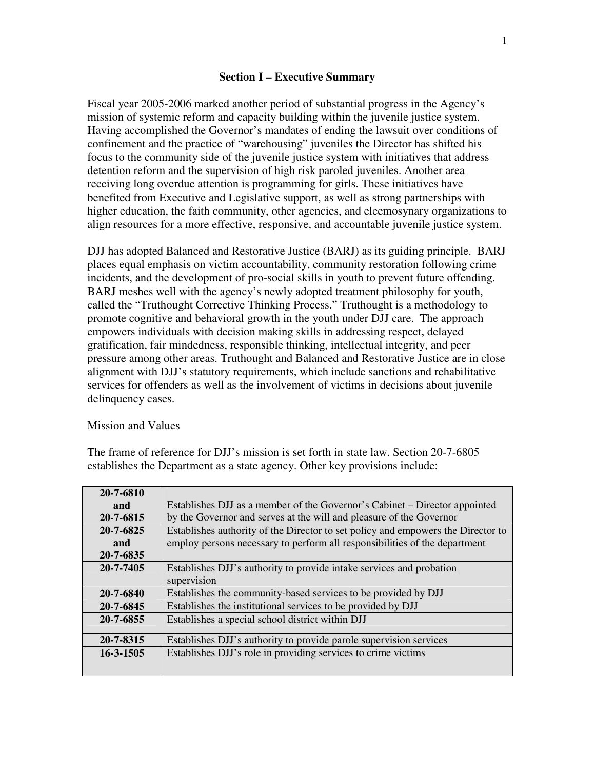## Section I – Executive Summary

Fiscal year 2005-2006 marked another period of substantial progress in the Agency's mission of systemic reform and capacity building within the juvenile justice system. Having accomplished the Governor's mandates of ending the lawsuit over conditions of confinement and the practice of "warehousing" juveniles the Director has shifted his focus to the community side of the juvenile justice system with initiatives that address detention reform and the supervision of high risk paroled juveniles. Another area receiving long overdue attention is programming for girls. These initiatives have benefited from Executive and Legislative support, as well as strong partnerships with higher education, the faith community, other agencies, and eleemosynary organizations to align resources for a more effective, responsive, and accountable juvenile justice system.

DJJ has adopted Balanced and Restorative Justice (BARJ) as its guiding principle. BARJ places equal emphasis on victim accountability, community restoration following crime incidents, and the development of pro-social skills in youth to prevent future offending. BARJ meshes well with the agency's newly adopted treatment philosophy for youth, called the "Truthought Corrective Thinking Process." Truthought is a methodology to promote cognitive and behavioral growth in the youth under DJJ care. The approach empowers individuals with decision making skills in addressing respect, delayed gratification, fair mindedness, responsible thinking, intellectual integrity, and peer pressure among other areas. Truthought and Balanced and Restorative Justice are in close alignment with DJJ's statutory requirements, which include sanctions and rehabilitative services for offenders as well as the involvement of victims in decisions about juvenile delinquency cases.

<u>Mission and Values</u>

The frame of reference for DJJ's mission is set forth in state law. Section 20-7-6805 establishes the Department as a state agency. Other key provisions include:

| Section | Provision |
|---|---|
| **20-7-6810 and 20-7-6815** | Establishes DJJ as a member of the Governor's Cabinet – Director appointed by the Governor and serves at the will and pleasure of the Governor |
| **20-7-6825 and 20-7-6835** | Establishes authority of the Director to set policy and empowers the Director to employ persons necessary to perform all responsibilities of the department |
| **20-7-7405** | Establishes DJJ's authority to provide intake services and probation supervision |
| **20-7-6840** | Establishes the community-based services to be provided by DJJ |
| **20-7-6845** | Establishes the institutional services to be provided by DJJ |
| **20-7-6855** | Establishes a special school district within DJJ |
| **20-7-8315** | Establishes DJJ's authority to provide parole supervision services |
| **16-3-1505** | Establishes DJJ's role in providing services to crime victims |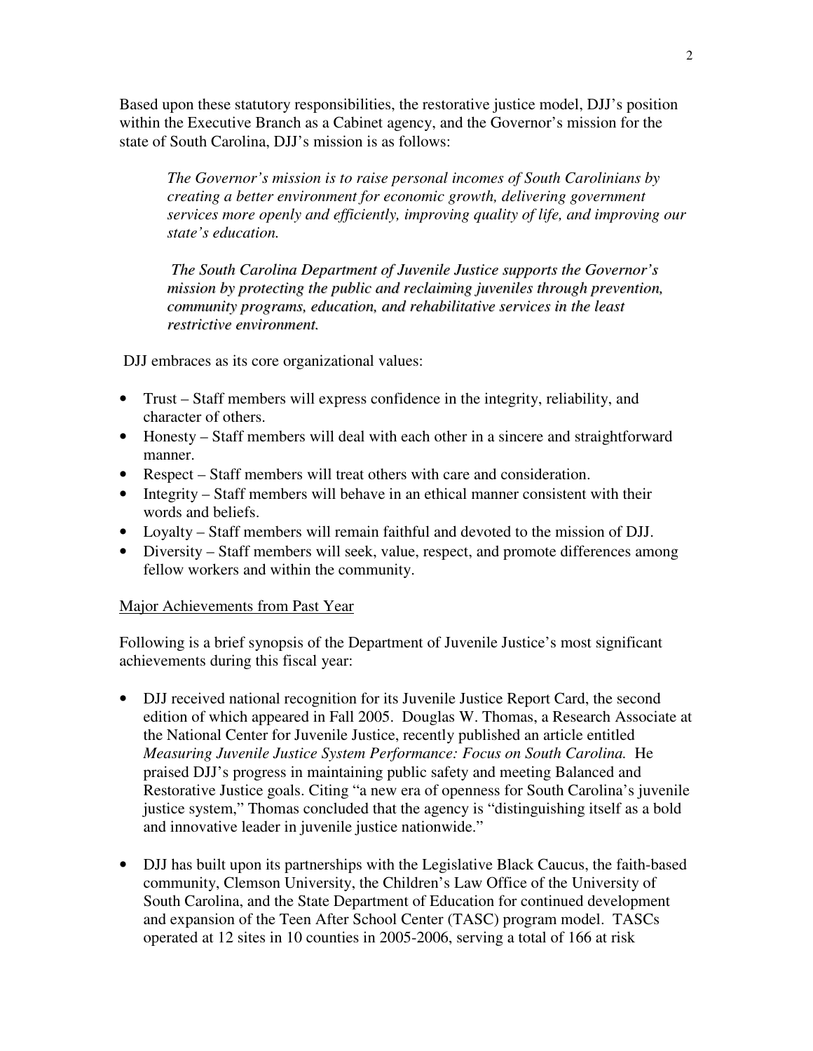Based upon these statutory responsibilities, the restorative justice model, DJJ's position within the Executive Branch as a Cabinet agency, and the Governor's mission for the state of South Carolina, DJJ's mission is as follows:

> *The Governor's mission is to raise personal incomes of South Carolinians by creating a better environment for economic growth, delivering government services more openly and efficiently, improving quality of life, and improving our state's education.*
>
> *The South Carolina Department of Juvenile Justice supports the Governor's mission by protecting the public and reclaiming juveniles through prevention, community programs, education, and rehabilitative services in the least restrictive environment.*

DJJ embraces as its core organizational values:

- Trust – Staff members will express confidence in the integrity, reliability, and character of others.
- Honesty – Staff members will deal with each other in a sincere and straightforward manner.
- Respect – Staff members will treat others with care and consideration.
- Integrity – Staff members will behave in an ethical manner consistent with their words and beliefs.
- Loyalty – Staff members will remain faithful and devoted to the mission of DJJ.
- Diversity – Staff members will seek, value, respect, and promote differences among fellow workers and within the community.

## Major Achievements from Past Year

Following is a brief synopsis of the Department of Juvenile Justice's most significant achievements during this fiscal year:

- DJJ received national recognition for its Juvenile Justice Report Card, the second edition of which appeared in Fall 2005. Douglas W. Thomas, a Research Associate at the National Center for Juvenile Justice, recently published an article entitled *Measuring Juvenile Justice System Performance: Focus on South Carolina.* He praised DJJ's progress in maintaining public safety and meeting Balanced and Restorative Justice goals. Citing "a new era of openness for South Carolina's juvenile justice system," Thomas concluded that the agency is "distinguishing itself as a bold and innovative leader in juvenile justice nationwide."

- DJJ has built upon its partnerships with the Legislative Black Caucus, the faith-based community, Clemson University, the Children's Law Office of the University of South Carolina, and the State Department of Education for continued development and expansion of the Teen After School Center (TASC) program model. TASCs operated at 12 sites in 10 counties in 2005-2006, serving a total of 166 at risk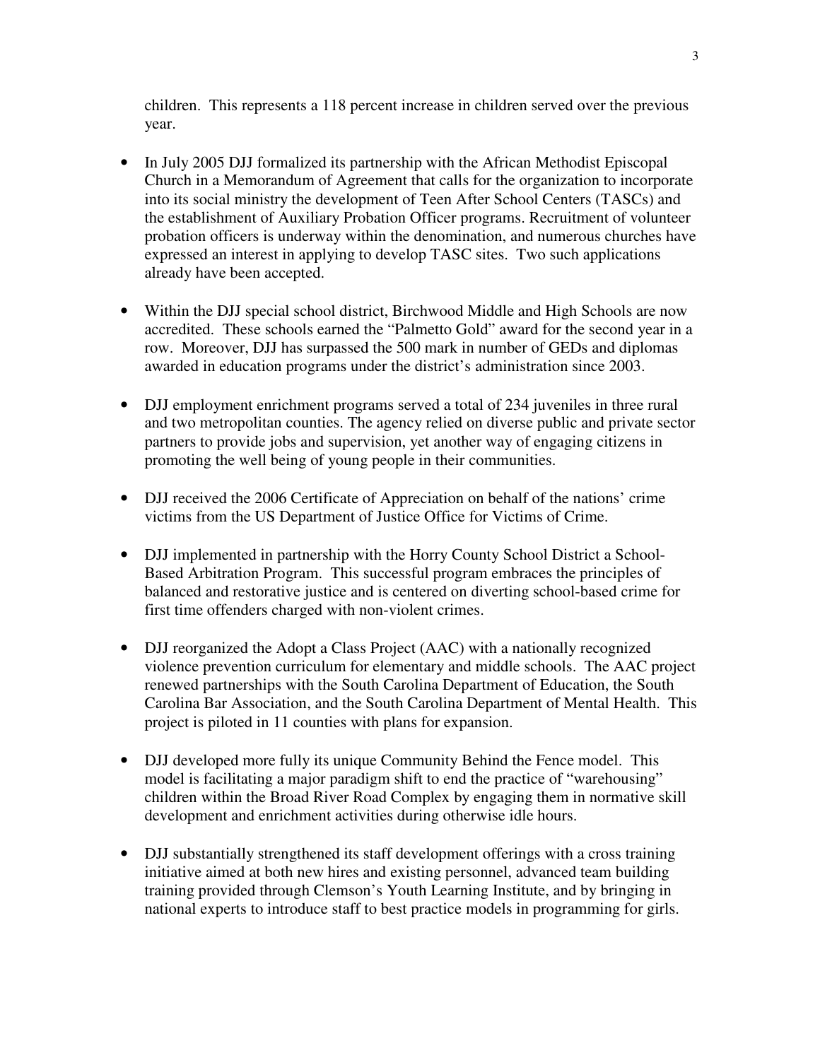children. This represents a 118 percent increase in children served over the previous year.

- In July 2005 DJJ formalized its partnership with the African Methodist Episcopal Church in a Memorandum of Agreement that calls for the organization to incorporate into its social ministry the development of Teen After School Centers (TASCs) and the establishment of Auxiliary Probation Officer programs. Recruitment of volunteer probation officers is underway within the denomination, and numerous churches have expressed an interest in applying to develop TASC sites. Two such applications already have been accepted.

- Within the DJJ special school district, Birchwood Middle and High Schools are now accredited. These schools earned the "Palmetto Gold" award for the second year in a row. Moreover, DJJ has surpassed the 500 mark in number of GEDs and diplomas awarded in education programs under the district's administration since 2003.

- DJJ employment enrichment programs served a total of 234 juveniles in three rural and two metropolitan counties. The agency relied on diverse public and private sector partners to provide jobs and supervision, yet another way of engaging citizens in promoting the well being of young people in their communities.

- DJJ received the 2006 Certificate of Appreciation on behalf of the nations' crime victims from the US Department of Justice Office for Victims of Crime.

- DJJ implemented in partnership with the Horry County School District a School-Based Arbitration Program. This successful program embraces the principles of balanced and restorative justice and is centered on diverting school-based crime for first time offenders charged with non-violent crimes.

- DJJ reorganized the Adopt a Class Project (AAC) with a nationally recognized violence prevention curriculum for elementary and middle schools. The AAC project renewed partnerships with the South Carolina Department of Education, the South Carolina Bar Association, and the South Carolina Department of Mental Health. This project is piloted in 11 counties with plans for expansion.

- DJJ developed more fully its unique Community Behind the Fence model. This model is facilitating a major paradigm shift to end the practice of "warehousing" children within the Broad River Road Complex by engaging them in normative skill development and enrichment activities during otherwise idle hours.

- DJJ substantially strengthened its staff development offerings with a cross training initiative aimed at both new hires and existing personnel, advanced team building training provided through Clemson's Youth Learning Institute, and by bringing in national experts to introduce staff to best practice models in programming for girls.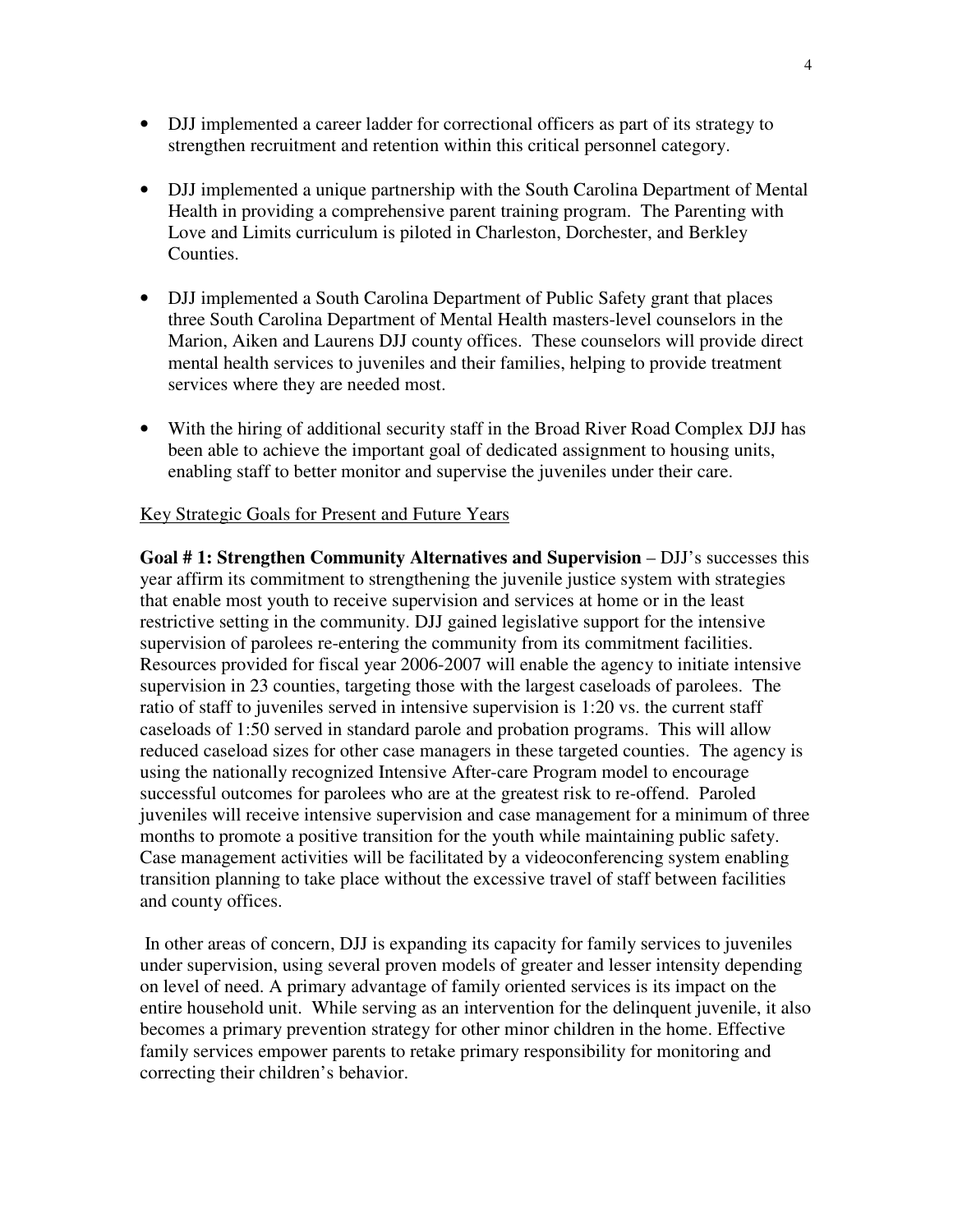- DJJ implemented a career ladder for correctional officers as part of its strategy to strengthen recruitment and retention within this critical personnel category.

- DJJ implemented a unique partnership with the South Carolina Department of Mental Health in providing a comprehensive parent training program. The Parenting with Love and Limits curriculum is piloted in Charleston, Dorchester, and Berkley Counties.

- DJJ implemented a South Carolina Department of Public Safety grant that places three South Carolina Department of Mental Health masters-level counselors in the Marion, Aiken and Laurens DJJ county offices. These counselors will provide direct mental health services to juveniles and their families, helping to provide treatment services where they are needed most.

- With the hiring of additional security staff in the Broad River Road Complex DJJ has been able to achieve the important goal of dedicated assignment to housing units, enabling staff to better monitor and supervise the juveniles under their care.

<u>Key Strategic Goals for Present and Future Years</u>

**Goal # 1: Strengthen Community Alternatives and Supervision** – DJJ's successes this year affirm its commitment to strengthening the juvenile justice system with strategies that enable most youth to receive supervision and services at home or in the least restrictive setting in the community. DJJ gained legislative support for the intensive supervision of parolees re-entering the community from its commitment facilities. Resources provided for fiscal year 2006-2007 will enable the agency to initiate intensive supervision in 23 counties, targeting those with the largest caseloads of parolees. The ratio of staff to juveniles served in intensive supervision is 1:20 vs. the current staff caseloads of 1:50 served in standard parole and probation programs. This will allow reduced caseload sizes for other case managers in these targeted counties. The agency is using the nationally recognized Intensive After-care Program model to encourage successful outcomes for parolees who are at the greatest risk to re-offend. Paroled juveniles will receive intensive supervision and case management for a minimum of three months to promote a positive transition for the youth while maintaining public safety. Case management activities will be facilitated by a videoconferencing system enabling transition planning to take place without the excessive travel of staff between facilities and county offices.

In other areas of concern, DJJ is expanding its capacity for family services to juveniles under supervision, using several proven models of greater and lesser intensity depending on level of need. A primary advantage of family oriented services is its impact on the entire household unit. While serving as an intervention for the delinquent juvenile, it also becomes a primary prevention strategy for other minor children in the home. Effective family services empower parents to retake primary responsibility for monitoring and correcting their children's behavior.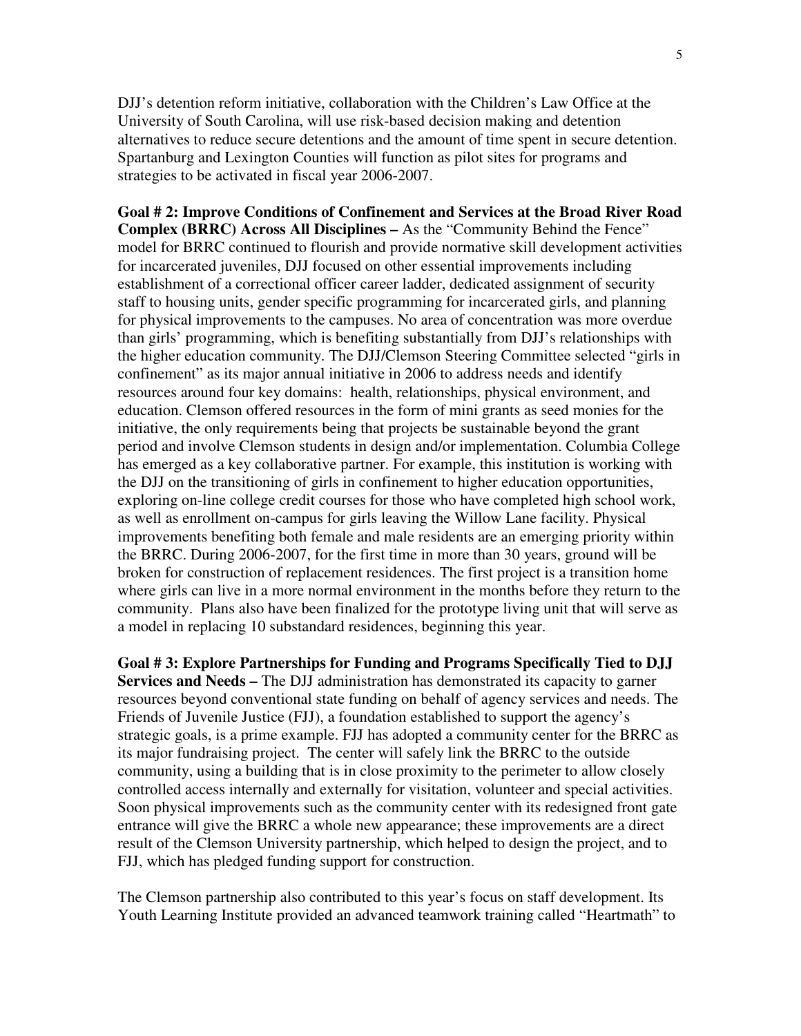DJJ's detention reform initiative, collaboration with the Children's Law Office at the University of South Carolina, will use risk-based decision making and detention alternatives to reduce secure detentions and the amount of time spent in secure detention. Spartanburg and Lexington Counties will function as pilot sites for programs and strategies to be activated in fiscal year 2006-2007.

**Goal # 2: Improve Conditions of Confinement and Services at the Broad River Road Complex (BRRC) Across All Disciplines –** As the "Community Behind the Fence" model for BRRC continued to flourish and provide normative skill development activities for incarcerated juveniles, DJJ focused on other essential improvements including establishment of a correctional officer career ladder, dedicated assignment of security staff to housing units, gender specific programming for incarcerated girls, and planning for physical improvements to the campuses. No area of concentration was more overdue than girls' programming, which is benefiting substantially from DJJ's relationships with the higher education community. The DJJ/Clemson Steering Committee selected "girls in confinement" as its major annual initiative in 2006 to address needs and identify resources around four key domains: health, relationships, physical environment, and education. Clemson offered resources in the form of mini grants as seed monies for the initiative, the only requirements being that projects be sustainable beyond the grant period and involve Clemson students in design and/or implementation. Columbia College has emerged as a key collaborative partner. For example, this institution is working with the DJJ on the transitioning of girls in confinement to higher education opportunities, exploring on-line college credit courses for those who have completed high school work, as well as enrollment on-campus for girls leaving the Willow Lane facility. Physical improvements benefiting both female and male residents are an emerging priority within the BRRC. During 2006-2007, for the first time in more than 30 years, ground will be broken for construction of replacement residences. The first project is a transition home where girls can live in a more normal environment in the months before they return to the community. Plans also have been finalized for the prototype living unit that will serve as a model in replacing 10 substandard residences, beginning this year.

**Goal # 3: Explore Partnerships for Funding and Programs Specifically Tied to DJJ Services and Needs –** The DJJ administration has demonstrated its capacity to garner resources beyond conventional state funding on behalf of agency services and needs. The Friends of Juvenile Justice (FJJ), a foundation established to support the agency's strategic goals, is a prime example. FJJ has adopted a community center for the BRRC as its major fundraising project. The center will safely link the BRRC to the outside community, using a building that is in close proximity to the perimeter to allow closely controlled access internally and externally for visitation, volunteer and special activities. Soon physical improvements such as the community center with its redesigned front gate entrance will give the BRRC a whole new appearance; these improvements are a direct result of the Clemson University partnership, which helped to design the project, and to FJJ, which has pledged funding support for construction.

The Clemson partnership also contributed to this year's focus on staff development. Its Youth Learning Institute provided an advanced teamwork training called "Heartmath" to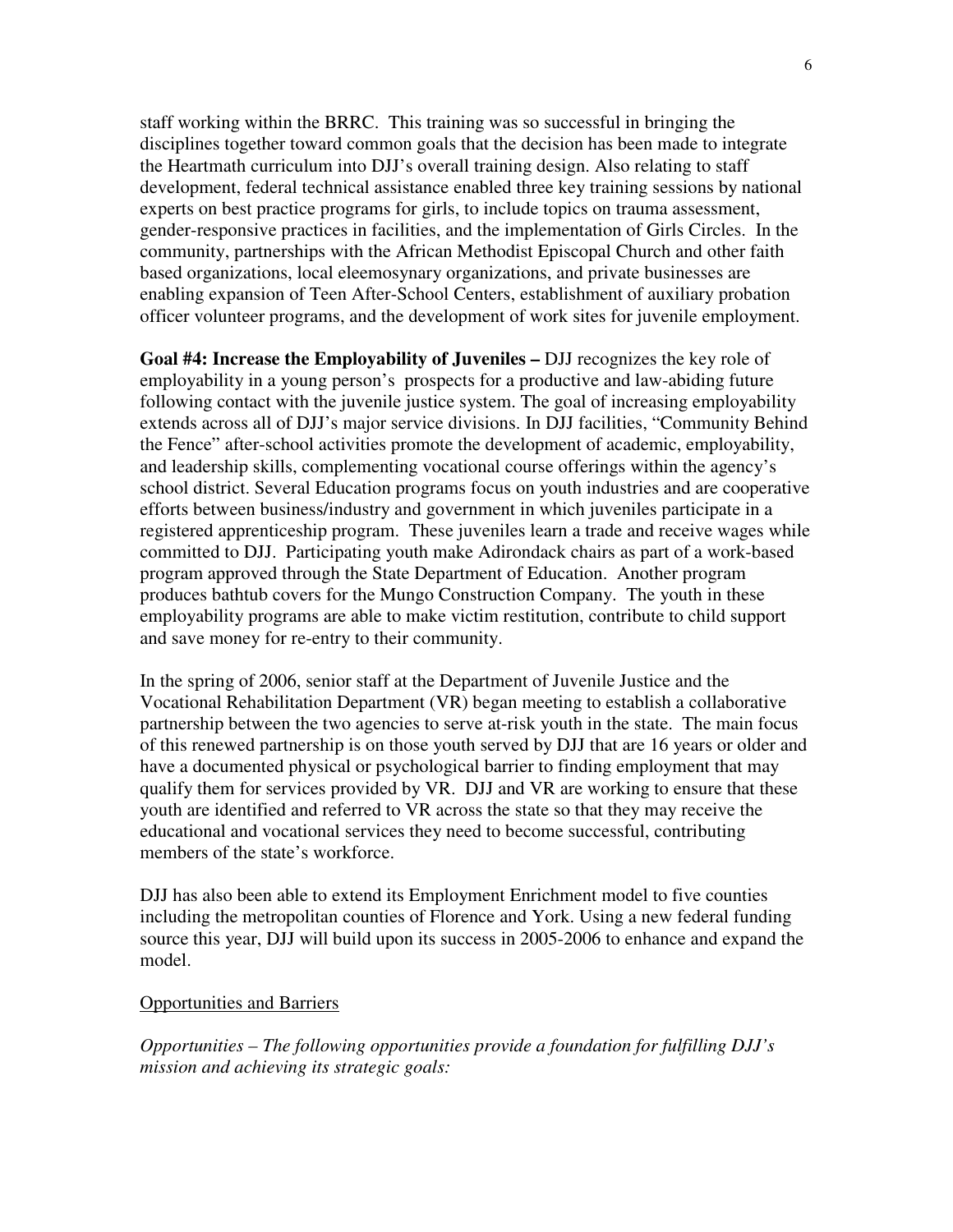staff working within the BRRC. This training was so successful in bringing the disciplines together toward common goals that the decision has been made to integrate the Heartmath curriculum into DJJ's overall training design. Also relating to staff development, federal technical assistance enabled three key training sessions by national experts on best practice programs for girls, to include topics on trauma assessment, gender-responsive practices in facilities, and the implementation of Girls Circles. In the community, partnerships with the African Methodist Episcopal Church and other faith based organizations, local eleemosynary organizations, and private businesses are enabling expansion of Teen After-School Centers, establishment of auxiliary probation officer volunteer programs, and the development of work sites for juvenile employment.

**Goal #4: Increase the Employability of Juveniles –** DJJ recognizes the key role of employability in a young person's prospects for a productive and law-abiding future following contact with the juvenile justice system. The goal of increasing employability extends across all of DJJ's major service divisions. In DJJ facilities, "Community Behind the Fence" after-school activities promote the development of academic, employability, and leadership skills, complementing vocational course offerings within the agency's school district. Several Education programs focus on youth industries and are cooperative efforts between business/industry and government in which juveniles participate in a registered apprenticeship program. These juveniles learn a trade and receive wages while committed to DJJ. Participating youth make Adirondack chairs as part of a work-based program approved through the State Department of Education. Another program produces bathtub covers for the Mungo Construction Company. The youth in these employability programs are able to make victim restitution, contribute to child support and save money for re-entry to their community.

In the spring of 2006, senior staff at the Department of Juvenile Justice and the Vocational Rehabilitation Department (VR) began meeting to establish a collaborative partnership between the two agencies to serve at-risk youth in the state. The main focus of this renewed partnership is on those youth served by DJJ that are 16 years or older and have a documented physical or psychological barrier to finding employment that may qualify them for services provided by VR. DJJ and VR are working to ensure that these youth are identified and referred to VR across the state so that they may receive the educational and vocational services they need to become successful, contributing members of the state's workforce.

DJJ has also been able to extend its Employment Enrichment model to five counties including the metropolitan counties of Florence and York. Using a new federal funding source this year, DJJ will build upon its success in 2005-2006 to enhance and expand the model.

<u>Opportunities and Barriers</u>

*Opportunities – The following opportunities provide a foundation for fulfilling DJJ's mission and achieving its strategic goals:*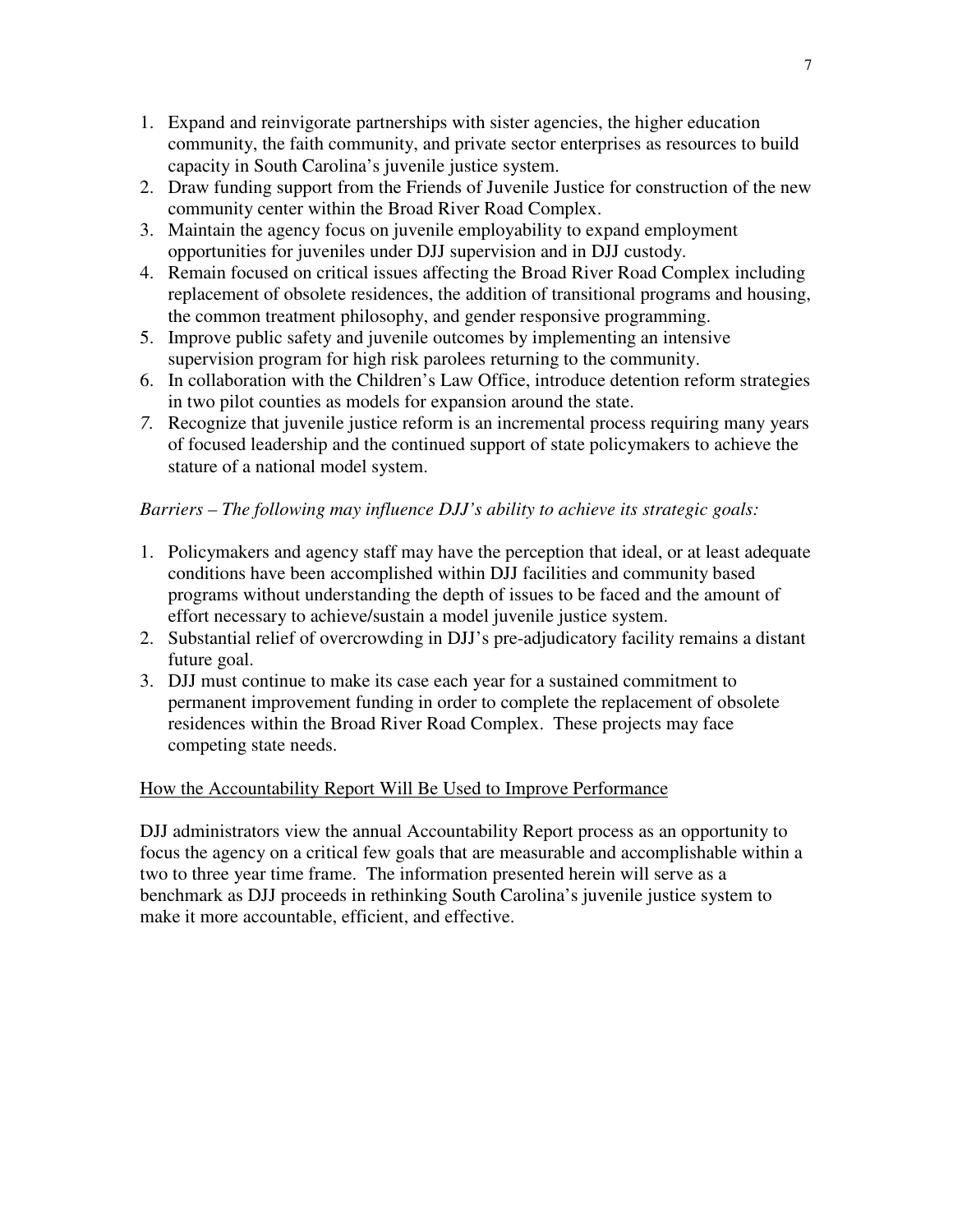1. Expand and reinvigorate partnerships with sister agencies, the higher education community, the faith community, and private sector enterprises as resources to build capacity in South Carolina's juvenile justice system.
2. Draw funding support from the Friends of Juvenile Justice for construction of the new community center within the Broad River Road Complex.
3. Maintain the agency focus on juvenile employability to expand employment opportunities for juveniles under DJJ supervision and in DJJ custody.
4. Remain focused on critical issues affecting the Broad River Road Complex including replacement of obsolete residences, the addition of transitional programs and housing, the common treatment philosophy, and gender responsive programming.
5. Improve public safety and juvenile outcomes by implementing an intensive supervision program for high risk parolees returning to the community.
6. In collaboration with the Children's Law Office, introduce detention reform strategies in two pilot counties as models for expansion around the state.
7. Recognize that juvenile justice reform is an incremental process requiring many years of focused leadership and the continued support of state policymakers to achieve the stature of a national model system.

*Barriers – The following may influence DJJ's ability to achieve its strategic goals:*

1. Policymakers and agency staff may have the perception that ideal, or at least adequate conditions have been accomplished within DJJ facilities and community based programs without understanding the depth of issues to be faced and the amount of effort necessary to achieve/sustain a model juvenile justice system.
2. Substantial relief of overcrowding in DJJ's pre-adjudicatory facility remains a distant future goal.
3. DJJ must continue to make its case each year for a sustained commitment to permanent improvement funding in order to complete the replacement of obsolete residences within the Broad River Road Complex. These projects may face competing state needs.

<u>How the Accountability Report Will Be Used to Improve Performance</u>

DJJ administrators view the annual Accountability Report process as an opportunity to focus the agency on a critical few goals that are measurable and accomplishable within a two to three year time frame. The information presented herein will serve as a benchmark as DJJ proceeds in rethinking South Carolina's juvenile justice system to make it more accountable, efficient, and effective.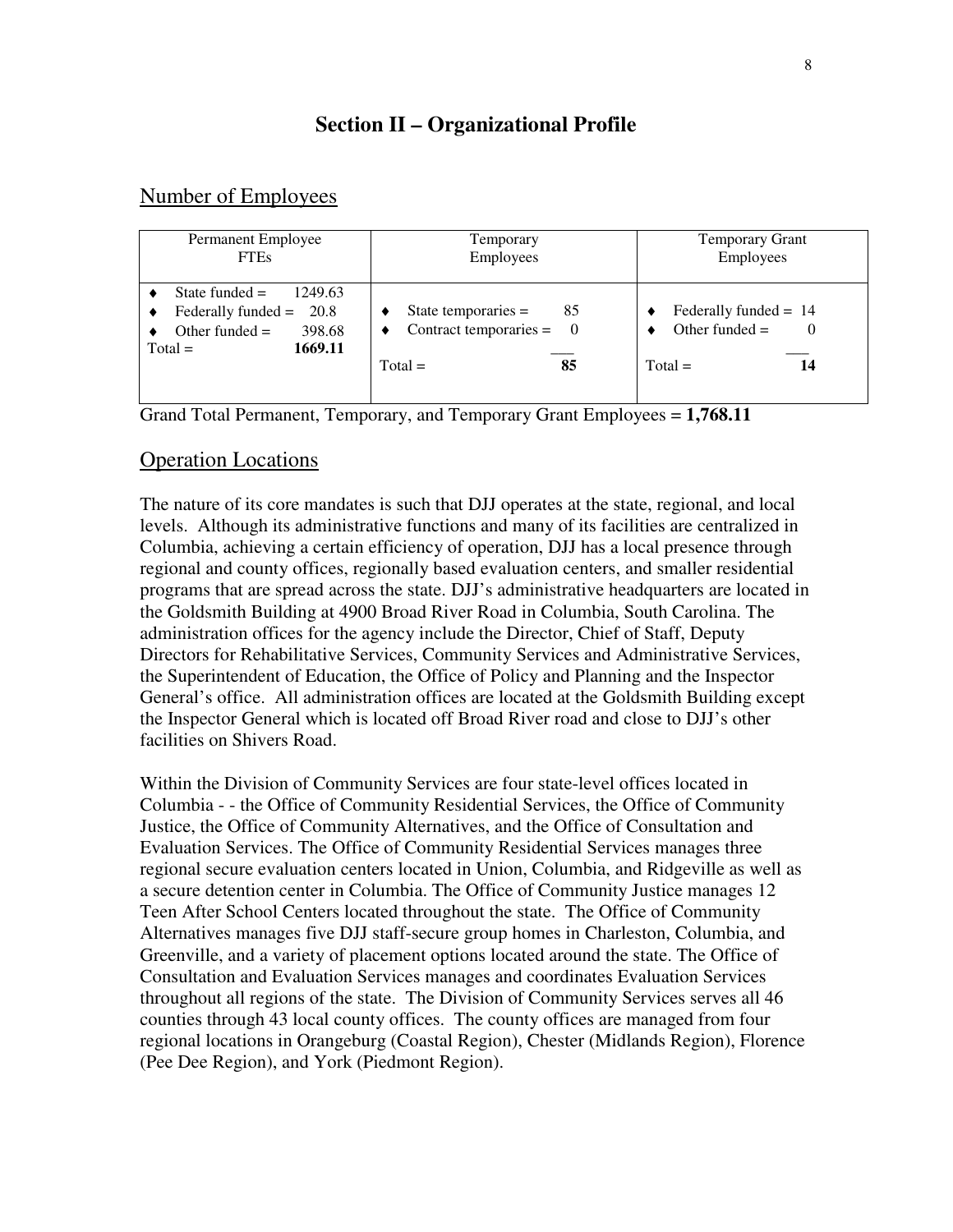## Section II – Organizational Profile

### Number of Employees

| Permanent Employee FTEs | Temporary Employees | Temporary Grant Employees |
|---|---|---|
| ♦ State funded = 1249.63<br>♦ Federally funded = 20.8<br>♦ Other funded = 398.68<br>Total = **1669.11** | ♦ State temporaries = 85<br>♦ Contract temporaries = 0<br>Total = **85** | ♦ Federally funded = 14<br>♦ Other funded = 0<br>Total = **14** |

Grand Total Permanent, Temporary, and Temporary Grant Employees = **1,768.11**

### Operation Locations

The nature of its core mandates is such that DJJ operates at the state, regional, and local levels. Although its administrative functions and many of its facilities are centralized in Columbia, achieving a certain efficiency of operation, DJJ has a local presence through regional and county offices, regionally based evaluation centers, and smaller residential programs that are spread across the state. DJJ's administrative headquarters are located in the Goldsmith Building at 4900 Broad River Road in Columbia, South Carolina. The administration offices for the agency include the Director, Chief of Staff, Deputy Directors for Rehabilitative Services, Community Services and Administrative Services, the Superintendent of Education, the Office of Policy and Planning and the Inspector General's office. All administration offices are located at the Goldsmith Building except the Inspector General which is located off Broad River road and close to DJJ's other facilities on Shivers Road.

Within the Division of Community Services are four state-level offices located in Columbia - - the Office of Community Residential Services, the Office of Community Justice, the Office of Community Alternatives, and the Office of Consultation and Evaluation Services. The Office of Community Residential Services manages three regional secure evaluation centers located in Union, Columbia, and Ridgeville as well as a secure detention center in Columbia. The Office of Community Justice manages 12 Teen After School Centers located throughout the state. The Office of Community Alternatives manages five DJJ staff-secure group homes in Charleston, Columbia, and Greenville, and a variety of placement options located around the state. The Office of Consultation and Evaluation Services manages and coordinates Evaluation Services throughout all regions of the state. The Division of Community Services serves all 46 counties through 43 local county offices. The county offices are managed from four regional locations in Orangeburg (Coastal Region), Chester (Midlands Region), Florence (Pee Dee Region), and York (Piedmont Region).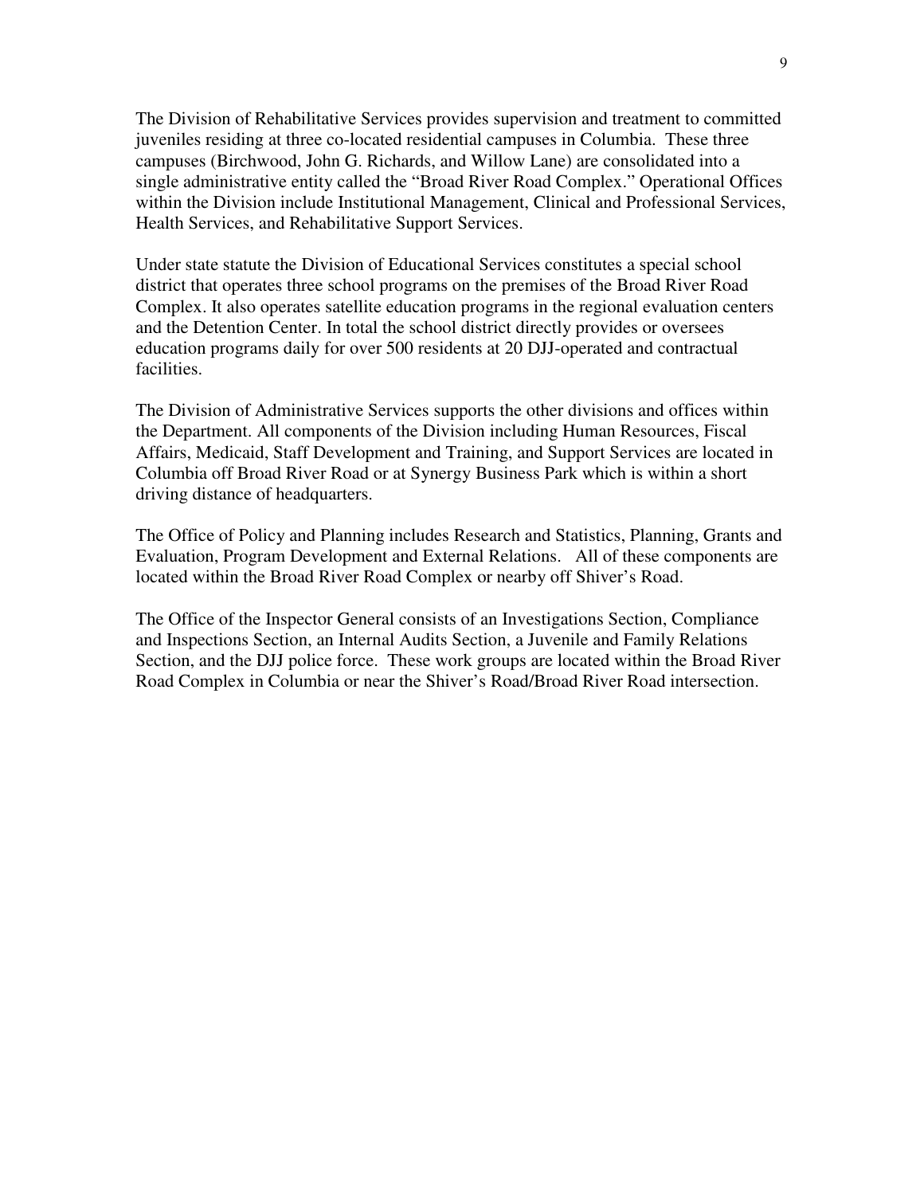The Division of Rehabilitative Services provides supervision and treatment to committed juveniles residing at three co-located residential campuses in Columbia. These three campuses (Birchwood, John G. Richards, and Willow Lane) are consolidated into a single administrative entity called the "Broad River Road Complex." Operational Offices within the Division include Institutional Management, Clinical and Professional Services, Health Services, and Rehabilitative Support Services.

Under state statute the Division of Educational Services constitutes a special school district that operates three school programs on the premises of the Broad River Road Complex. It also operates satellite education programs in the regional evaluation centers and the Detention Center. In total the school district directly provides or oversees education programs daily for over 500 residents at 20 DJJ-operated and contractual facilities.

The Division of Administrative Services supports the other divisions and offices within the Department. All components of the Division including Human Resources, Fiscal Affairs, Medicaid, Staff Development and Training, and Support Services are located in Columbia off Broad River Road or at Synergy Business Park which is within a short driving distance of headquarters.

The Office of Policy and Planning includes Research and Statistics, Planning, Grants and Evaluation, Program Development and External Relations. All of these components are located within the Broad River Road Complex or nearby off Shiver's Road.

The Office of the Inspector General consists of an Investigations Section, Compliance and Inspections Section, an Internal Audits Section, a Juvenile and Family Relations Section, and the DJJ police force. These work groups are located within the Broad River Road Complex in Columbia or near the Shiver's Road/Broad River Road intersection.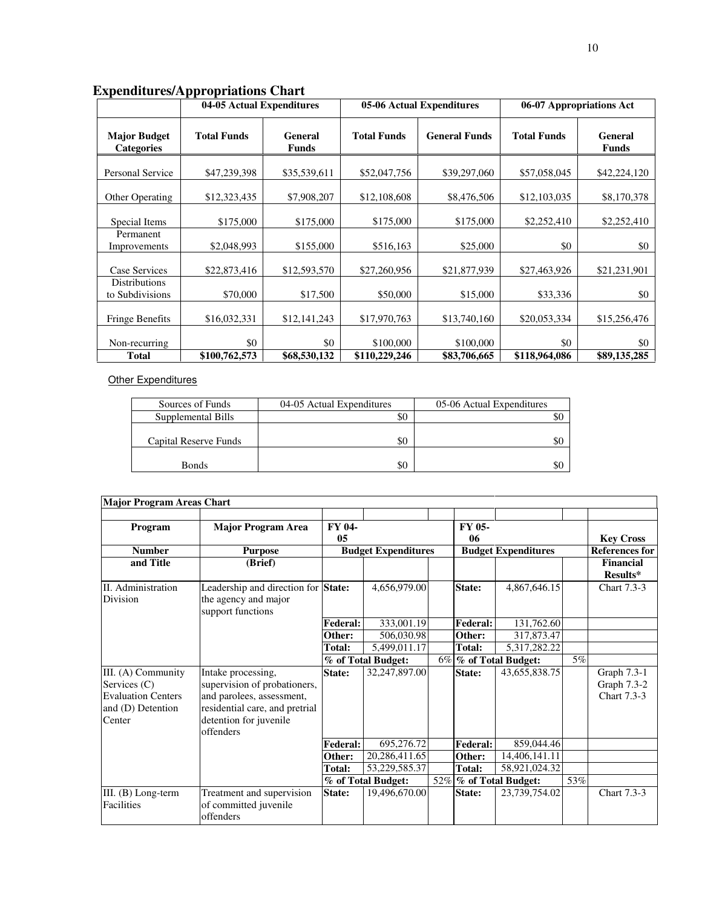## Expenditures/Appropriations Chart

| | 04-05 Actual Expenditures | | 05-06 Actual Expenditures | | 06-07 Appropriations Act | |
|---|---|---|---|---|---|---|
| **Major Budget Categories** | **Total Funds** | **General Funds** | **Total Funds** | **General Funds** | **Total Funds** | **General Funds** |
| Personal Service | $47,239,398 | $35,539,611 | $52,047,756 | $39,297,060 | $57,058,045 | $42,224,120 |
| Other Operating | $12,323,435 | $7,908,207 | $12,108,608 | $8,476,506 | $12,103,035 | $8,170,378 |
| Special Items | $175,000 | $175,000 | $175,000 | $175,000 | $2,252,410 | $2,252,410 |
| Permanent Improvements | $2,048,993 | $155,000 | $516,163 | $25,000 | $0 | $0 |
| Case Services | $22,873,416 | $12,593,570 | $27,260,956 | $21,877,939 | $27,463,926 | $21,231,901 |
| Distributions to Subdivisions | $70,000 | $17,500 | $50,000 | $15,000 | $33,336 | $0 |
| Fringe Benefits | $16,032,331 | $12,141,243 | $17,970,763 | $13,740,160 | $20,053,334 | $15,256,476 |
| Non-recurring | $0 | $0 | $100,000 | $100,000 | $0 | $0 |
| **Total** | **$100,762,573** | **$68,530,132** | **$110,229,246** | **$83,706,665** | **$118,964,086** | **$89,135,285** |

Other Expenditures

| Sources of Funds | 04-05 Actual Expenditures | 05-06 Actual Expenditures |
|---|---|---|
| Supplemental Bills | $0 | $0 |
| Capital Reserve Funds | $0 | $0 |
| Bonds | $0 | $0 |

| Major Program Areas Chart | | | | | | | | |
|---|---|---|---|---|---|---|---|---|
| **Program** | **Major Program Area** | **FY 04-05** | | | **FY 05-06** | | | **Key Cross** |
| **Number** | **Purpose** | **Budget Expenditures** | | | **Budget Expenditures** | | | **References for** |
| **and Title** | **(Brief)** | | | | | | | **Financial Results*** |
| II. Administration Division | Leadership and direction for the agency and major support functions | **State:** | 4,656,979.00 | | **State:** | 4,867,646.15 | | Chart 7.3-3 |
| | | **Federal:** | 333,001.19 | | **Federal:** | 131,762.60 | | |
| | | **Other:** | 506,030.98 | | **Other:** | 317,873.47 | | |
| | | **Total:** | 5,499,011.17 | | **Total:** | 5,317,282.22 | | |
| | | **% of Total Budget:** | | 6% | **% of Total Budget:** | | 5% | |
| III. (A) Community Services (C) Evaluation Centers and (D) Detention Center | Intake processing, supervision of probationers, and parolees, assessment, residential care, and pretrial detention for juvenile offenders | **State:** | 32,247,897.00 | | **State:** | 43,655,838.75 | | Graph 7.3-1 Graph 7.3-2 Chart 7.3-3 |
| | | **Federal:** | 695,276.72 | | **Federal:** | 859,044.46 | | |
| | | **Other:** | 20,286,411.65 | | **Other:** | 14,406,141.11 | | |
| | | **Total:** | 53,229,585.37 | | **Total:** | 58,921,024.32 | | |
| | | **% of Total Budget:** | | 52% | **% of Total Budget:** | | 53% | |
| III. (B) Long-term Facilities | Treatment and supervision of committed juvenile offenders | **State:** | 19,496,670.00 | | **State:** | 23,739,754.02 | | Chart 7.3-3 |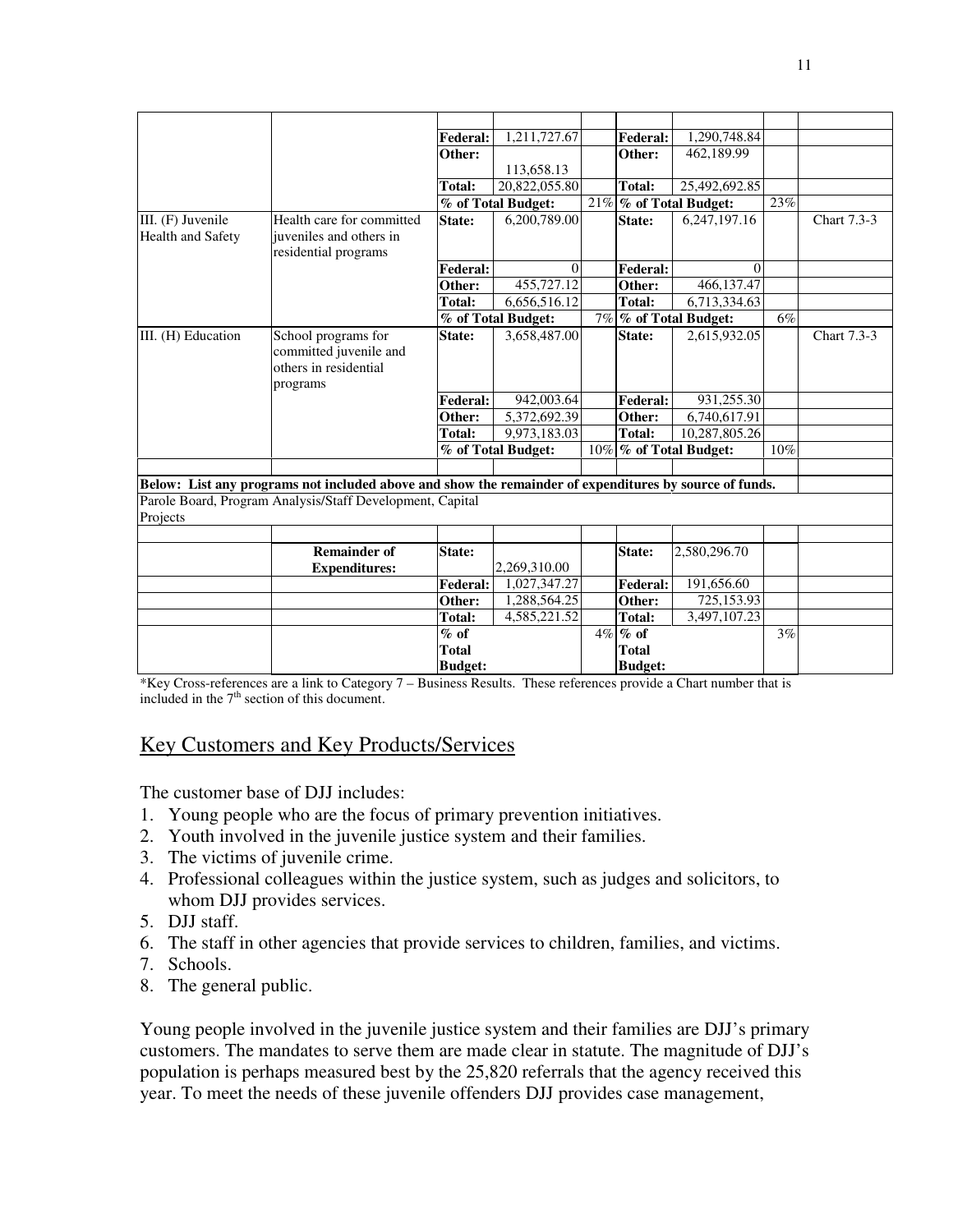| | | | | | | | | |
|---|---|---|---|---|---|---|---|---|
| | | | | | | | | |
| | | Federal: | 1,211,727.67 | | Federal: | 1,290,748.84 | | |
| | | Other: | 113,658.13 | | Other: | 462,189.99 | | |
| | | Total: | 20,822,055.80 | | Total: | 25,492,692.85 | | |
| | | % of Total Budget: | | 21% | % of Total Budget: | | 23% | |
| III. (F) Juvenile Health and Safety | Health care for committed juveniles and others in residential programs | State: | 6,200,789.00 | | State: | 6,247,197.16 | | Chart 7.3-3 |
| | | Federal: | 0 | | Federal: | 0 | | |
| | | Other: | 455,727.12 | | Other: | 466,137.47 | | |
| | | Total: | 6,656,516.12 | | Total: | 6,713,334.63 | | |
| | | % of Total Budget: | | 7% | % of Total Budget: | | 6% | |
| III. (H) Education | School programs for committed juvenile and others in residential programs | State: | 3,658,487.00 | | State: | 2,615,932.05 | | Chart 7.3-3 |
| | | Federal: | 942,003.64 | | Federal: | 931,255.30 | | |
| | | Other: | 5,372,692.39 | | Other: | 6,740,617.91 | | |
| | | Total: | 9,973,183.03 | | Total: | 10,287,805.26 | | |
| | | % of Total Budget: | | 10% | % of Total Budget: | | 10% | |
| | | | | | | | | |
| **Below: List any programs not included above and show the remainder of expenditures by source of funds.** | | | | | | | | |
| Parole Board, Program Analysis/Staff Development, Capital Projects | | | | | | | | |
| | | | | | | | | |
| | **Remainder of Expenditures:** | State: | 2,269,310.00 | | State: | 2,580,296.70 | | |
| | | Federal: | 1,027,347.27 | | Federal: | 191,656.60 | | |
| | | Other: | 1,288,564.25 | | Other: | 725,153.93 | | |
| | | Total: | 4,585,221.52 | | Total: | 3,497,107.23 | | |
| | | % of Total Budget: | | 4% | % of Total Budget: | | 3% | |

*Key Cross-references are a link to Category 7 – Business Results. These references provide a Chart number that is included in the 7th section of this document.

## Key Customers and Key Products/Services

The customer base of DJJ includes:

1. Young people who are the focus of primary prevention initiatives.
2. Youth involved in the juvenile justice system and their families.
3. The victims of juvenile crime.
4. Professional colleagues within the justice system, such as judges and solicitors, to whom DJJ provides services.
5. DJJ staff.
6. The staff in other agencies that provide services to children, families, and victims.
7. Schools.
8. The general public.

Young people involved in the juvenile justice system and their families are DJJ's primary customers. The mandates to serve them are made clear in statute. The magnitude of DJJ's population is perhaps measured best by the 25,820 referrals that the agency received this year. To meet the needs of these juvenile offenders DJJ provides case management,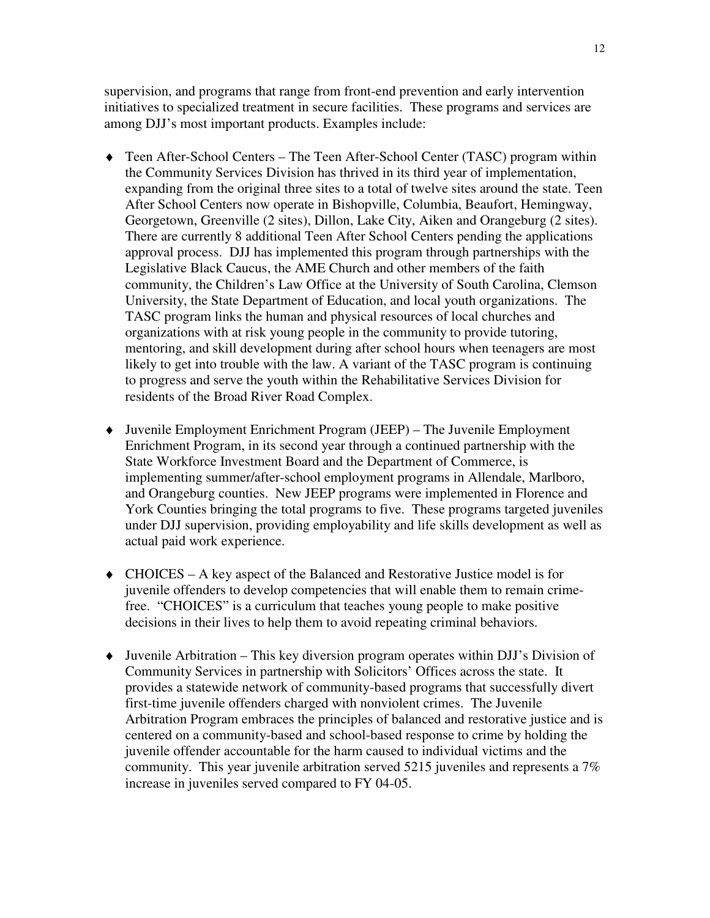supervision, and programs that range from front-end prevention and early intervention initiatives to specialized treatment in secure facilities. These programs and services are among DJJ's most important products. Examples include:

- Teen After-School Centers – The Teen After-School Center (TASC) program within the Community Services Division has thrived in its third year of implementation, expanding from the original three sites to a total of twelve sites around the state. Teen After School Centers now operate in Bishopville, Columbia, Beaufort, Hemingway, Georgetown, Greenville (2 sites), Dillon, Lake City, Aiken and Orangeburg (2 sites). There are currently 8 additional Teen After School Centers pending the applications approval process. DJJ has implemented this program through partnerships with the Legislative Black Caucus, the AME Church and other members of the faith community, the Children's Law Office at the University of South Carolina, Clemson University, the State Department of Education, and local youth organizations. The TASC program links the human and physical resources of local churches and organizations with at risk young people in the community to provide tutoring, mentoring, and skill development during after school hours when teenagers are most likely to get into trouble with the law. A variant of the TASC program is continuing to progress and serve the youth within the Rehabilitative Services Division for residents of the Broad River Road Complex.

- Juvenile Employment Enrichment Program (JEEP) – The Juvenile Employment Enrichment Program, in its second year through a continued partnership with the State Workforce Investment Board and the Department of Commerce, is implementing summer/after-school employment programs in Allendale, Marlboro, and Orangeburg counties. New JEEP programs were implemented in Florence and York Counties bringing the total programs to five. These programs targeted juveniles under DJJ supervision, providing employability and life skills development as well as actual paid work experience.

- CHOICES – A key aspect of the Balanced and Restorative Justice model is for juvenile offenders to develop competencies that will enable them to remain crime-free. "CHOICES" is a curriculum that teaches young people to make positive decisions in their lives to help them to avoid repeating criminal behaviors.

- Juvenile Arbitration – This key diversion program operates within DJJ's Division of Community Services in partnership with Solicitors' Offices across the state. It provides a statewide network of community-based programs that successfully divert first-time juvenile offenders charged with nonviolent crimes. The Juvenile Arbitration Program embraces the principles of balanced and restorative justice and is centered on a community-based and school-based response to crime by holding the juvenile offender accountable for the harm caused to individual victims and the community. This year juvenile arbitration served 5215 juveniles and represents a 7% increase in juveniles served compared to FY 04-05.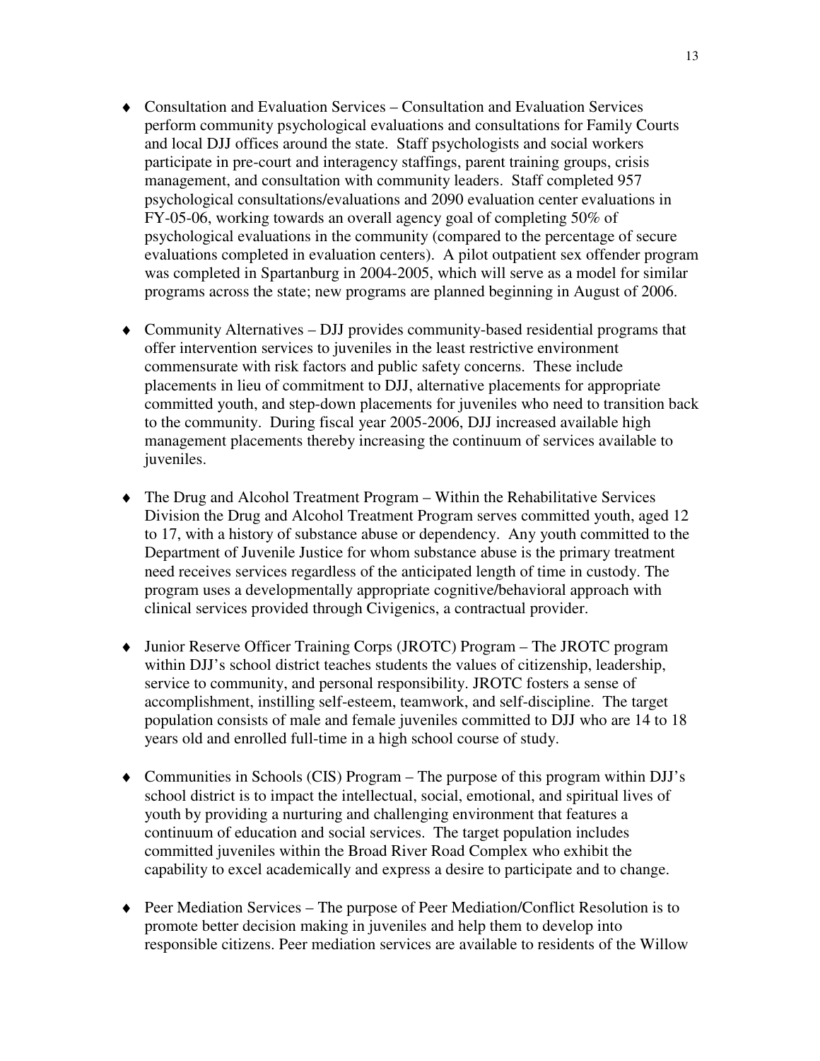- Consultation and Evaluation Services – Consultation and Evaluation Services perform community psychological evaluations and consultations for Family Courts and local DJJ offices around the state. Staff psychologists and social workers participate in pre-court and interagency staffings, parent training groups, crisis management, and consultation with community leaders. Staff completed 957 psychological consultations/evaluations and 2090 evaluation center evaluations in FY-05-06, working towards an overall agency goal of completing 50% of psychological evaluations in the community (compared to the percentage of secure evaluations completed in evaluation centers). A pilot outpatient sex offender program was completed in Spartanburg in 2004-2005, which will serve as a model for similar programs across the state; new programs are planned beginning in August of 2006.

- Community Alternatives – DJJ provides community-based residential programs that offer intervention services to juveniles in the least restrictive environment commensurate with risk factors and public safety concerns. These include placements in lieu of commitment to DJJ, alternative placements for appropriate committed youth, and step-down placements for juveniles who need to transition back to the community. During fiscal year 2005-2006, DJJ increased available high management placements thereby increasing the continuum of services available to juveniles.

- The Drug and Alcohol Treatment Program – Within the Rehabilitative Services Division the Drug and Alcohol Treatment Program serves committed youth, aged 12 to 17, with a history of substance abuse or dependency. Any youth committed to the Department of Juvenile Justice for whom substance abuse is the primary treatment need receives services regardless of the anticipated length of time in custody. The program uses a developmentally appropriate cognitive/behavioral approach with clinical services provided through Civigenics, a contractual provider.

- Junior Reserve Officer Training Corps (JROTC) Program – The JROTC program within DJJ's school district teaches students the values of citizenship, leadership, service to community, and personal responsibility. JROTC fosters a sense of accomplishment, instilling self-esteem, teamwork, and self-discipline. The target population consists of male and female juveniles committed to DJJ who are 14 to 18 years old and enrolled full-time in a high school course of study.

- Communities in Schools (CIS) Program – The purpose of this program within DJJ's school district is to impact the intellectual, social, emotional, and spiritual lives of youth by providing a nurturing and challenging environment that features a continuum of education and social services. The target population includes committed juveniles within the Broad River Road Complex who exhibit the capability to excel academically and express a desire to participate and to change.

- Peer Mediation Services – The purpose of Peer Mediation/Conflict Resolution is to promote better decision making in juveniles and help them to develop into responsible citizens. Peer mediation services are available to residents of the Willow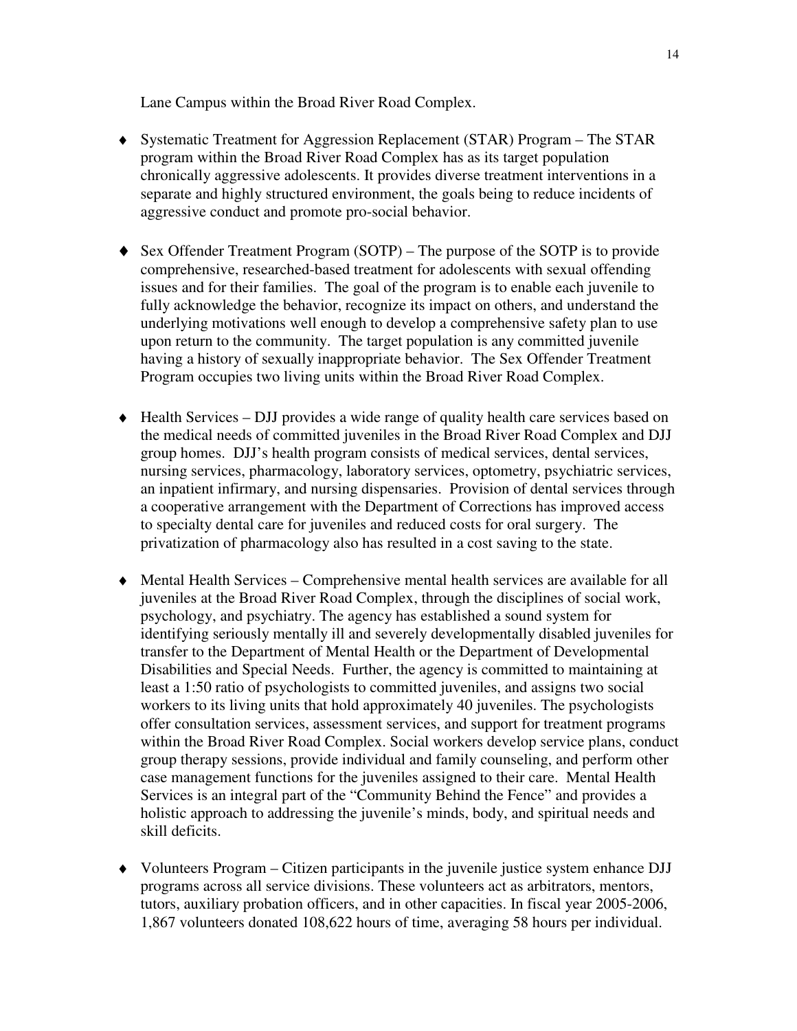Lane Campus within the Broad River Road Complex.

- Systematic Treatment for Aggression Replacement (STAR) Program – The STAR program within the Broad River Road Complex has as its target population chronically aggressive adolescents. It provides diverse treatment interventions in a separate and highly structured environment, the goals being to reduce incidents of aggressive conduct and promote pro-social behavior.

- Sex Offender Treatment Program (SOTP) – The purpose of the SOTP is to provide comprehensive, researched-based treatment for adolescents with sexual offending issues and for their families. The goal of the program is to enable each juvenile to fully acknowledge the behavior, recognize its impact on others, and understand the underlying motivations well enough to develop a comprehensive safety plan to use upon return to the community. The target population is any committed juvenile having a history of sexually inappropriate behavior. The Sex Offender Treatment Program occupies two living units within the Broad River Road Complex.

- Health Services – DJJ provides a wide range of quality health care services based on the medical needs of committed juveniles in the Broad River Road Complex and DJJ group homes. DJJ's health program consists of medical services, dental services, nursing services, pharmacology, laboratory services, optometry, psychiatric services, an inpatient infirmary, and nursing dispensaries. Provision of dental services through a cooperative arrangement with the Department of Corrections has improved access to specialty dental care for juveniles and reduced costs for oral surgery. The privatization of pharmacology also has resulted in a cost saving to the state.

- Mental Health Services – Comprehensive mental health services are available for all juveniles at the Broad River Road Complex, through the disciplines of social work, psychology, and psychiatry. The agency has established a sound system for identifying seriously mentally ill and severely developmentally disabled juveniles for transfer to the Department of Mental Health or the Department of Developmental Disabilities and Special Needs. Further, the agency is committed to maintaining at least a 1:50 ratio of psychologists to committed juveniles, and assigns two social workers to its living units that hold approximately 40 juveniles. The psychologists offer consultation services, assessment services, and support for treatment programs within the Broad River Road Complex. Social workers develop service plans, conduct group therapy sessions, provide individual and family counseling, and perform other case management functions for the juveniles assigned to their care. Mental Health Services is an integral part of the "Community Behind the Fence" and provides a holistic approach to addressing the juvenile's minds, body, and spiritual needs and skill deficits.

- Volunteers Program – Citizen participants in the juvenile justice system enhance DJJ programs across all service divisions. These volunteers act as arbitrators, mentors, tutors, auxiliary probation officers, and in other capacities. In fiscal year 2005-2006, 1,867 volunteers donated 108,622 hours of time, averaging 58 hours per individual.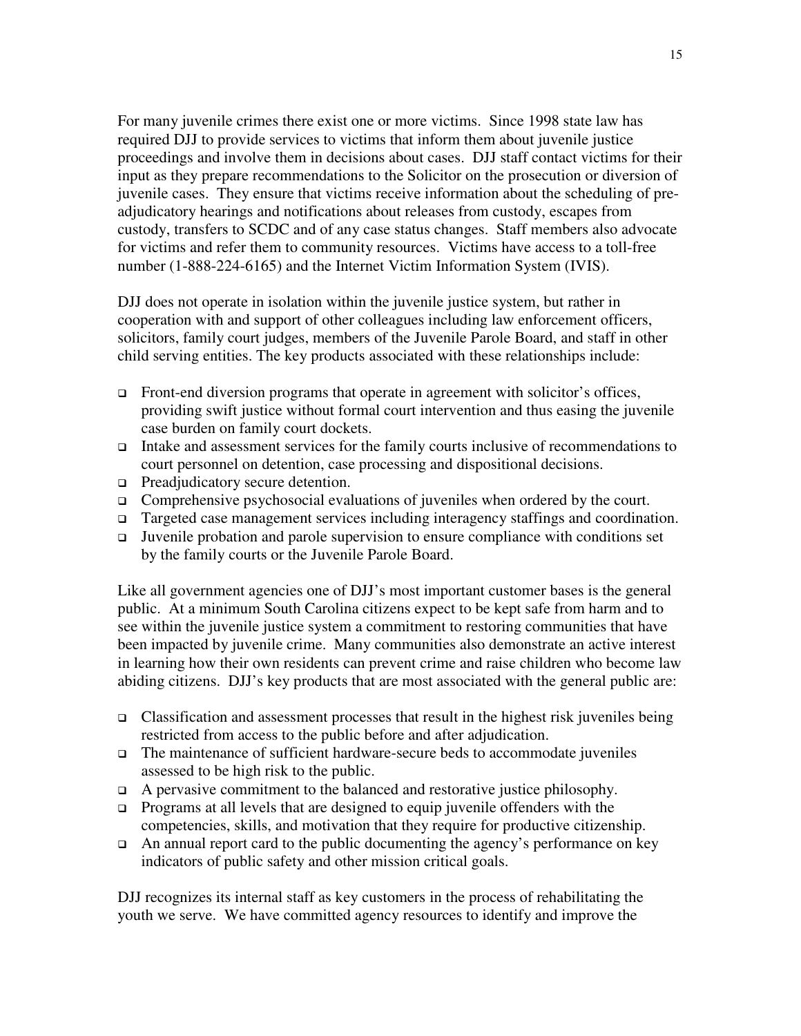For many juvenile crimes there exist one or more victims. Since 1998 state law has required DJJ to provide services to victims that inform them about juvenile justice proceedings and involve them in decisions about cases. DJJ staff contact victims for their input as they prepare recommendations to the Solicitor on the prosecution or diversion of juvenile cases. They ensure that victims receive information about the scheduling of pre-adjudicatory hearings and notifications about releases from custody, escapes from custody, transfers to SCDC and of any case status changes. Staff members also advocate for victims and refer them to community resources. Victims have access to a toll-free number (1-888-224-6165) and the Internet Victim Information System (IVIS).

DJJ does not operate in isolation within the juvenile justice system, but rather in cooperation with and support of other colleagues including law enforcement officers, solicitors, family court judges, members of the Juvenile Parole Board, and staff in other child serving entities. The key products associated with these relationships include:

- Front-end diversion programs that operate in agreement with solicitor's offices, providing swift justice without formal court intervention and thus easing the juvenile case burden on family court dockets.
- Intake and assessment services for the family courts inclusive of recommendations to court personnel on detention, case processing and dispositional decisions.
- Preadjudicatory secure detention.
- Comprehensive psychosocial evaluations of juveniles when ordered by the court.
- Targeted case management services including interagency staffings and coordination.
- Juvenile probation and parole supervision to ensure compliance with conditions set by the family courts or the Juvenile Parole Board.

Like all government agencies one of DJJ's most important customer bases is the general public. At a minimum South Carolina citizens expect to be kept safe from harm and to see within the juvenile justice system a commitment to restoring communities that have been impacted by juvenile crime. Many communities also demonstrate an active interest in learning how their own residents can prevent crime and raise children who become law abiding citizens. DJJ's key products that are most associated with the general public are:

- Classification and assessment processes that result in the highest risk juveniles being restricted from access to the public before and after adjudication.
- The maintenance of sufficient hardware-secure beds to accommodate juveniles assessed to be high risk to the public.
- A pervasive commitment to the balanced and restorative justice philosophy.
- Programs at all levels that are designed to equip juvenile offenders with the competencies, skills, and motivation that they require for productive citizenship.
- An annual report card to the public documenting the agency's performance on key indicators of public safety and other mission critical goals.

DJJ recognizes its internal staff as key customers in the process of rehabilitating the youth we serve. We have committed agency resources to identify and improve the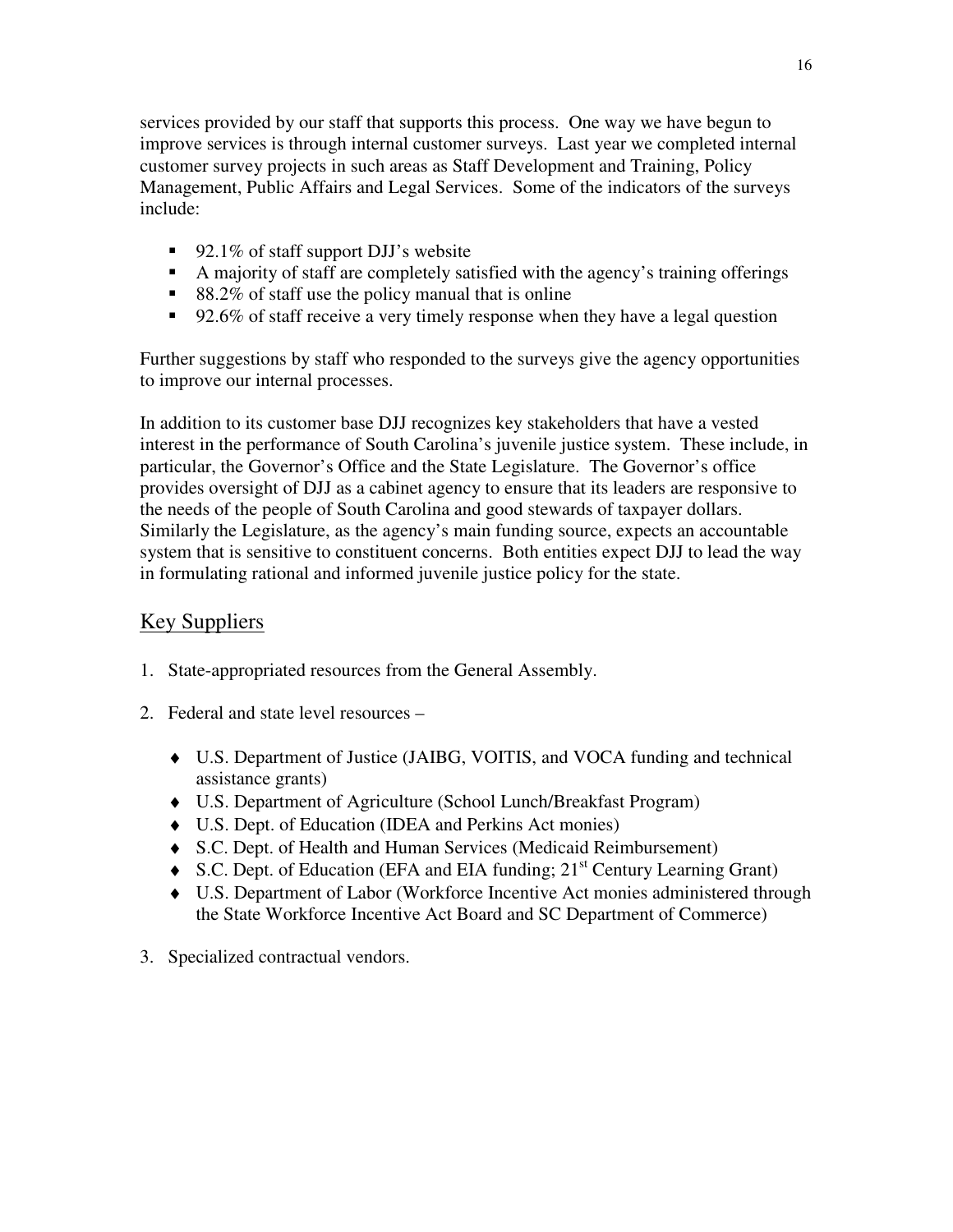services provided by our staff that supports this process. One way we have begun to improve services is through internal customer surveys. Last year we completed internal customer survey projects in such areas as Staff Development and Training, Policy Management, Public Affairs and Legal Services. Some of the indicators of the surveys include:

- 92.1% of staff support DJJ's website
- A majority of staff are completely satisfied with the agency's training offerings
- 88.2% of staff use the policy manual that is online
- 92.6% of staff receive a very timely response when they have a legal question

Further suggestions by staff who responded to the surveys give the agency opportunities to improve our internal processes.

In addition to its customer base DJJ recognizes key stakeholders that have a vested interest in the performance of South Carolina's juvenile justice system. These include, in particular, the Governor's Office and the State Legislature. The Governor's office provides oversight of DJJ as a cabinet agency to ensure that its leaders are responsive to the needs of the people of South Carolina and good stewards of taxpayer dollars. Similarly the Legislature, as the agency's main funding source, expects an accountable system that is sensitive to constituent concerns. Both entities expect DJJ to lead the way in formulating rational and informed juvenile justice policy for the state.

## Key Suppliers

1. State-appropriated resources from the General Assembly.

2. Federal and state level resources –

   - U.S. Department of Justice (JAIBG, VOITIS, and VOCA funding and technical assistance grants)
   - U.S. Department of Agriculture (School Lunch/Breakfast Program)
   - U.S. Dept. of Education (IDEA and Perkins Act monies)
   - S.C. Dept. of Health and Human Services (Medicaid Reimbursement)
   - S.C. Dept. of Education (EFA and EIA funding; 21st Century Learning Grant)
   - U.S. Department of Labor (Workforce Incentive Act monies administered through the State Workforce Incentive Act Board and SC Department of Commerce)

3. Specialized contractual vendors.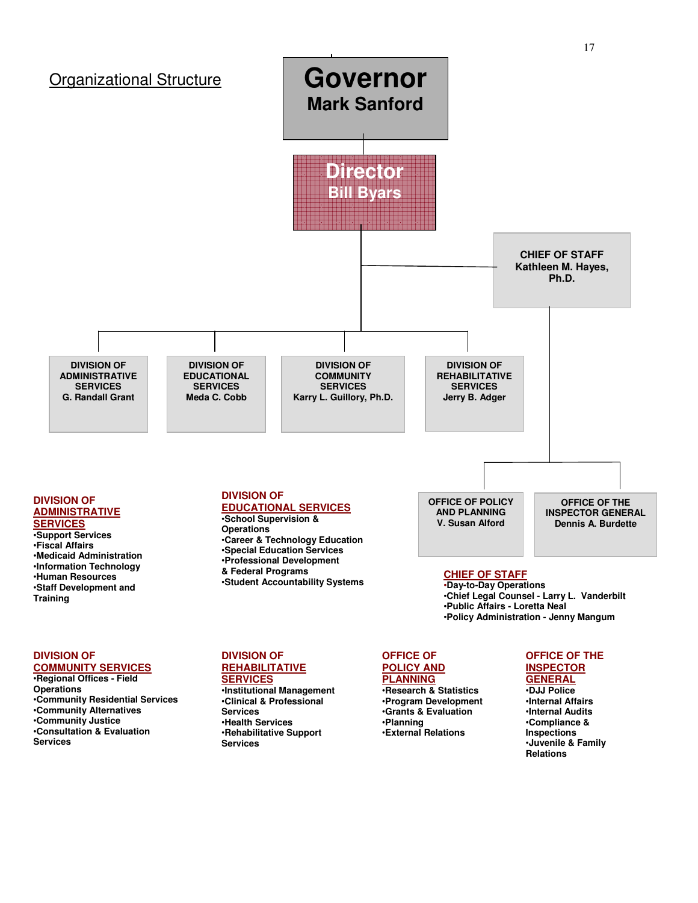## Organizational Structure

**Governor**
**Mark Sanford**

**Director**
**Bill Byars**

**CHIEF OF STAFF**
**Kathleen M. Hayes, Ph.D.**

**DIVISION OF ADMINISTRATIVE SERVICES**
**G. Randall Grant**

**DIVISION OF EDUCATIONAL SERVICES**
**Meda C. Cobb**

**DIVISION OF COMMUNITY SERVICES**
**Karry L. Guillory, Ph.D.**

**DIVISION OF REHABILITATIVE SERVICES**
**Jerry B. Adger**

**OFFICE OF POLICY AND PLANNING**
**V. Susan Alford**

**OFFICE OF THE INSPECTOR GENERAL**
**Dennis A. Burdette**

### DIVISION OF ADMINISTRATIVE SERVICES

- Support Services
- Fiscal Affairs
- Medicaid Administration
- Information Technology
- Human Resources
- Staff Development and Training

### DIVISION OF EDUCATIONAL SERVICES

- School Supervision & Operations
- Career & Technology Education
- Special Education Services
- Professional Development & Federal Programs
- Student Accountability Systems

### CHIEF OF STAFF

- Day-to-Day Operations
- Chief Legal Counsel - Larry L. Vanderbilt
- Public Affairs - Loretta Neal
- Policy Administration - Jenny Mangum

### DIVISION OF COMMUNITY SERVICES

- Regional Offices - Field Operations
- Community Residential Services
- Community Alternatives
- Community Justice
- Consultation & Evaluation Services

### DIVISION OF REHABILITATIVE SERVICES

- Institutional Management
- Clinical & Professional Services
- Health Services
- Rehabilitative Support Services

### OFFICE OF POLICY AND PLANNING

- Research & Statistics
- Program Development
- Grants & Evaluation
- Planning
- External Relations

### OFFICE OF THE INSPECTOR GENERAL

- DJJ Police
- Internal Affairs
- Internal Audits
- Compliance & Inspections
- Juvenile & Family Relations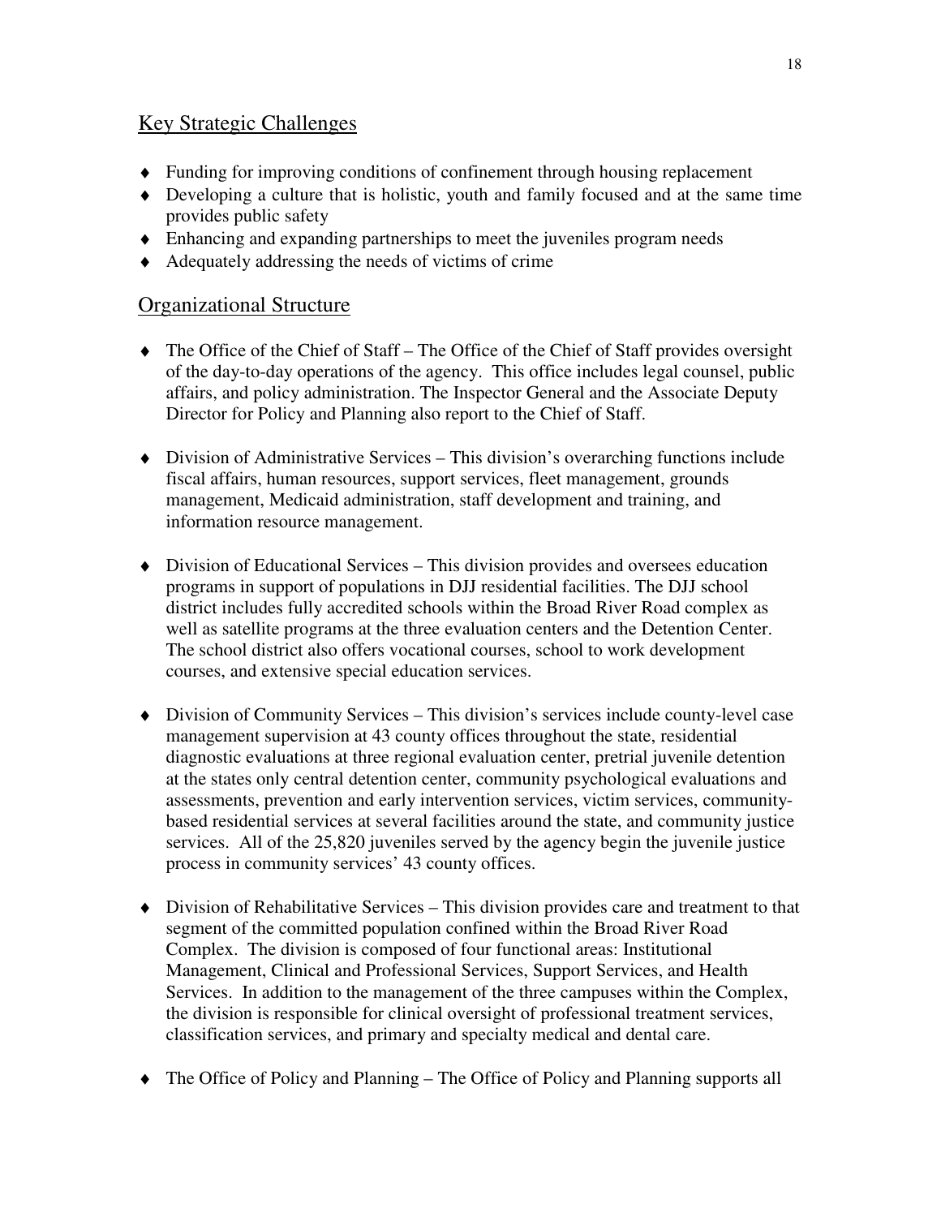## Key Strategic Challenges

- Funding for improving conditions of confinement through housing replacement
- Developing a culture that is holistic, youth and family focused and at the same time provides public safety
- Enhancing and expanding partnerships to meet the juveniles program needs
- Adequately addressing the needs of victims of crime

## Organizational Structure

- The Office of the Chief of Staff – The Office of the Chief of Staff provides oversight of the day-to-day operations of the agency. This office includes legal counsel, public affairs, and policy administration. The Inspector General and the Associate Deputy Director for Policy and Planning also report to the Chief of Staff.

- Division of Administrative Services – This division's overarching functions include fiscal affairs, human resources, support services, fleet management, grounds management, Medicaid administration, staff development and training, and information resource management.

- Division of Educational Services – This division provides and oversees education programs in support of populations in DJJ residential facilities. The DJJ school district includes fully accredited schools within the Broad River Road complex as well as satellite programs at the three evaluation centers and the Detention Center. The school district also offers vocational courses, school to work development courses, and extensive special education services.

- Division of Community Services – This division's services include county-level case management supervision at 43 county offices throughout the state, residential diagnostic evaluations at three regional evaluation center, pretrial juvenile detention at the states only central detention center, community psychological evaluations and assessments, prevention and early intervention services, victim services, community-based residential services at several facilities around the state, and community justice services. All of the 25,820 juveniles served by the agency begin the juvenile justice process in community services' 43 county offices.

- Division of Rehabilitative Services – This division provides care and treatment to that segment of the committed population confined within the Broad River Road Complex. The division is composed of four functional areas: Institutional Management, Clinical and Professional Services, Support Services, and Health Services. In addition to the management of the three campuses within the Complex, the division is responsible for clinical oversight of professional treatment services, classification services, and primary and specialty medical and dental care.

- The Office of Policy and Planning – The Office of Policy and Planning supports all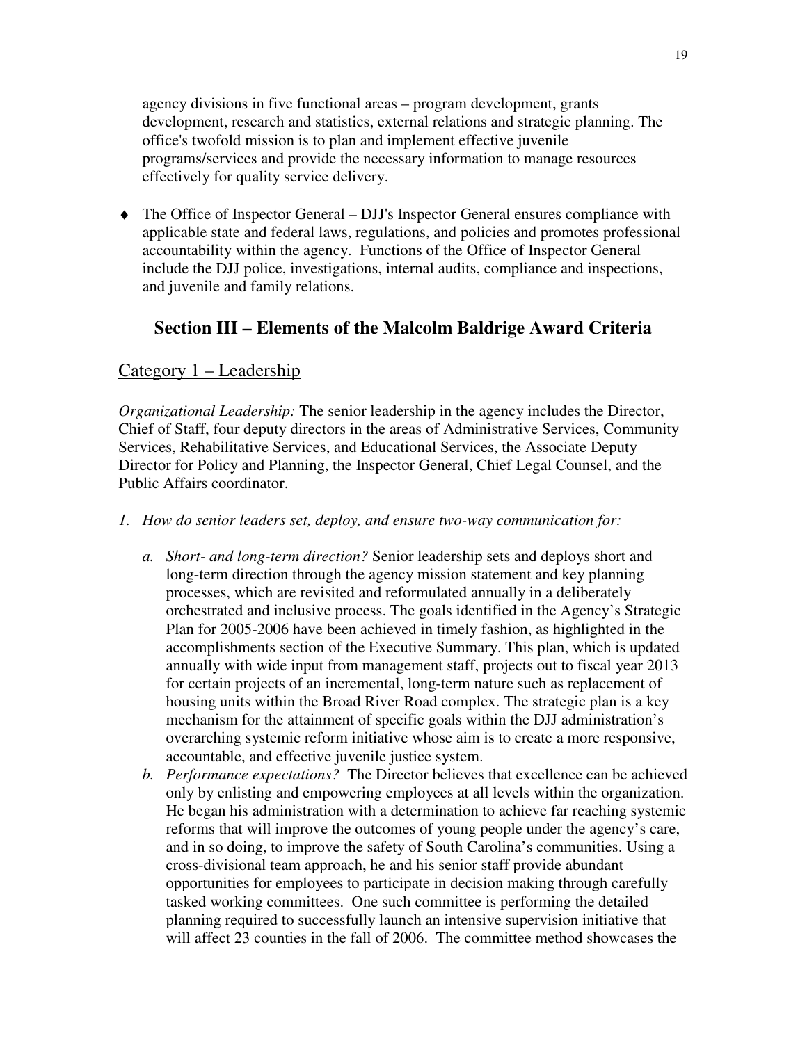agency divisions in five functional areas – program development, grants development, research and statistics, external relations and strategic planning. The office's twofold mission is to plan and implement effective juvenile programs/services and provide the necessary information to manage resources effectively for quality service delivery.

- The Office of Inspector General – DJJ's Inspector General ensures compliance with applicable state and federal laws, regulations, and policies and promotes professional accountability within the agency. Functions of the Office of Inspector General include the DJJ police, investigations, internal audits, compliance and inspections, and juvenile and family relations.

## Section III – Elements of the Malcolm Baldrige Award Criteria

### Category 1 – Leadership

*Organizational Leadership:* The senior leadership in the agency includes the Director, Chief of Staff, four deputy directors in the areas of Administrative Services, Community Services, Rehabilitative Services, and Educational Services, the Associate Deputy Director for Policy and Planning, the Inspector General, Chief Legal Counsel, and the Public Affairs coordinator.

1. *How do senior leaders set, deploy, and ensure two-way communication for:*

   a. *Short- and long-term direction?* Senior leadership sets and deploys short and long-term direction through the agency mission statement and key planning processes, which are revisited and reformulated annually in a deliberately orchestrated and inclusive process. The goals identified in the Agency's Strategic Plan for 2005-2006 have been achieved in timely fashion, as highlighted in the accomplishments section of the Executive Summary. This plan, which is updated annually with wide input from management staff, projects out to fiscal year 2013 for certain projects of an incremental, long-term nature such as replacement of housing units within the Broad River Road complex. The strategic plan is a key mechanism for the attainment of specific goals within the DJJ administration's overarching systemic reform initiative whose aim is to create a more responsive, accountable, and effective juvenile justice system.

   b. *Performance expectations?* The Director believes that excellence can be achieved only by enlisting and empowering employees at all levels within the organization. He began his administration with a determination to achieve far reaching systemic reforms that will improve the outcomes of young people under the agency's care, and in so doing, to improve the safety of South Carolina's communities. Using a cross-divisional team approach, he and his senior staff provide abundant opportunities for employees to participate in decision making through carefully tasked working committees. One such committee is performing the detailed planning required to successfully launch an intensive supervision initiative that will affect 23 counties in the fall of 2006. The committee method showcases the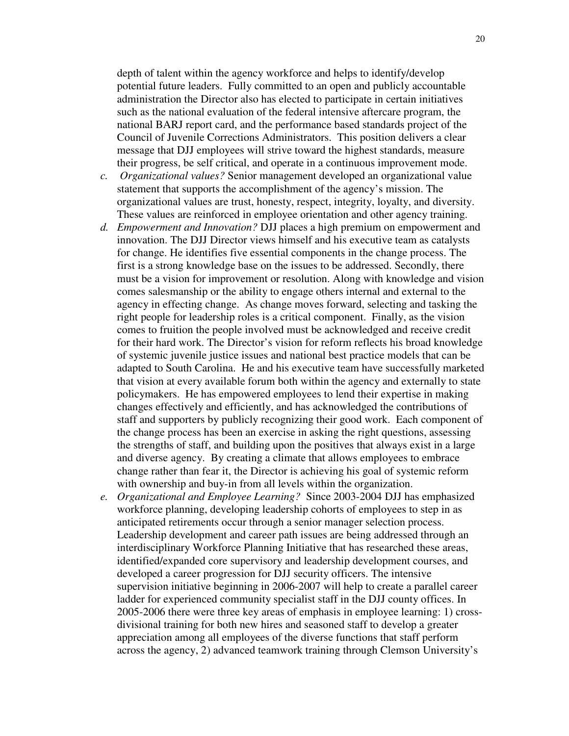depth of talent within the agency workforce and helps to identify/develop potential future leaders. Fully committed to an open and publicly accountable administration the Director also has elected to participate in certain initiatives such as the national evaluation of the federal intensive aftercare program, the national BARJ report card, and the performance based standards project of the Council of Juvenile Corrections Administrators. This position delivers a clear message that DJJ employees will strive toward the highest standards, measure their progress, be self critical, and operate in a continuous improvement mode.

c. *Organizational values?* Senior management developed an organizational value statement that supports the accomplishment of the agency's mission. The organizational values are trust, honesty, respect, integrity, loyalty, and diversity. These values are reinforced in employee orientation and other agency training.

d. *Empowerment and Innovation?* DJJ places a high premium on empowerment and innovation. The DJJ Director views himself and his executive team as catalysts for change. He identifies five essential components in the change process. The first is a strong knowledge base on the issues to be addressed. Secondly, there must be a vision for improvement or resolution. Along with knowledge and vision comes salesmanship or the ability to engage others internal and external to the agency in effecting change. As change moves forward, selecting and tasking the right people for leadership roles is a critical component. Finally, as the vision comes to fruition the people involved must be acknowledged and receive credit for their hard work. The Director's vision for reform reflects his broad knowledge of systemic juvenile justice issues and national best practice models that can be adapted to South Carolina. He and his executive team have successfully marketed that vision at every available forum both within the agency and externally to state policymakers. He has empowered employees to lend their expertise in making changes effectively and efficiently, and has acknowledged the contributions of staff and supporters by publicly recognizing their good work. Each component of the change process has been an exercise in asking the right questions, assessing the strengths of staff, and building upon the positives that always exist in a large and diverse agency. By creating a climate that allows employees to embrace change rather than fear it, the Director is achieving his goal of systemic reform with ownership and buy-in from all levels within the organization.

e. *Organizational and Employee Learning?* Since 2003-2004 DJJ has emphasized workforce planning, developing leadership cohorts of employees to step in as anticipated retirements occur through a senior manager selection process. Leadership development and career path issues are being addressed through an interdisciplinary Workforce Planning Initiative that has researched these areas, identified/expanded core supervisory and leadership development courses, and developed a career progression for DJJ security officers. The intensive supervision initiative beginning in 2006-2007 will help to create a parallel career ladder for experienced community specialist staff in the DJJ county offices. In 2005-2006 there were three key areas of emphasis in employee learning: 1) cross-divisional training for both new hires and seasoned staff to develop a greater appreciation among all employees of the diverse functions that staff perform across the agency, 2) advanced teamwork training through Clemson University's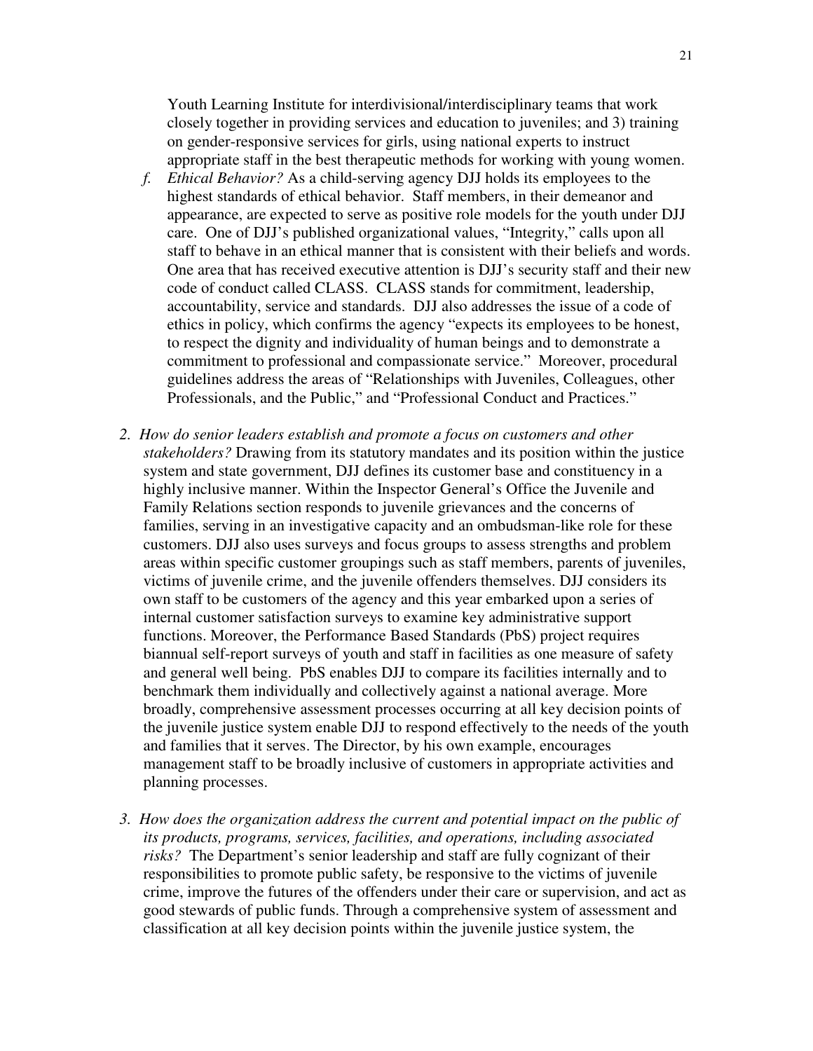Youth Learning Institute for interdivisional/interdisciplinary teams that work closely together in providing services and education to juveniles; and 3) training on gender-responsive services for girls, using national experts to instruct appropriate staff in the best therapeutic methods for working with young women.

f. *Ethical Behavior?* As a child-serving agency DJJ holds its employees to the highest standards of ethical behavior. Staff members, in their demeanor and appearance, are expected to serve as positive role models for the youth under DJJ care. One of DJJ's published organizational values, "Integrity," calls upon all staff to behave in an ethical manner that is consistent with their beliefs and words. One area that has received executive attention is DJJ's security staff and their new code of conduct called CLASS. CLASS stands for commitment, leadership, accountability, service and standards. DJJ also addresses the issue of a code of ethics in policy, which confirms the agency "expects its employees to be honest, to respect the dignity and individuality of human beings and to demonstrate a commitment to professional and compassionate service." Moreover, procedural guidelines address the areas of "Relationships with Juveniles, Colleagues, other Professionals, and the Public," and "Professional Conduct and Practices."

2. *How do senior leaders establish and promote a focus on customers and other stakeholders?* Drawing from its statutory mandates and its position within the justice system and state government, DJJ defines its customer base and constituency in a highly inclusive manner. Within the Inspector General's Office the Juvenile and Family Relations section responds to juvenile grievances and the concerns of families, serving in an investigative capacity and an ombudsman-like role for these customers. DJJ also uses surveys and focus groups to assess strengths and problem areas within specific customer groupings such as staff members, parents of juveniles, victims of juvenile crime, and the juvenile offenders themselves. DJJ considers its own staff to be customers of the agency and this year embarked upon a series of internal customer satisfaction surveys to examine key administrative support functions. Moreover, the Performance Based Standards (PbS) project requires biannual self-report surveys of youth and staff in facilities as one measure of safety and general well being. PbS enables DJJ to compare its facilities internally and to benchmark them individually and collectively against a national average. More broadly, comprehensive assessment processes occurring at all key decision points of the juvenile justice system enable DJJ to respond effectively to the needs of the youth and families that it serves. The Director, by his own example, encourages management staff to be broadly inclusive of customers in appropriate activities and planning processes.

3. *How does the organization address the current and potential impact on the public of its products, programs, services, facilities, and operations, including associated risks?* The Department's senior leadership and staff are fully cognizant of their responsibilities to promote public safety, be responsive to the victims of juvenile crime, improve the futures of the offenders under their care or supervision, and act as good stewards of public funds. Through a comprehensive system of assessment and classification at all key decision points within the juvenile justice system, the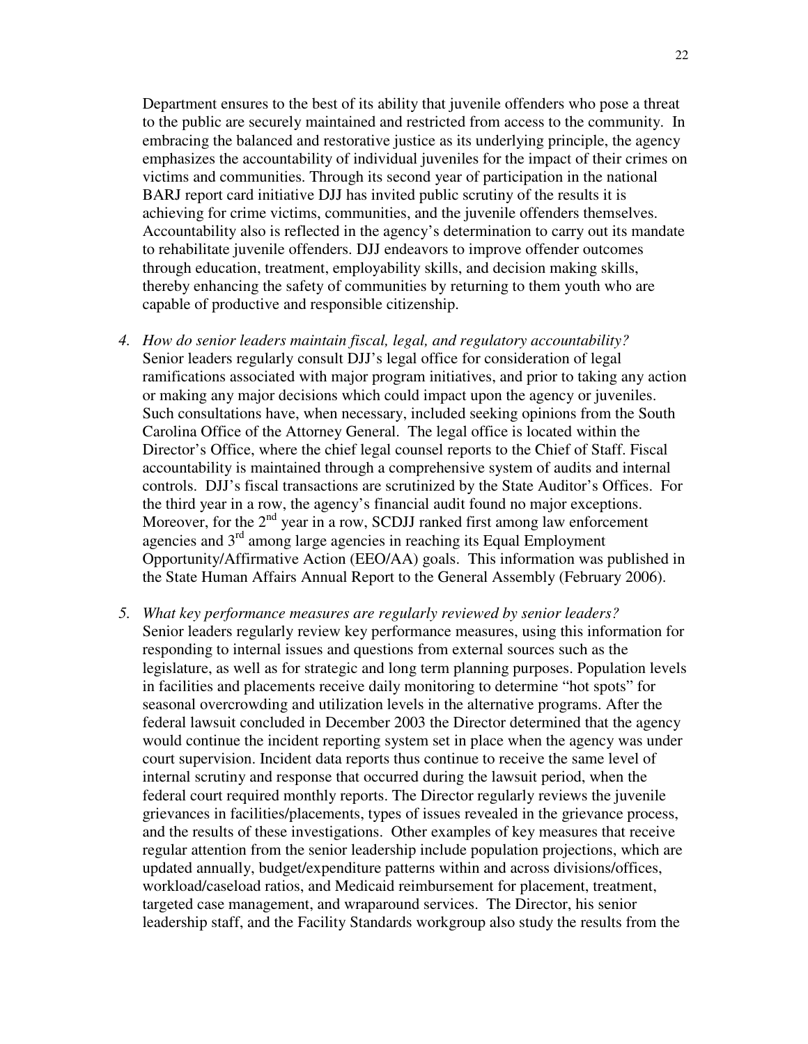Department ensures to the best of its ability that juvenile offenders who pose a threat to the public are securely maintained and restricted from access to the community. In embracing the balanced and restorative justice as its underlying principle, the agency emphasizes the accountability of individual juveniles for the impact of their crimes on victims and communities. Through its second year of participation in the national BARJ report card initiative DJJ has invited public scrutiny of the results it is achieving for crime victims, communities, and the juvenile offenders themselves. Accountability also is reflected in the agency's determination to carry out its mandate to rehabilitate juvenile offenders. DJJ endeavors to improve offender outcomes through education, treatment, employability skills, and decision making skills, thereby enhancing the safety of communities by returning to them youth who are capable of productive and responsible citizenship.

4. *How do senior leaders maintain fiscal, legal, and regulatory accountability?*
Senior leaders regularly consult DJJ's legal office for consideration of legal ramifications associated with major program initiatives, and prior to taking any action or making any major decisions which could impact upon the agency or juveniles. Such consultations have, when necessary, included seeking opinions from the South Carolina Office of the Attorney General. The legal office is located within the Director's Office, where the chief legal counsel reports to the Chief of Staff. Fiscal accountability is maintained through a comprehensive system of audits and internal controls. DJJ's fiscal transactions are scrutinized by the State Auditor's Offices. For the third year in a row, the agency's financial audit found no major exceptions. Moreover, for the 2nd year in a row, SCDJJ ranked first among law enforcement agencies and 3rd among large agencies in reaching its Equal Employment Opportunity/Affirmative Action (EEO/AA) goals. This information was published in the State Human Affairs Annual Report to the General Assembly (February 2006).

5. *What key performance measures are regularly reviewed by senior leaders?*
Senior leaders regularly review key performance measures, using this information for responding to internal issues and questions from external sources such as the legislature, as well as for strategic and long term planning purposes. Population levels in facilities and placements receive daily monitoring to determine "hot spots" for seasonal overcrowding and utilization levels in the alternative programs. After the federal lawsuit concluded in December 2003 the Director determined that the agency would continue the incident reporting system set in place when the agency was under court supervision. Incident data reports thus continue to receive the same level of internal scrutiny and response that occurred during the lawsuit period, when the federal court required monthly reports. The Director regularly reviews the juvenile grievances in facilities/placements, types of issues revealed in the grievance process, and the results of these investigations. Other examples of key measures that receive regular attention from the senior leadership include population projections, which are updated annually, budget/expenditure patterns within and across divisions/offices, workload/caseload ratios, and Medicaid reimbursement for placement, treatment, targeted case management, and wraparound services. The Director, his senior leadership staff, and the Facility Standards workgroup also study the results from the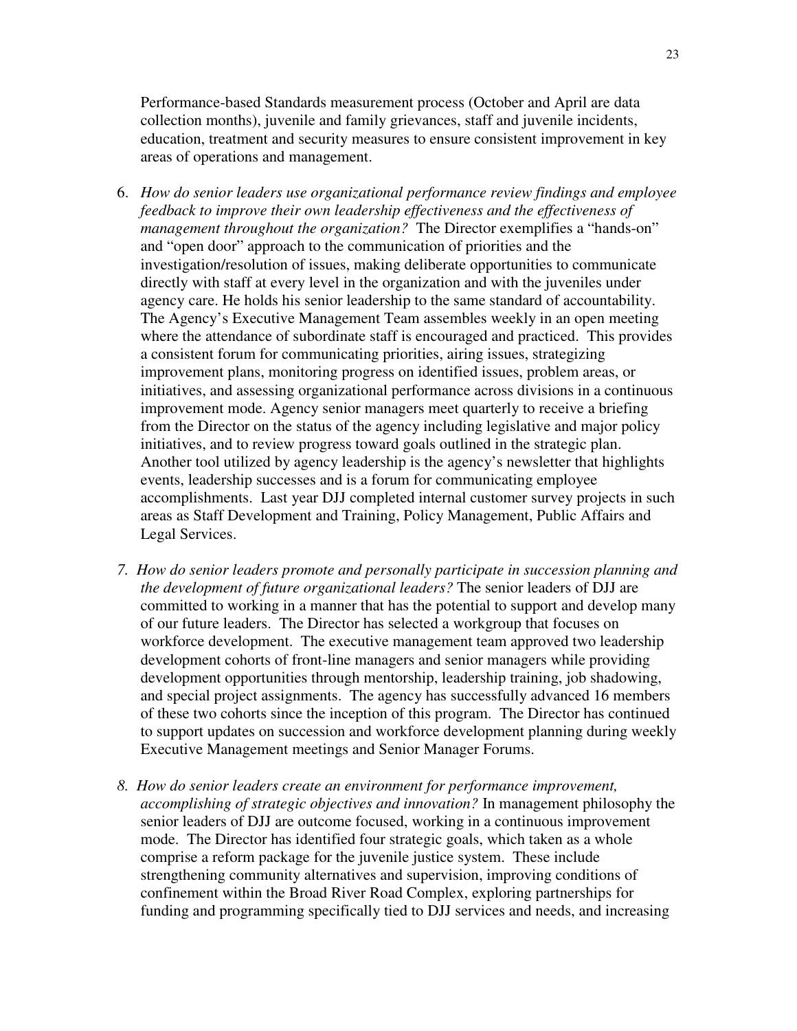Performance-based Standards measurement process (October and April are data collection months), juvenile and family grievances, staff and juvenile incidents, education, treatment and security measures to ensure consistent improvement in key areas of operations and management.

6. *How do senior leaders use organizational performance review findings and employee feedback to improve their own leadership effectiveness and the effectiveness of management throughout the organization?* The Director exemplifies a "hands-on" and "open door" approach to the communication of priorities and the investigation/resolution of issues, making deliberate opportunities to communicate directly with staff at every level in the organization and with the juveniles under agency care. He holds his senior leadership to the same standard of accountability. The Agency's Executive Management Team assembles weekly in an open meeting where the attendance of subordinate staff is encouraged and practiced. This provides a consistent forum for communicating priorities, airing issues, strategizing improvement plans, monitoring progress on identified issues, problem areas, or initiatives, and assessing organizational performance across divisions in a continuous improvement mode. Agency senior managers meet quarterly to receive a briefing from the Director on the status of the agency including legislative and major policy initiatives, and to review progress toward goals outlined in the strategic plan. Another tool utilized by agency leadership is the agency's newsletter that highlights events, leadership successes and is a forum for communicating employee accomplishments. Last year DJJ completed internal customer survey projects in such areas as Staff Development and Training, Policy Management, Public Affairs and Legal Services.

7. *How do senior leaders promote and personally participate in succession planning and the development of future organizational leaders?* The senior leaders of DJJ are committed to working in a manner that has the potential to support and develop many of our future leaders. The Director has selected a workgroup that focuses on workforce development. The executive management team approved two leadership development cohorts of front-line managers and senior managers while providing development opportunities through mentorship, leadership training, job shadowing, and special project assignments. The agency has successfully advanced 16 members of these two cohorts since the inception of this program. The Director has continued to support updates on succession and workforce development planning during weekly Executive Management meetings and Senior Manager Forums.

8. *How do senior leaders create an environment for performance improvement, accomplishing of strategic objectives and innovation?* In management philosophy the senior leaders of DJJ are outcome focused, working in a continuous improvement mode. The Director has identified four strategic goals, which taken as a whole comprise a reform package for the juvenile justice system. These include strengthening community alternatives and supervision, improving conditions of confinement within the Broad River Road Complex, exploring partnerships for funding and programming specifically tied to DJJ services and needs, and increasing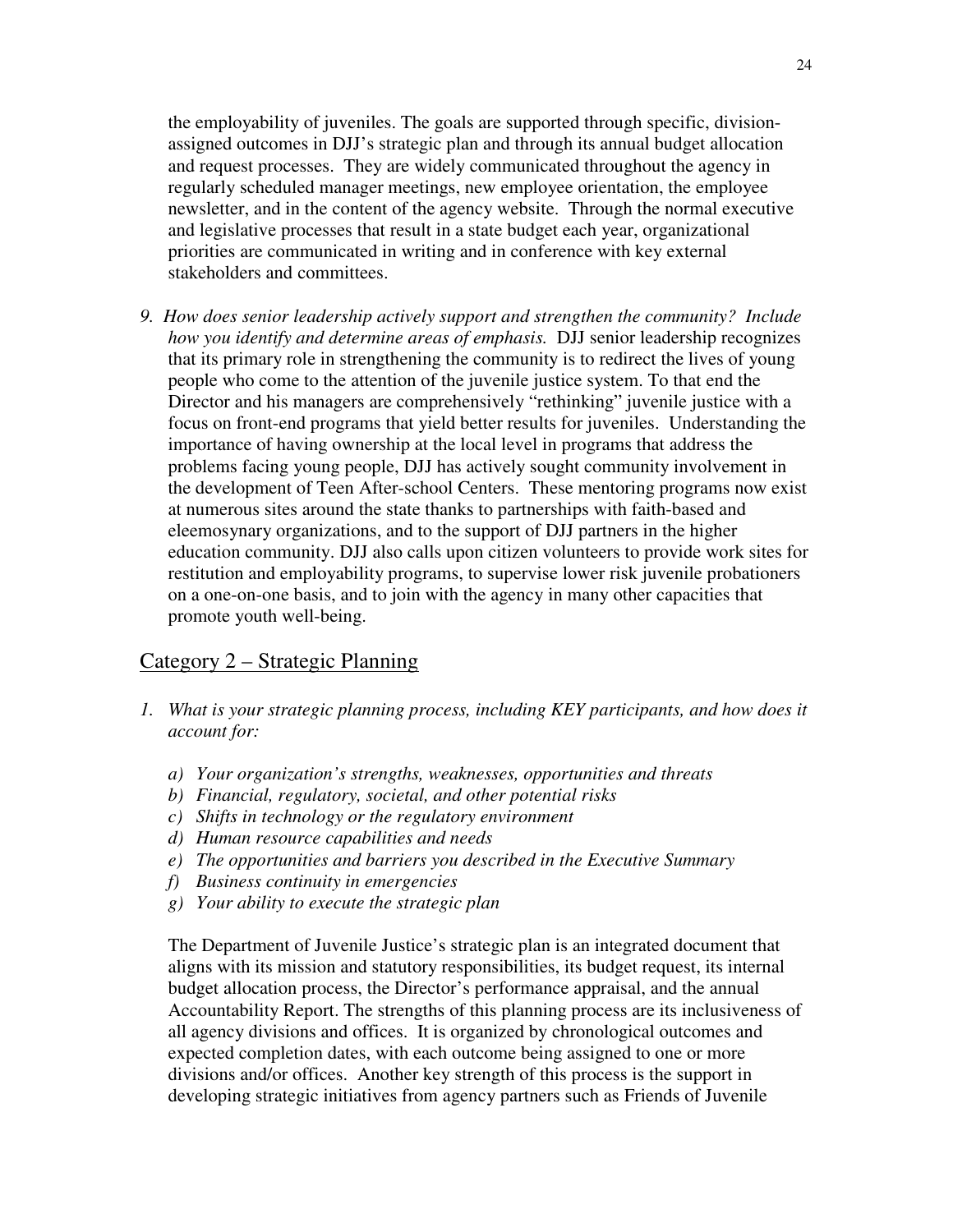the employability of juveniles. The goals are supported through specific, division-assigned outcomes in DJJ's strategic plan and through its annual budget allocation and request processes. They are widely communicated throughout the agency in regularly scheduled manager meetings, new employee orientation, the employee newsletter, and in the content of the agency website. Through the normal executive and legislative processes that result in a state budget each year, organizational priorities are communicated in writing and in conference with key external stakeholders and committees.

9. *How does senior leadership actively support and strengthen the community? Include how you identify and determine areas of emphasis.* DJJ senior leadership recognizes that its primary role in strengthening the community is to redirect the lives of young people who come to the attention of the juvenile justice system. To that end the Director and his managers are comprehensively "rethinking" juvenile justice with a focus on front-end programs that yield better results for juveniles. Understanding the importance of having ownership at the local level in programs that address the problems facing young people, DJJ has actively sought community involvement in the development of Teen After-school Centers. These mentoring programs now exist at numerous sites around the state thanks to partnerships with faith-based and eleemosynary organizations, and to the support of DJJ partners in the higher education community. DJJ also calls upon citizen volunteers to provide work sites for restitution and employability programs, to supervise lower risk juvenile probationers on a one-on-one basis, and to join with the agency in many other capacities that promote youth well-being.

## Category 2 – Strategic Planning

1. *What is your strategic planning process, including KEY participants, and how does it account for:*

   a) *Your organization's strengths, weaknesses, opportunities and threats*
   b) *Financial, regulatory, societal, and other potential risks*
   c) *Shifts in technology or the regulatory environment*
   d) *Human resource capabilities and needs*
   e) *The opportunities and barriers you described in the Executive Summary*
   f) *Business continuity in emergencies*
   g) *Your ability to execute the strategic plan*

   The Department of Juvenile Justice's strategic plan is an integrated document that aligns with its mission and statutory responsibilities, its budget request, its internal budget allocation process, the Director's performance appraisal, and the annual Accountability Report. The strengths of this planning process are its inclusiveness of all agency divisions and offices. It is organized by chronological outcomes and expected completion dates, with each outcome being assigned to one or more divisions and/or offices. Another key strength of this process is the support in developing strategic initiatives from agency partners such as Friends of Juvenile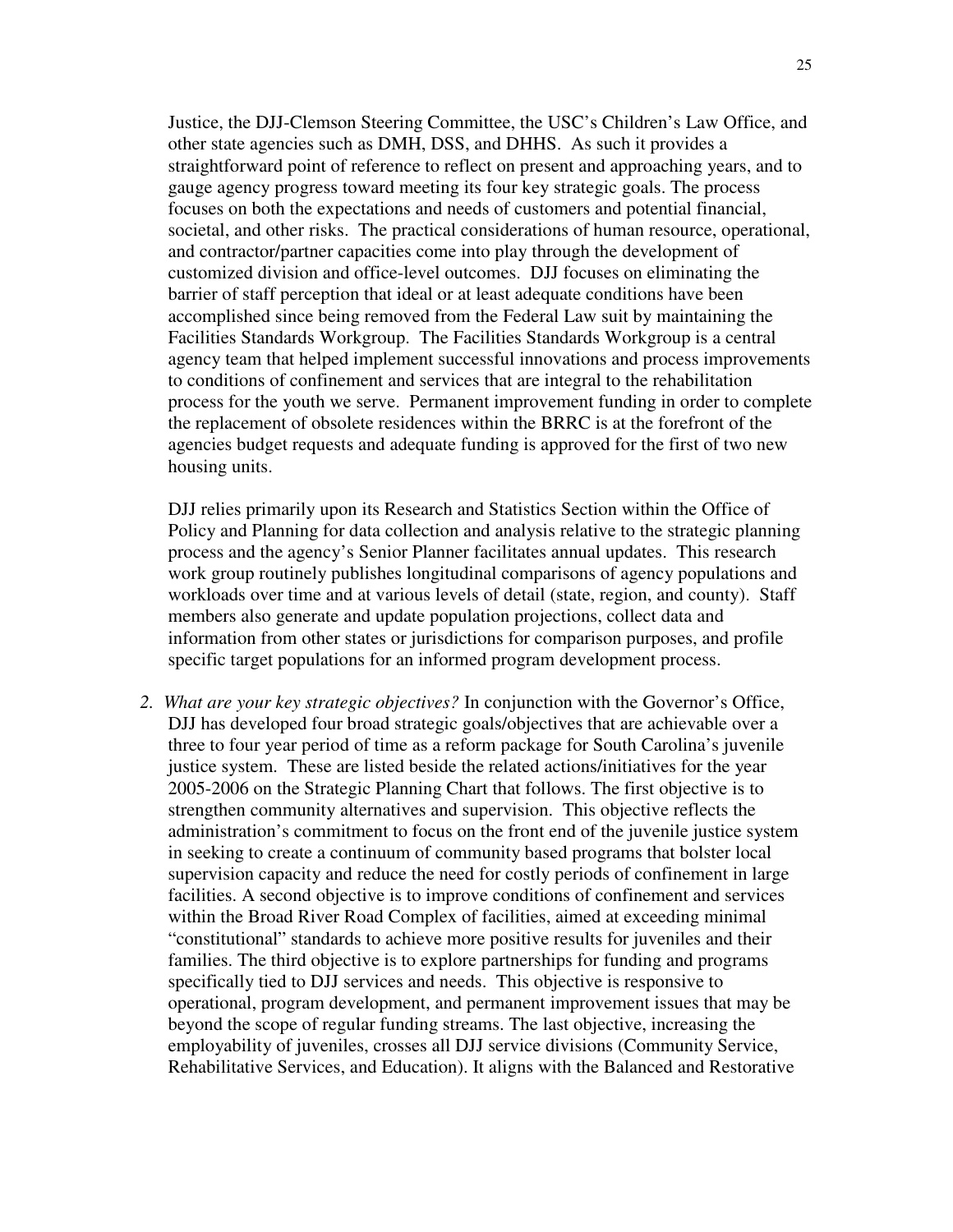Justice, the DJJ-Clemson Steering Committee, the USC's Children's Law Office, and other state agencies such as DMH, DSS, and DHHS. As such it provides a straightforward point of reference to reflect on present and approaching years, and to gauge agency progress toward meeting its four key strategic goals. The process focuses on both the expectations and needs of customers and potential financial, societal, and other risks. The practical considerations of human resource, operational, and contractor/partner capacities come into play through the development of customized division and office-level outcomes. DJJ focuses on eliminating the barrier of staff perception that ideal or at least adequate conditions have been accomplished since being removed from the Federal Law suit by maintaining the Facilities Standards Workgroup. The Facilities Standards Workgroup is a central agency team that helped implement successful innovations and process improvements to conditions of confinement and services that are integral to the rehabilitation process for the youth we serve. Permanent improvement funding in order to complete the replacement of obsolete residences within the BRRC is at the forefront of the agencies budget requests and adequate funding is approved for the first of two new housing units.

DJJ relies primarily upon its Research and Statistics Section within the Office of Policy and Planning for data collection and analysis relative to the strategic planning process and the agency's Senior Planner facilitates annual updates. This research work group routinely publishes longitudinal comparisons of agency populations and workloads over time and at various levels of detail (state, region, and county). Staff members also generate and update population projections, collect data and information from other states or jurisdictions for comparison purposes, and profile specific target populations for an informed program development process.

2. *What are your key strategic objectives?* In conjunction with the Governor's Office, DJJ has developed four broad strategic goals/objectives that are achievable over a three to four year period of time as a reform package for South Carolina's juvenile justice system. These are listed beside the related actions/initiatives for the year 2005-2006 on the Strategic Planning Chart that follows. The first objective is to strengthen community alternatives and supervision. This objective reflects the administration's commitment to focus on the front end of the juvenile justice system in seeking to create a continuum of community based programs that bolster local supervision capacity and reduce the need for costly periods of confinement in large facilities. A second objective is to improve conditions of confinement and services within the Broad River Road Complex of facilities, aimed at exceeding minimal "constitutional" standards to achieve more positive results for juveniles and their families. The third objective is to explore partnerships for funding and programs specifically tied to DJJ services and needs. This objective is responsive to operational, program development, and permanent improvement issues that may be beyond the scope of regular funding streams. The last objective, increasing the employability of juveniles, crosses all DJJ service divisions (Community Service, Rehabilitative Services, and Education). It aligns with the Balanced and Restorative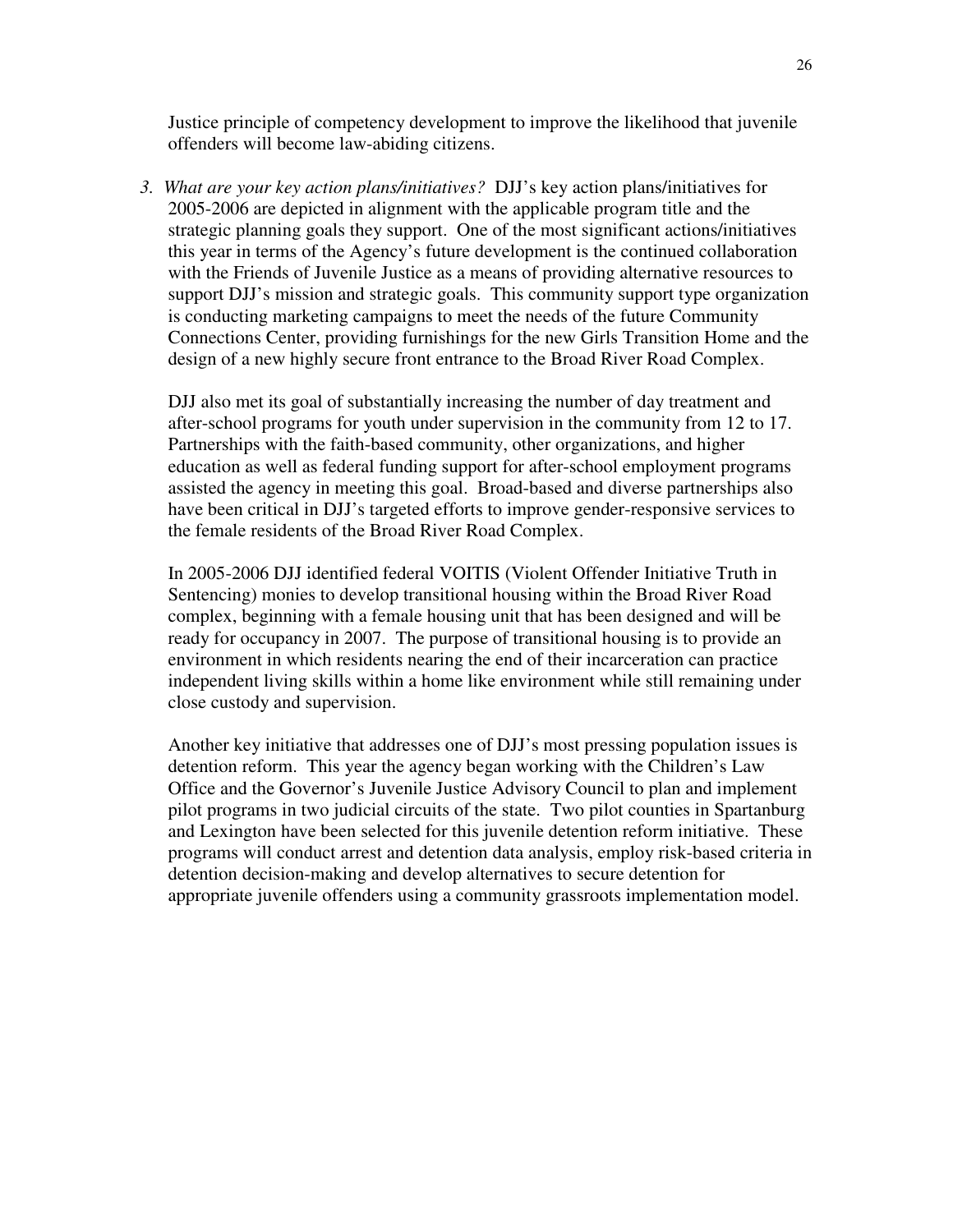Justice principle of competency development to improve the likelihood that juvenile offenders will become law-abiding citizens.

3. *What are your key action plans/initiatives?* DJJ's key action plans/initiatives for 2005-2006 are depicted in alignment with the applicable program title and the strategic planning goals they support. One of the most significant actions/initiatives this year in terms of the Agency's future development is the continued collaboration with the Friends of Juvenile Justice as a means of providing alternative resources to support DJJ's mission and strategic goals. This community support type organization is conducting marketing campaigns to meet the needs of the future Community Connections Center, providing furnishings for the new Girls Transition Home and the design of a new highly secure front entrance to the Broad River Road Complex.

   DJJ also met its goal of substantially increasing the number of day treatment and after-school programs for youth under supervision in the community from 12 to 17. Partnerships with the faith-based community, other organizations, and higher education as well as federal funding support for after-school employment programs assisted the agency in meeting this goal. Broad-based and diverse partnerships also have been critical in DJJ's targeted efforts to improve gender-responsive services to the female residents of the Broad River Road Complex.

   In 2005-2006 DJJ identified federal VOITIS (Violent Offender Initiative Truth in Sentencing) monies to develop transitional housing within the Broad River Road complex, beginning with a female housing unit that has been designed and will be ready for occupancy in 2007. The purpose of transitional housing is to provide an environment in which residents nearing the end of their incarceration can practice independent living skills within a home like environment while still remaining under close custody and supervision.

   Another key initiative that addresses one of DJJ's most pressing population issues is detention reform. This year the agency began working with the Children's Law Office and the Governor's Juvenile Justice Advisory Council to plan and implement pilot programs in two judicial circuits of the state. Two pilot counties in Spartanburg and Lexington have been selected for this juvenile detention reform initiative. These programs will conduct arrest and detention data analysis, employ risk-based criteria in detention decision-making and develop alternatives to secure detention for appropriate juvenile offenders using a community grassroots implementation model.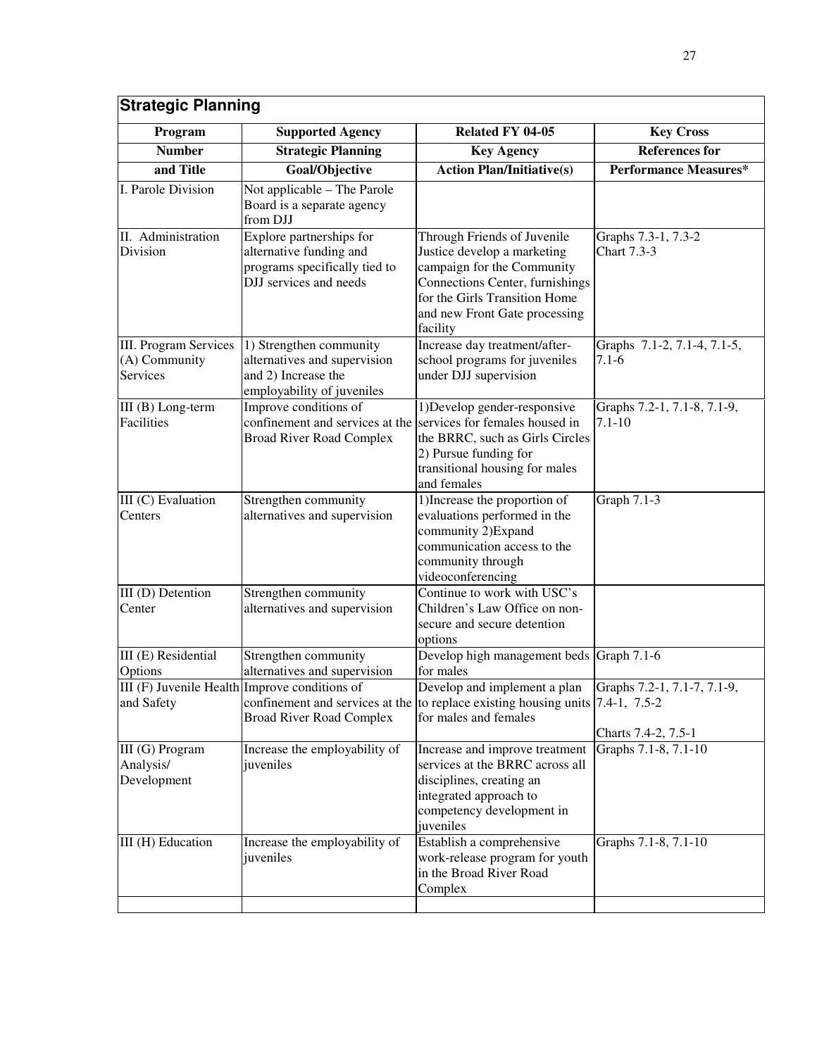## Strategic Planning

| Program Number and Title | Supported Agency Strategic Planning Goal/Objective | Related FY 04-05 Key Agency Action Plan/Initiative(s) | Key Cross References for Performance Measures* |
|---|---|---|---|
| I. Parole Division | Not applicable – The Parole Board is a separate agency from DJJ | | |
| II. Administration Division | Explore partnerships for alternative funding and programs specifically tied to DJJ services and needs | Through Friends of Juvenile Justice develop a marketing campaign for the Community Connections Center, furnishings for the Girls Transition Home and new Front Gate processing facility | Graphs 7.3-1, 7.3-2<br>Chart 7.3-3 |
| III. Program Services (A) Community Services | 1) Strengthen community alternatives and supervision and 2) Increase the employability of juveniles | Increase day treatment/after-school programs for juveniles under DJJ supervision | Graphs 7.1-2, 7.1-4, 7.1-5, 7.1-6 |
| III (B) Long-term Facilities | Improve conditions of confinement and services at the Broad River Road Complex | 1)Develop gender-responsive services for females housed in the BRRC, such as Girls Circles 2) Pursue funding for transitional housing for males and females | Graphs 7.2-1, 7.1-8, 7.1-9, 7.1-10 |
| III (C) Evaluation Centers | Strengthen community alternatives and supervision | 1)Increase the proportion of evaluations performed in the community 2)Expand communication access to the community through videoconferencing | Graph 7.1-3 |
| III (D) Detention Center | Strengthen community alternatives and supervision | Continue to work with USC's Children's Law Office on non-secure and secure detention options | |
| III (E) Residential Options | Strengthen community alternatives and supervision | Develop high management beds for males | Graph 7.1-6 |
| III (F) Juvenile Health and Safety | Improve conditions of confinement and services at the Broad River Road Complex | Develop and implement a plan to replace existing housing units for males and females | Graphs 7.2-1, 7.1-7, 7.1-9, 7.4-1, 7.5-2<br><br>Charts 7.4-2, 7.5-1 |
| III (G) Program Analysis/ Development | Increase the employability of juveniles | Increase and improve treatment services at the BRRC across all disciplines, creating an integrated approach to competency development in juveniles | Graphs 7.1-8, 7.1-10 |
| III (H) Education | Increase the employability of juveniles | Establish a comprehensive work-release program for youth in the Broad River Road Complex | Graphs 7.1-8, 7.1-10 |
| | | | |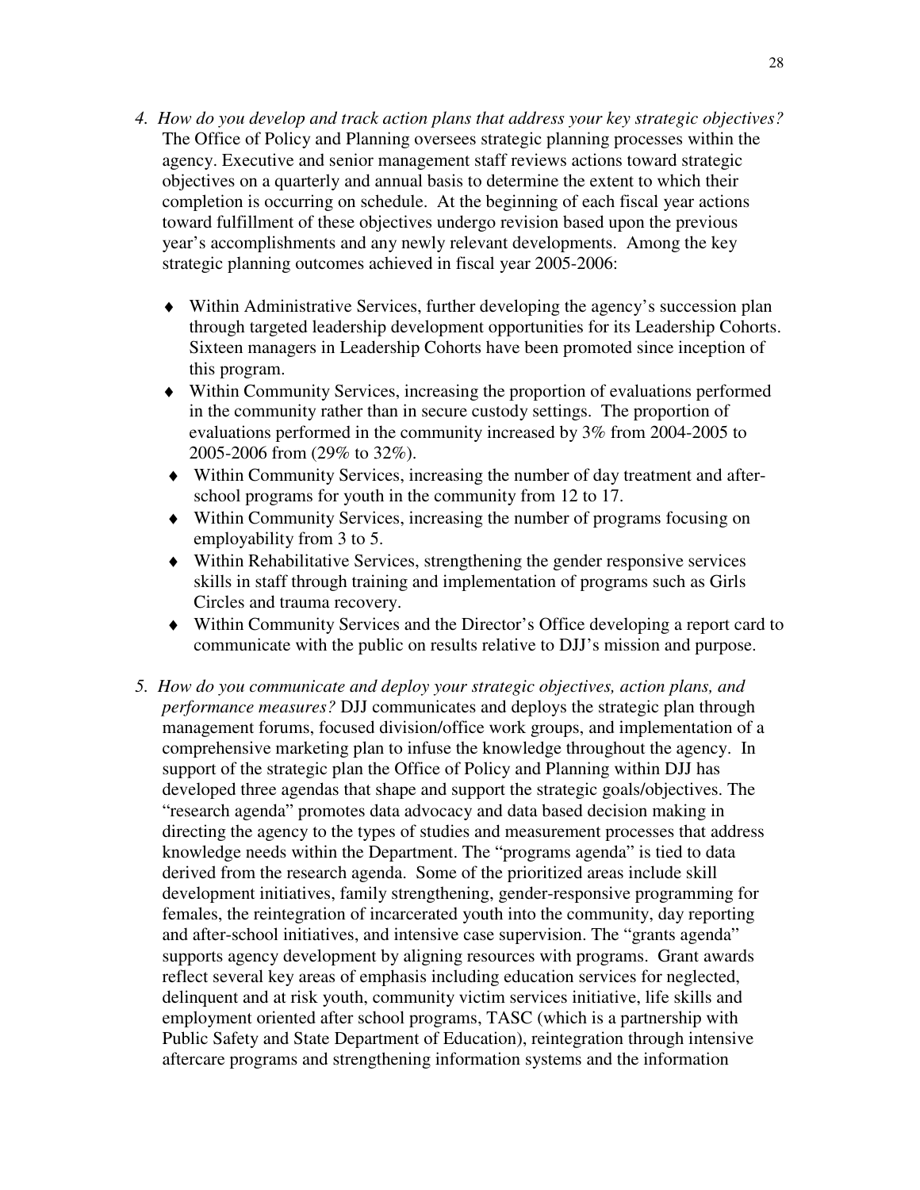4. *How do you develop and track action plans that address your key strategic objectives?* The Office of Policy and Planning oversees strategic planning processes within the agency. Executive and senior management staff reviews actions toward strategic objectives on a quarterly and annual basis to determine the extent to which their completion is occurring on schedule. At the beginning of each fiscal year actions toward fulfillment of these objectives undergo revision based upon the previous year's accomplishments and any newly relevant developments. Among the key strategic planning outcomes achieved in fiscal year 2005-2006:

   - Within Administrative Services, further developing the agency's succession plan through targeted leadership development opportunities for its Leadership Cohorts. Sixteen managers in Leadership Cohorts have been promoted since inception of this program.
   - Within Community Services, increasing the proportion of evaluations performed in the community rather than in secure custody settings. The proportion of evaluations performed in the community increased by 3% from 2004-2005 to 2005-2006 from (29% to 32%).
   - Within Community Services, increasing the number of day treatment and after-school programs for youth in the community from 12 to 17.
   - Within Community Services, increasing the number of programs focusing on employability from 3 to 5.
   - Within Rehabilitative Services, strengthening the gender responsive services skills in staff through training and implementation of programs such as Girls Circles and trauma recovery.
   - Within Community Services and the Director's Office developing a report card to communicate with the public on results relative to DJJ's mission and purpose.

5. *How do you communicate and deploy your strategic objectives, action plans, and performance measures?* DJJ communicates and deploys the strategic plan through management forums, focused division/office work groups, and implementation of a comprehensive marketing plan to infuse the knowledge throughout the agency. In support of the strategic plan the Office of Policy and Planning within DJJ has developed three agendas that shape and support the strategic goals/objectives. The "research agenda" promotes data advocacy and data based decision making in directing the agency to the types of studies and measurement processes that address knowledge needs within the Department. The "programs agenda" is tied to data derived from the research agenda. Some of the prioritized areas include skill development initiatives, family strengthening, gender-responsive programming for females, the reintegration of incarcerated youth into the community, day reporting and after-school initiatives, and intensive case supervision. The "grants agenda" supports agency development by aligning resources with programs. Grant awards reflect several key areas of emphasis including education services for neglected, delinquent and at risk youth, community victim services initiative, life skills and employment oriented after school programs, TASC (which is a partnership with Public Safety and State Department of Education), reintegration through intensive aftercare programs and strengthening information systems and the information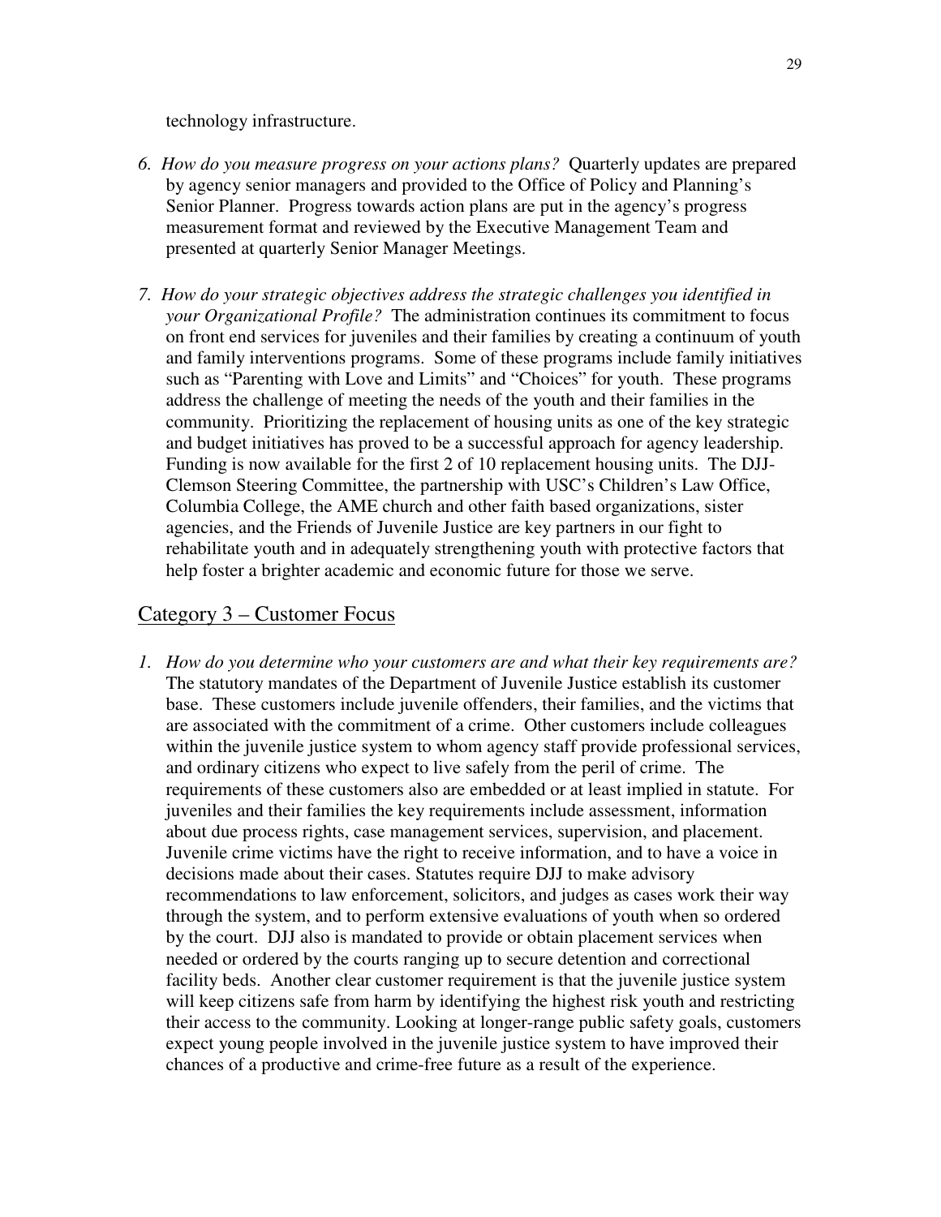technology infrastructure.

6. *How do you measure progress on your actions plans?* Quarterly updates are prepared by agency senior managers and provided to the Office of Policy and Planning's Senior Planner. Progress towards action plans are put in the agency's progress measurement format and reviewed by the Executive Management Team and presented at quarterly Senior Manager Meetings.

7. *How do your strategic objectives address the strategic challenges you identified in your Organizational Profile?* The administration continues its commitment to focus on front end services for juveniles and their families by creating a continuum of youth and family interventions programs. Some of these programs include family initiatives such as "Parenting with Love and Limits" and "Choices" for youth. These programs address the challenge of meeting the needs of the youth and their families in the community. Prioritizing the replacement of housing units as one of the key strategic and budget initiatives has proved to be a successful approach for agency leadership. Funding is now available for the first 2 of 10 replacement housing units. The DJJ-Clemson Steering Committee, the partnership with USC's Children's Law Office, Columbia College, the AME church and other faith based organizations, sister agencies, and the Friends of Juvenile Justice are key partners in our fight to rehabilitate youth and in adequately strengthening youth with protective factors that help foster a brighter academic and economic future for those we serve.

## Category 3 – Customer Focus

1. *How do you determine who your customers are and what their key requirements are?* The statutory mandates of the Department of Juvenile Justice establish its customer base. These customers include juvenile offenders, their families, and the victims that are associated with the commitment of a crime. Other customers include colleagues within the juvenile justice system to whom agency staff provide professional services, and ordinary citizens who expect to live safely from the peril of crime. The requirements of these customers also are embedded or at least implied in statute. For juveniles and their families the key requirements include assessment, information about due process rights, case management services, supervision, and placement. Juvenile crime victims have the right to receive information, and to have a voice in decisions made about their cases. Statutes require DJJ to make advisory recommendations to law enforcement, solicitors, and judges as cases work their way through the system, and to perform extensive evaluations of youth when so ordered by the court. DJJ also is mandated to provide or obtain placement services when needed or ordered by the courts ranging up to secure detention and correctional facility beds. Another clear customer requirement is that the juvenile justice system will keep citizens safe from harm by identifying the highest risk youth and restricting their access to the community. Looking at longer-range public safety goals, customers expect young people involved in the juvenile justice system to have improved their chances of a productive and crime-free future as a result of the experience.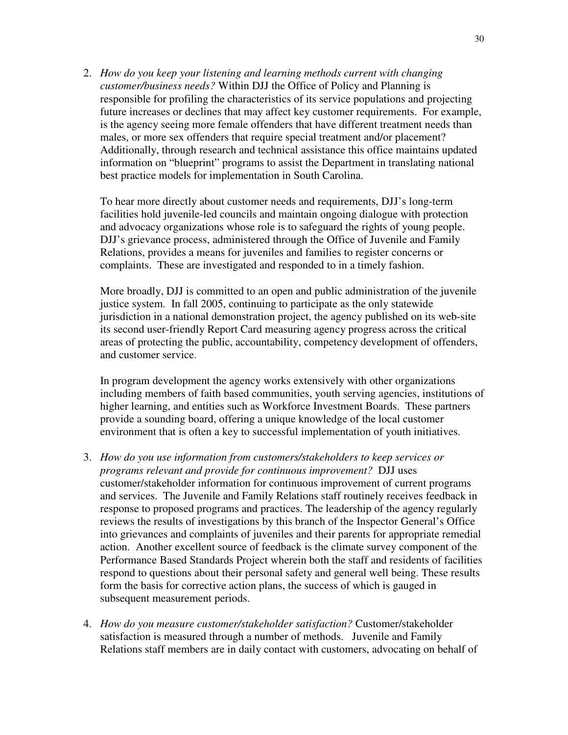2. *How do you keep your listening and learning methods current with changing customer/business needs?* Within DJJ the Office of Policy and Planning is responsible for profiling the characteristics of its service populations and projecting future increases or declines that may affect key customer requirements. For example, is the agency seeing more female offenders that have different treatment needs than males, or more sex offenders that require special treatment and/or placement? Additionally, through research and technical assistance this office maintains updated information on "blueprint" programs to assist the Department in translating national best practice models for implementation in South Carolina.

   To hear more directly about customer needs and requirements, DJJ's long-term facilities hold juvenile-led councils and maintain ongoing dialogue with protection and advocacy organizations whose role is to safeguard the rights of young people. DJJ's grievance process, administered through the Office of Juvenile and Family Relations, provides a means for juveniles and families to register concerns or complaints. These are investigated and responded to in a timely fashion.

   More broadly, DJJ is committed to an open and public administration of the juvenile justice system. In fall 2005, continuing to participate as the only statewide jurisdiction in a national demonstration project, the agency published on its web-site its second user-friendly Report Card measuring agency progress across the critical areas of protecting the public, accountability, competency development of offenders, and customer service.

   In program development the agency works extensively with other organizations including members of faith based communities, youth serving agencies, institutions of higher learning, and entities such as Workforce Investment Boards. These partners provide a sounding board, offering a unique knowledge of the local customer environment that is often a key to successful implementation of youth initiatives.

3. *How do you use information from customers/stakeholders to keep services or programs relevant and provide for continuous improvement?* DJJ uses customer/stakeholder information for continuous improvement of current programs and services. The Juvenile and Family Relations staff routinely receives feedback in response to proposed programs and practices. The leadership of the agency regularly reviews the results of investigations by this branch of the Inspector General's Office into grievances and complaints of juveniles and their parents for appropriate remedial action. Another excellent source of feedback is the climate survey component of the Performance Based Standards Project wherein both the staff and residents of facilities respond to questions about their personal safety and general well being. These results form the basis for corrective action plans, the success of which is gauged in subsequent measurement periods.

4. *How do you measure customer/stakeholder satisfaction?* Customer/stakeholder satisfaction is measured through a number of methods. Juvenile and Family Relations staff members are in daily contact with customers, advocating on behalf of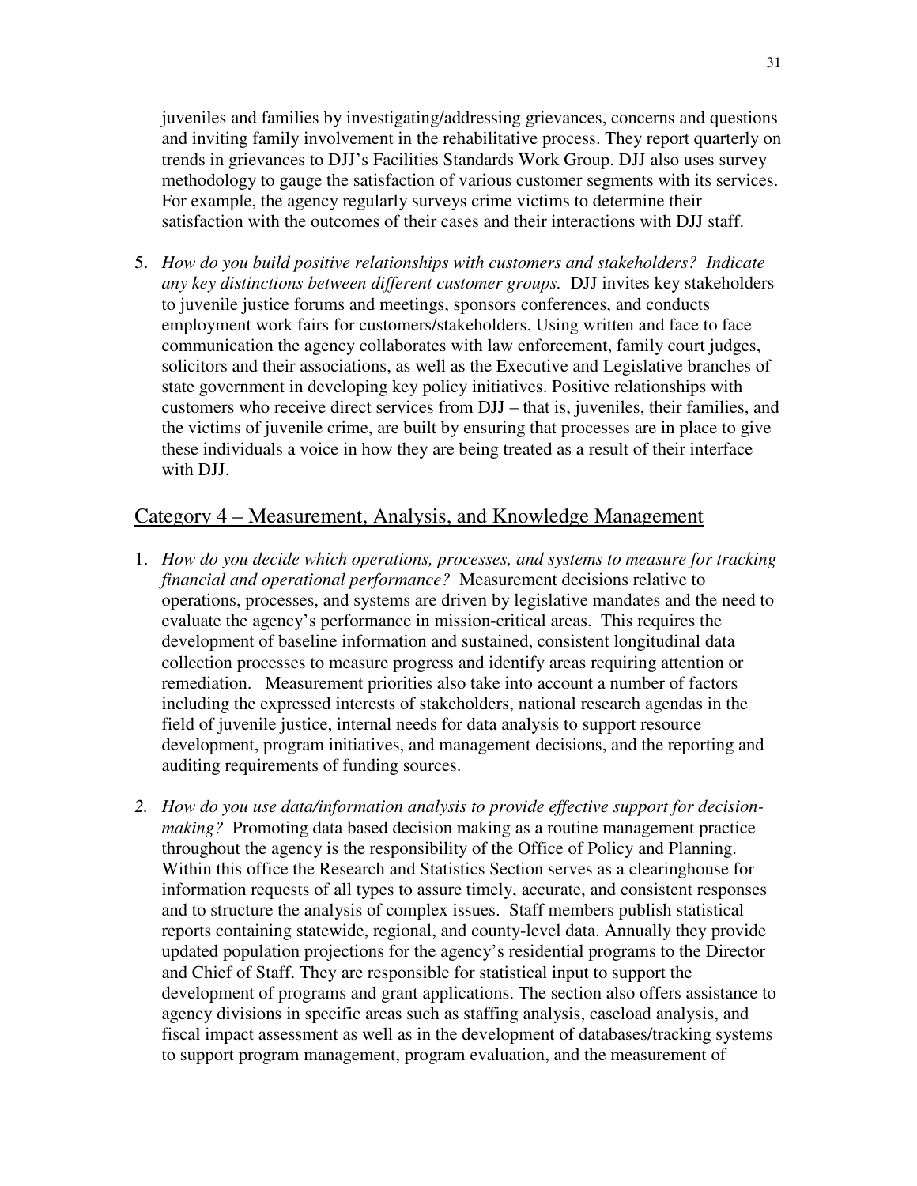juveniles and families by investigating/addressing grievances, concerns and questions and inviting family involvement in the rehabilitative process. They report quarterly on trends in grievances to DJJ's Facilities Standards Work Group. DJJ also uses survey methodology to gauge the satisfaction of various customer segments with its services. For example, the agency regularly surveys crime victims to determine their satisfaction with the outcomes of their cases and their interactions with DJJ staff.

5. *How do you build positive relationships with customers and stakeholders? Indicate any key distinctions between different customer groups.* DJJ invites key stakeholders to juvenile justice forums and meetings, sponsors conferences, and conducts employment work fairs for customers/stakeholders. Using written and face to face communication the agency collaborates with law enforcement, family court judges, solicitors and their associations, as well as the Executive and Legislative branches of state government in developing key policy initiatives. Positive relationships with customers who receive direct services from DJJ – that is, juveniles, their families, and the victims of juvenile crime, are built by ensuring that processes are in place to give these individuals a voice in how they are being treated as a result of their interface with DJJ.

## Category 4 – Measurement, Analysis, and Knowledge Management

1. *How do you decide which operations, processes, and systems to measure for tracking financial and operational performance?* Measurement decisions relative to operations, processes, and systems are driven by legislative mandates and the need to evaluate the agency's performance in mission-critical areas. This requires the development of baseline information and sustained, consistent longitudinal data collection processes to measure progress and identify areas requiring attention or remediation. Measurement priorities also take into account a number of factors including the expressed interests of stakeholders, national research agendas in the field of juvenile justice, internal needs for data analysis to support resource development, program initiatives, and management decisions, and the reporting and auditing requirements of funding sources.

2. *How do you use data/information analysis to provide effective support for decision-making?* Promoting data based decision making as a routine management practice throughout the agency is the responsibility of the Office of Policy and Planning. Within this office the Research and Statistics Section serves as a clearinghouse for information requests of all types to assure timely, accurate, and consistent responses and to structure the analysis of complex issues. Staff members publish statistical reports containing statewide, regional, and county-level data. Annually they provide updated population projections for the agency's residential programs to the Director and Chief of Staff. They are responsible for statistical input to support the development of programs and grant applications. The section also offers assistance to agency divisions in specific areas such as staffing analysis, caseload analysis, and fiscal impact assessment as well as in the development of databases/tracking systems to support program management, program evaluation, and the measurement of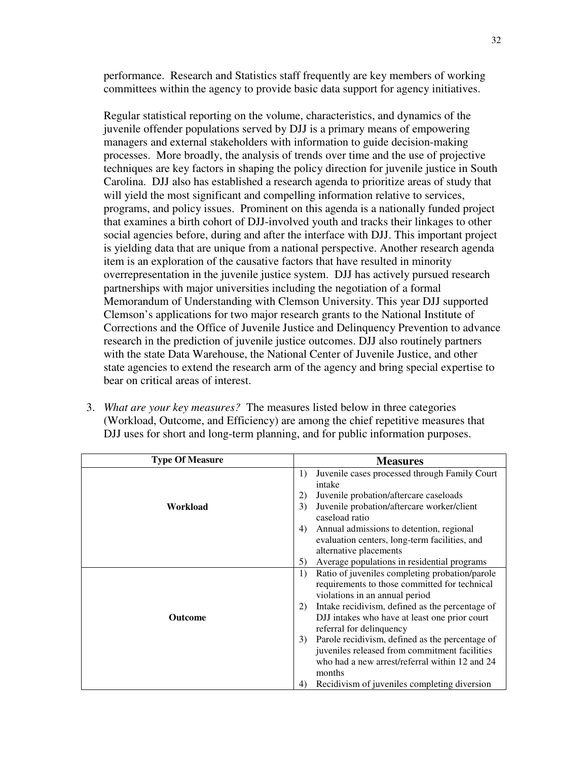performance. Research and Statistics staff frequently are key members of working committees within the agency to provide basic data support for agency initiatives.

Regular statistical reporting on the volume, characteristics, and dynamics of the juvenile offender populations served by DJJ is a primary means of empowering managers and external stakeholders with information to guide decision-making processes. More broadly, the analysis of trends over time and the use of projective techniques are key factors in shaping the policy direction for juvenile justice in South Carolina. DJJ also has established a research agenda to prioritize areas of study that will yield the most significant and compelling information relative to services, programs, and policy issues. Prominent on this agenda is a nationally funded project that examines a birth cohort of DJJ-involved youth and tracks their linkages to other social agencies before, during and after the interface with DJJ. This important project is yielding data that are unique from a national perspective. Another research agenda item is an exploration of the causative factors that have resulted in minority overrepresentation in the juvenile justice system. DJJ has actively pursued research partnerships with major universities including the negotiation of a formal Memorandum of Understanding with Clemson University. This year DJJ supported Clemson's applications for two major research grants to the National Institute of Corrections and the Office of Juvenile Justice and Delinquency Prevention to advance research in the prediction of juvenile justice outcomes. DJJ also routinely partners with the state Data Warehouse, the National Center of Juvenile Justice, and other state agencies to extend the research arm of the agency and bring special expertise to bear on critical areas of interest.

3. *What are your key measures?* The measures listed below in three categories (Workload, Outcome, and Efficiency) are among the chief repetitive measures that DJJ uses for short and long-term planning, and for public information purposes.

| Type Of Measure | Measures |
|---|---|
| **Workload** | 1) Juvenile cases processed through Family Court intake<br>2) Juvenile probation/aftercare caseloads<br>3) Juvenile probation/aftercare worker/client caseload ratio<br>4) Annual admissions to detention, regional evaluation centers, long-term facilities, and alternative placements<br>5) Average populations in residential programs |
| **Outcome** | 1) Ratio of juveniles completing probation/parole requirements to those committed for technical violations in an annual period<br>2) Intake recidivism, defined as the percentage of DJJ intakes who have at least one prior court referral for delinquency<br>3) Parole recidivism, defined as the percentage of juveniles released from commitment facilities who had a new arrest/referral within 12 and 24 months<br>4) Recidivism of juveniles completing diversion |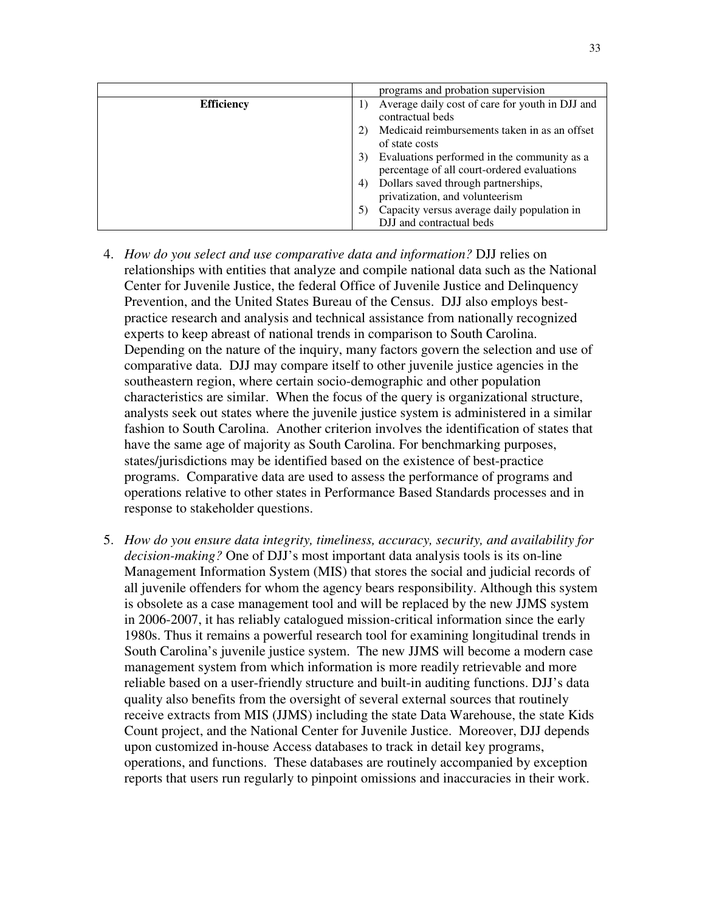| | |
|---|---|
| | programs and probation supervision |
| **Efficiency** | 1) Average daily cost of care for youth in DJJ and contractual beds<br>2) Medicaid reimbursements taken in as an offset of state costs<br>3) Evaluations performed in the community as a percentage of all court-ordered evaluations<br>4) Dollars saved through partnerships, privatization, and volunteerism<br>5) Capacity versus average daily population in DJJ and contractual beds |

4. *How do you select and use comparative data and information?* DJJ relies on relationships with entities that analyze and compile national data such as the National Center for Juvenile Justice, the federal Office of Juvenile Justice and Delinquency Prevention, and the United States Bureau of the Census. DJJ also employs best-practice research and analysis and technical assistance from nationally recognized experts to keep abreast of national trends in comparison to South Carolina. Depending on the nature of the inquiry, many factors govern the selection and use of comparative data. DJJ may compare itself to other juvenile justice agencies in the southeastern region, where certain socio-demographic and other population characteristics are similar. When the focus of the query is organizational structure, analysts seek out states where the juvenile justice system is administered in a similar fashion to South Carolina. Another criterion involves the identification of states that have the same age of majority as South Carolina. For benchmarking purposes, states/jurisdictions may be identified based on the existence of best-practice programs. Comparative data are used to assess the performance of programs and operations relative to other states in Performance Based Standards processes and in response to stakeholder questions.

5. *How do you ensure data integrity, timeliness, accuracy, security, and availability for decision-making?* One of DJJ's most important data analysis tools is its on-line Management Information System (MIS) that stores the social and judicial records of all juvenile offenders for whom the agency bears responsibility. Although this system is obsolete as a case management tool and will be replaced by the new JJMS system in 2006-2007, it has reliably catalogued mission-critical information since the early 1980s. Thus it remains a powerful research tool for examining longitudinal trends in South Carolina's juvenile justice system. The new JJMS will become a modern case management system from which information is more readily retrievable and more reliable based on a user-friendly structure and built-in auditing functions. DJJ's data quality also benefits from the oversight of several external sources that routinely receive extracts from MIS (JJMS) including the state Data Warehouse, the state Kids Count project, and the National Center for Juvenile Justice. Moreover, DJJ depends upon customized in-house Access databases to track in detail key programs, operations, and functions. These databases are routinely accompanied by exception reports that users run regularly to pinpoint omissions and inaccuracies in their work.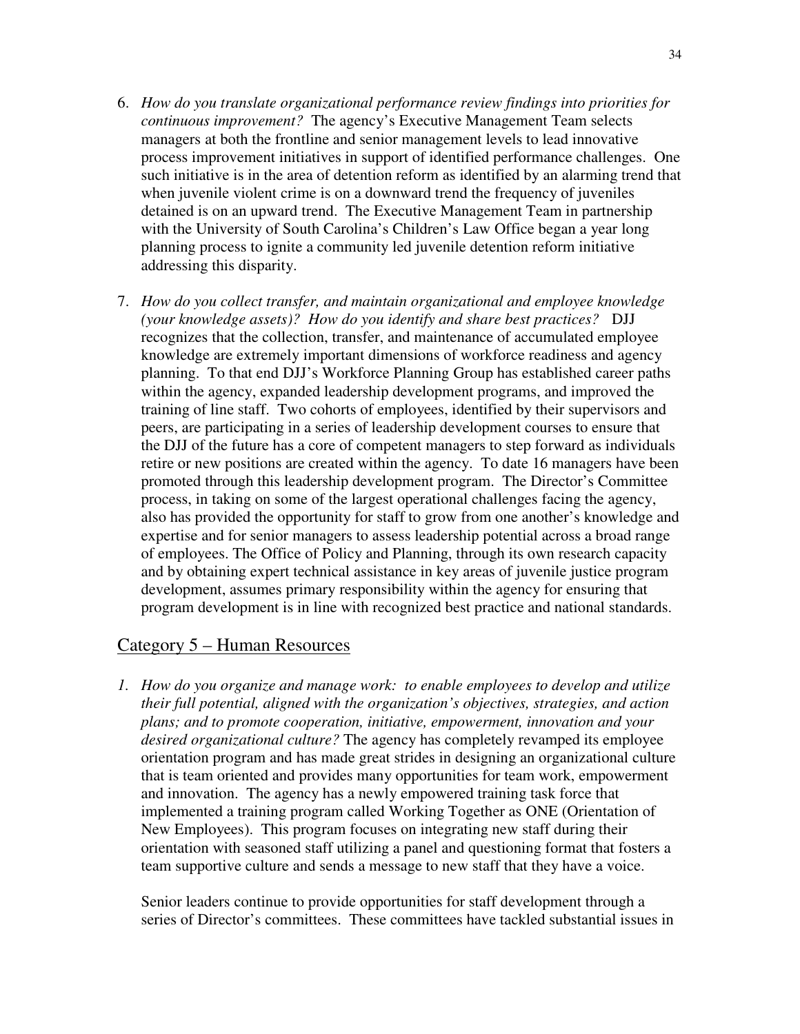6. *How do you translate organizational performance review findings into priorities for continuous improvement?* The agency's Executive Management Team selects managers at both the frontline and senior management levels to lead innovative process improvement initiatives in support of identified performance challenges. One such initiative is in the area of detention reform as identified by an alarming trend that when juvenile violent crime is on a downward trend the frequency of juveniles detained is on an upward trend. The Executive Management Team in partnership with the University of South Carolina's Children's Law Office began a year long planning process to ignite a community led juvenile detention reform initiative addressing this disparity.

7. *How do you collect transfer, and maintain organizational and employee knowledge (your knowledge assets)? How do you identify and share best practices?* DJJ recognizes that the collection, transfer, and maintenance of accumulated employee knowledge are extremely important dimensions of workforce readiness and agency planning. To that end DJJ's Workforce Planning Group has established career paths within the agency, expanded leadership development programs, and improved the training of line staff. Two cohorts of employees, identified by their supervisors and peers, are participating in a series of leadership development courses to ensure that the DJJ of the future has a core of competent managers to step forward as individuals retire or new positions are created within the agency. To date 16 managers have been promoted through this leadership development program. The Director's Committee process, in taking on some of the largest operational challenges facing the agency, also has provided the opportunity for staff to grow from one another's knowledge and expertise and for senior managers to assess leadership potential across a broad range of employees. The Office of Policy and Planning, through its own research capacity and by obtaining expert technical assistance in key areas of juvenile justice program development, assumes primary responsibility within the agency for ensuring that program development is in line with recognized best practice and national standards.

## Category 5 – Human Resources

1. *How do you organize and manage work: to enable employees to develop and utilize their full potential, aligned with the organization's objectives, strategies, and action plans; and to promote cooperation, initiative, empowerment, innovation and your desired organizational culture?* The agency has completely revamped its employee orientation program and has made great strides in designing an organizational culture that is team oriented and provides many opportunities for team work, empowerment and innovation. The agency has a newly empowered training task force that implemented a training program called Working Together as ONE (Orientation of New Employees). This program focuses on integrating new staff during their orientation with seasoned staff utilizing a panel and questioning format that fosters a team supportive culture and sends a message to new staff that they have a voice.

   Senior leaders continue to provide opportunities for staff development through a series of Director's committees. These committees have tackled substantial issues in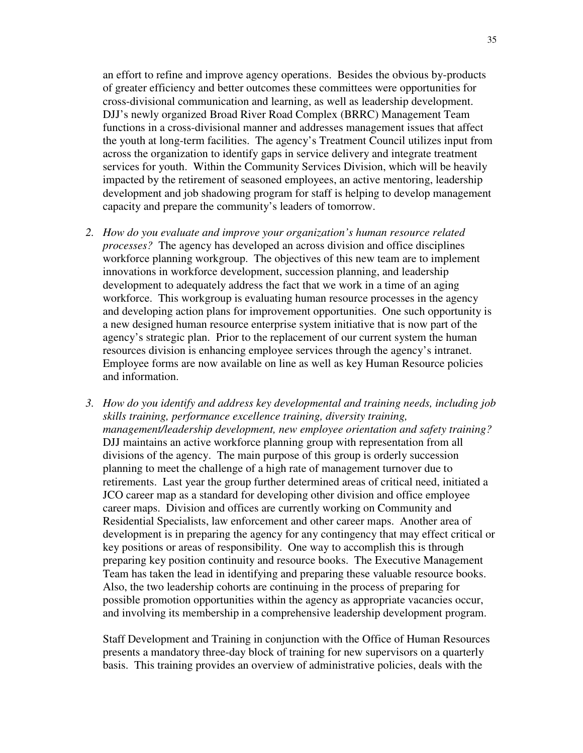an effort to refine and improve agency operations. Besides the obvious by-products of greater efficiency and better outcomes these committees were opportunities for cross-divisional communication and learning, as well as leadership development. DJJ's newly organized Broad River Road Complex (BRRC) Management Team functions in a cross-divisional manner and addresses management issues that affect the youth at long-term facilities. The agency's Treatment Council utilizes input from across the organization to identify gaps in service delivery and integrate treatment services for youth. Within the Community Services Division, which will be heavily impacted by the retirement of seasoned employees, an active mentoring, leadership development and job shadowing program for staff is helping to develop management capacity and prepare the community's leaders of tomorrow.

2. *How do you evaluate and improve your organization's human resource related processes?* The agency has developed an across division and office disciplines workforce planning workgroup. The objectives of this new team are to implement innovations in workforce development, succession planning, and leadership development to adequately address the fact that we work in a time of an aging workforce. This workgroup is evaluating human resource processes in the agency and developing action plans for improvement opportunities. One such opportunity is a new designed human resource enterprise system initiative that is now part of the agency's strategic plan. Prior to the replacement of our current system the human resources division is enhancing employee services through the agency's intranet. Employee forms are now available on line as well as key Human Resource policies and information.

3. *How do you identify and address key developmental and training needs, including job skills training, performance excellence training, diversity training, management/leadership development, new employee orientation and safety training?* DJJ maintains an active workforce planning group with representation from all divisions of the agency. The main purpose of this group is orderly succession planning to meet the challenge of a high rate of management turnover due to retirements. Last year the group further determined areas of critical need, initiated a JCO career map as a standard for developing other division and office employee career maps. Division and offices are currently working on Community and Residential Specialists, law enforcement and other career maps. Another area of development is in preparing the agency for any contingency that may effect critical or key positions or areas of responsibility. One way to accomplish this is through preparing key position continuity and resource books. The Executive Management Team has taken the lead in identifying and preparing these valuable resource books. Also, the two leadership cohorts are continuing in the process of preparing for possible promotion opportunities within the agency as appropriate vacancies occur, and involving its membership in a comprehensive leadership development program.

   Staff Development and Training in conjunction with the Office of Human Resources presents a mandatory three-day block of training for new supervisors on a quarterly basis. This training provides an overview of administrative policies, deals with the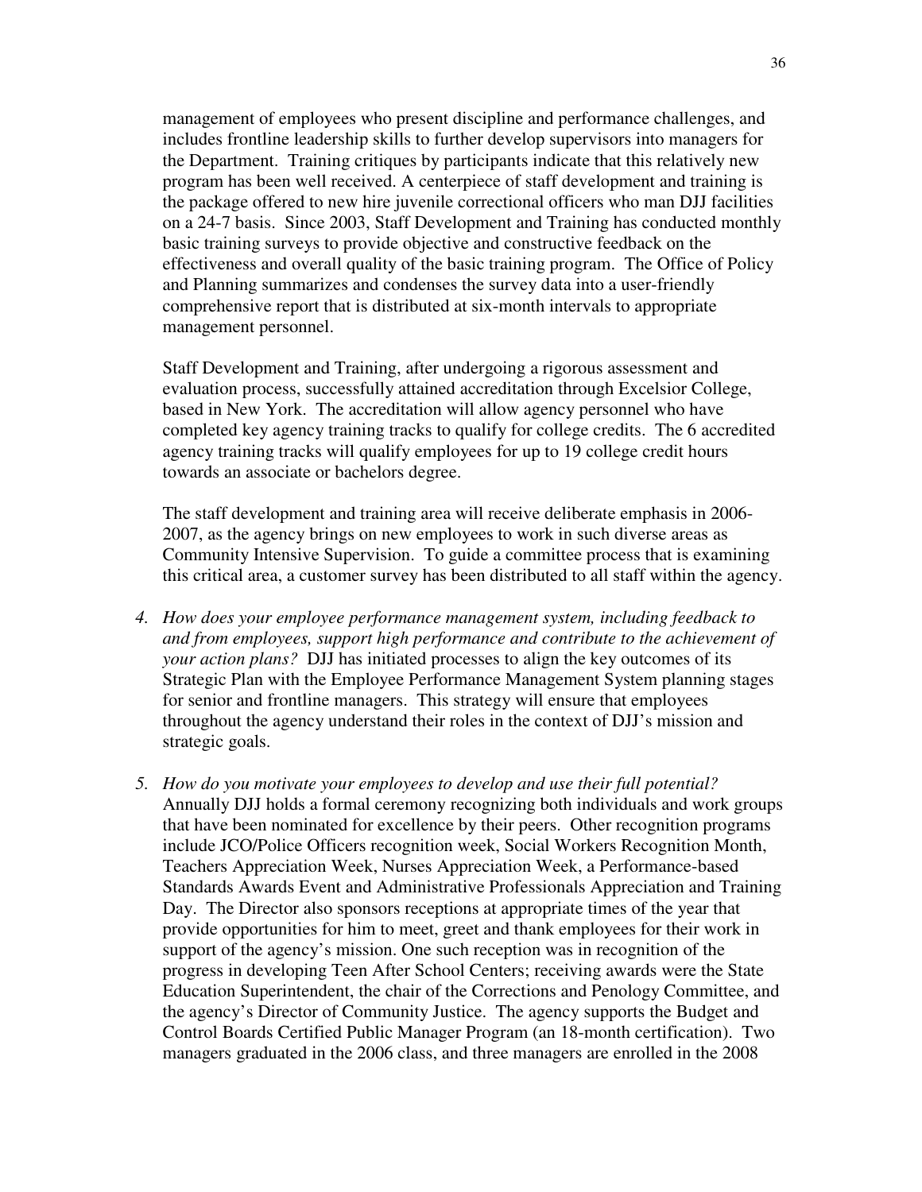management of employees who present discipline and performance challenges, and includes frontline leadership skills to further develop supervisors into managers for the Department. Training critiques by participants indicate that this relatively new program has been well received. A centerpiece of staff development and training is the package offered to new hire juvenile correctional officers who man DJJ facilities on a 24-7 basis. Since 2003, Staff Development and Training has conducted monthly basic training surveys to provide objective and constructive feedback on the effectiveness and overall quality of the basic training program. The Office of Policy and Planning summarizes and condenses the survey data into a user-friendly comprehensive report that is distributed at six-month intervals to appropriate management personnel.

Staff Development and Training, after undergoing a rigorous assessment and evaluation process, successfully attained accreditation through Excelsior College, based in New York. The accreditation will allow agency personnel who have completed key agency training tracks to qualify for college credits. The 6 accredited agency training tracks will qualify employees for up to 19 college credit hours towards an associate or bachelors degree.

The staff development and training area will receive deliberate emphasis in 2006-2007, as the agency brings on new employees to work in such diverse areas as Community Intensive Supervision. To guide a committee process that is examining this critical area, a customer survey has been distributed to all staff within the agency.

4. *How does your employee performance management system, including feedback to and from employees, support high performance and contribute to the achievement of your action plans?* DJJ has initiated processes to align the key outcomes of its Strategic Plan with the Employee Performance Management System planning stages for senior and frontline managers. This strategy will ensure that employees throughout the agency understand their roles in the context of DJJ's mission and strategic goals.

5. *How do you motivate your employees to develop and use their full potential?* Annually DJJ holds a formal ceremony recognizing both individuals and work groups that have been nominated for excellence by their peers. Other recognition programs include JCO/Police Officers recognition week, Social Workers Recognition Month, Teachers Appreciation Week, Nurses Appreciation Week, a Performance-based Standards Awards Event and Administrative Professionals Appreciation and Training Day. The Director also sponsors receptions at appropriate times of the year that provide opportunities for him to meet, greet and thank employees for their work in support of the agency's mission. One such reception was in recognition of the progress in developing Teen After School Centers; receiving awards were the State Education Superintendent, the chair of the Corrections and Penology Committee, and the agency's Director of Community Justice. The agency supports the Budget and Control Boards Certified Public Manager Program (an 18-month certification). Two managers graduated in the 2006 class, and three managers are enrolled in the 2008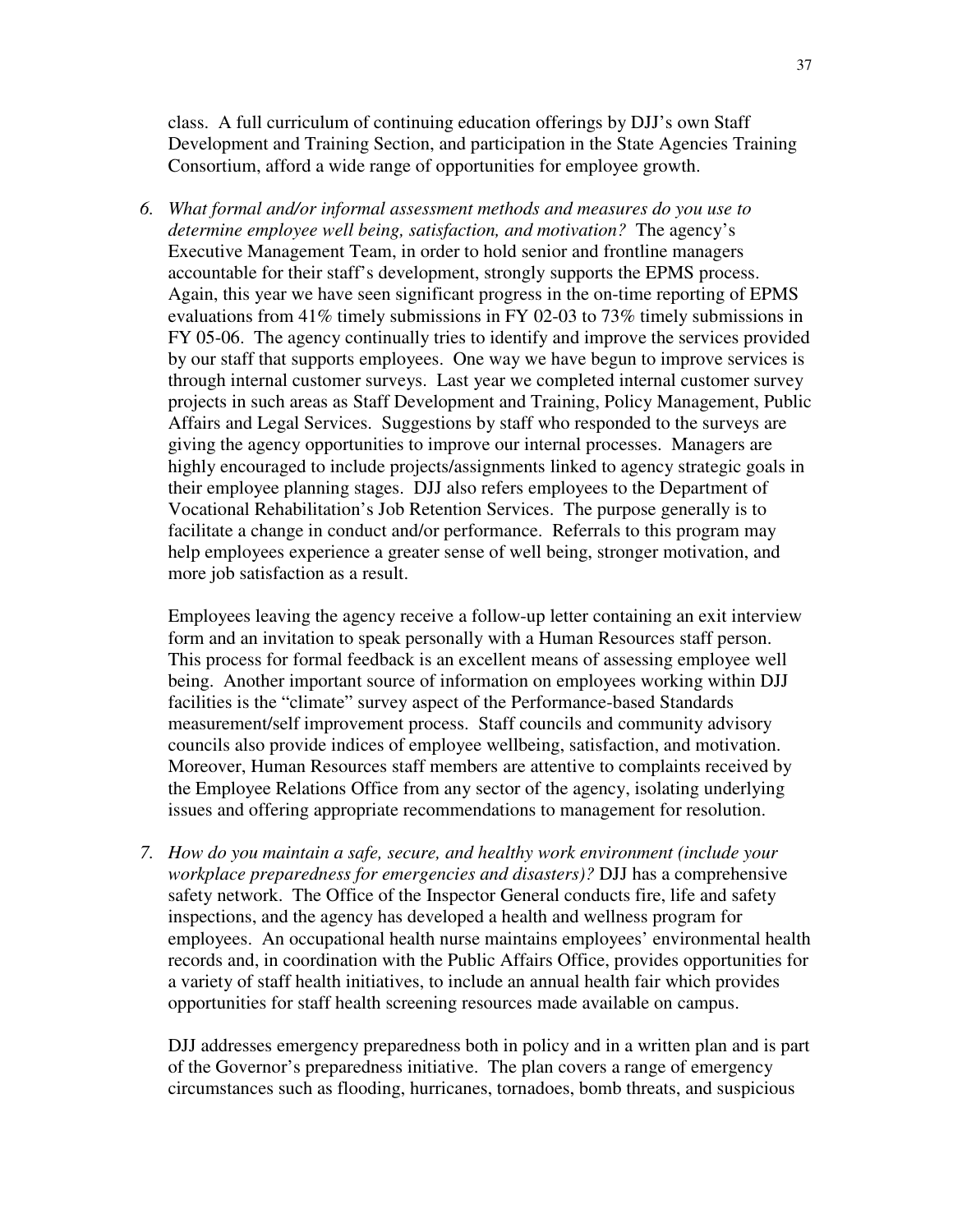class. A full curriculum of continuing education offerings by DJJ's own Staff Development and Training Section, and participation in the State Agencies Training Consortium, afford a wide range of opportunities for employee growth.

6. *What formal and/or informal assessment methods and measures do you use to determine employee well being, satisfaction, and motivation?* The agency's Executive Management Team, in order to hold senior and frontline managers accountable for their staff's development, strongly supports the EPMS process. Again, this year we have seen significant progress in the on-time reporting of EPMS evaluations from 41% timely submissions in FY 02-03 to 73% timely submissions in FY 05-06. The agency continually tries to identify and improve the services provided by our staff that supports employees. One way we have begun to improve services is through internal customer surveys. Last year we completed internal customer survey projects in such areas as Staff Development and Training, Policy Management, Public Affairs and Legal Services. Suggestions by staff who responded to the surveys are giving the agency opportunities to improve our internal processes. Managers are highly encouraged to include projects/assignments linked to agency strategic goals in their employee planning stages. DJJ also refers employees to the Department of Vocational Rehabilitation's Job Retention Services. The purpose generally is to facilitate a change in conduct and/or performance. Referrals to this program may help employees experience a greater sense of well being, stronger motivation, and more job satisfaction as a result.

   Employees leaving the agency receive a follow-up letter containing an exit interview form and an invitation to speak personally with a Human Resources staff person. This process for formal feedback is an excellent means of assessing employee well being. Another important source of information on employees working within DJJ facilities is the "climate" survey aspect of the Performance-based Standards measurement/self improvement process. Staff councils and community advisory councils also provide indices of employee wellbeing, satisfaction, and motivation. Moreover, Human Resources staff members are attentive to complaints received by the Employee Relations Office from any sector of the agency, isolating underlying issues and offering appropriate recommendations to management for resolution.

7. *How do you maintain a safe, secure, and healthy work environment (include your workplace preparedness for emergencies and disasters)?* DJJ has a comprehensive safety network. The Office of the Inspector General conducts fire, life and safety inspections, and the agency has developed a health and wellness program for employees. An occupational health nurse maintains employees' environmental health records and, in coordination with the Public Affairs Office, provides opportunities for a variety of staff health initiatives, to include an annual health fair which provides opportunities for staff health screening resources made available on campus.

   DJJ addresses emergency preparedness both in policy and in a written plan and is part of the Governor's preparedness initiative. The plan covers a range of emergency circumstances such as flooding, hurricanes, tornadoes, bomb threats, and suspicious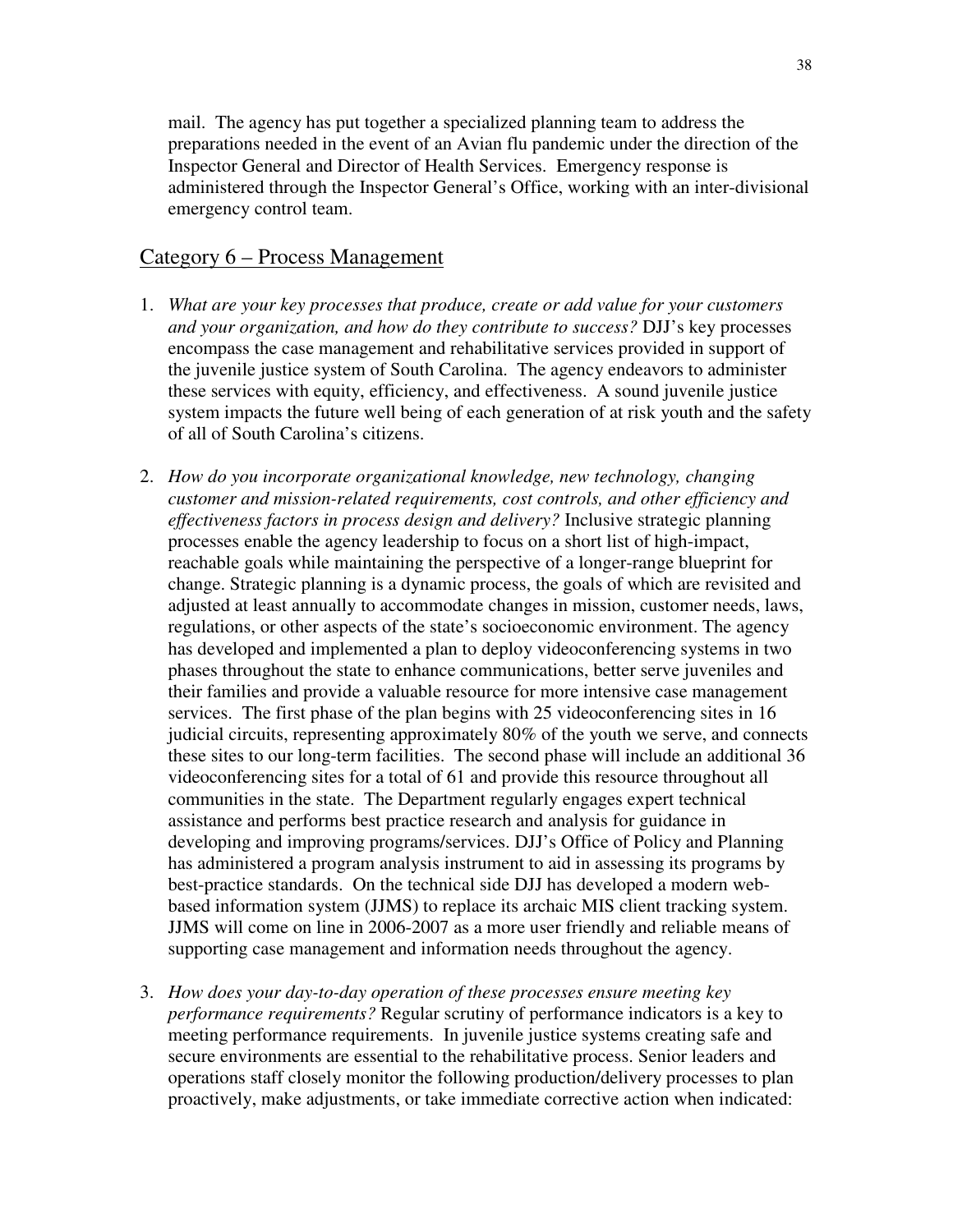mail. The agency has put together a specialized planning team to address the preparations needed in the event of an Avian flu pandemic under the direction of the Inspector General and Director of Health Services. Emergency response is administered through the Inspector General's Office, working with an inter-divisional emergency control team.

## Category 6 – Process Management

1. *What are your key processes that produce, create or add value for your customers and your organization, and how do they contribute to success?* DJJ's key processes encompass the case management and rehabilitative services provided in support of the juvenile justice system of South Carolina. The agency endeavors to administer these services with equity, efficiency, and effectiveness. A sound juvenile justice system impacts the future well being of each generation of at risk youth and the safety of all of South Carolina's citizens.

2. *How do you incorporate organizational knowledge, new technology, changing customer and mission-related requirements, cost controls, and other efficiency and effectiveness factors in process design and delivery?* Inclusive strategic planning processes enable the agency leadership to focus on a short list of high-impact, reachable goals while maintaining the perspective of a longer-range blueprint for change. Strategic planning is a dynamic process, the goals of which are revisited and adjusted at least annually to accommodate changes in mission, customer needs, laws, regulations, or other aspects of the state's socioeconomic environment. The agency has developed and implemented a plan to deploy videoconferencing systems in two phases throughout the state to enhance communications, better serve juveniles and their families and provide a valuable resource for more intensive case management services. The first phase of the plan begins with 25 videoconferencing sites in 16 judicial circuits, representing approximately 80% of the youth we serve, and connects these sites to our long-term facilities. The second phase will include an additional 36 videoconferencing sites for a total of 61 and provide this resource throughout all communities in the state. The Department regularly engages expert technical assistance and performs best practice research and analysis for guidance in developing and improving programs/services. DJJ's Office of Policy and Planning has administered a program analysis instrument to aid in assessing its programs by best-practice standards. On the technical side DJJ has developed a modern web-based information system (JJMS) to replace its archaic MIS client tracking system. JJMS will come on line in 2006-2007 as a more user friendly and reliable means of supporting case management and information needs throughout the agency.

3. *How does your day-to-day operation of these processes ensure meeting key performance requirements?* Regular scrutiny of performance indicators is a key to meeting performance requirements. In juvenile justice systems creating safe and secure environments are essential to the rehabilitative process. Senior leaders and operations staff closely monitor the following production/delivery processes to plan proactively, make adjustments, or take immediate corrective action when indicated: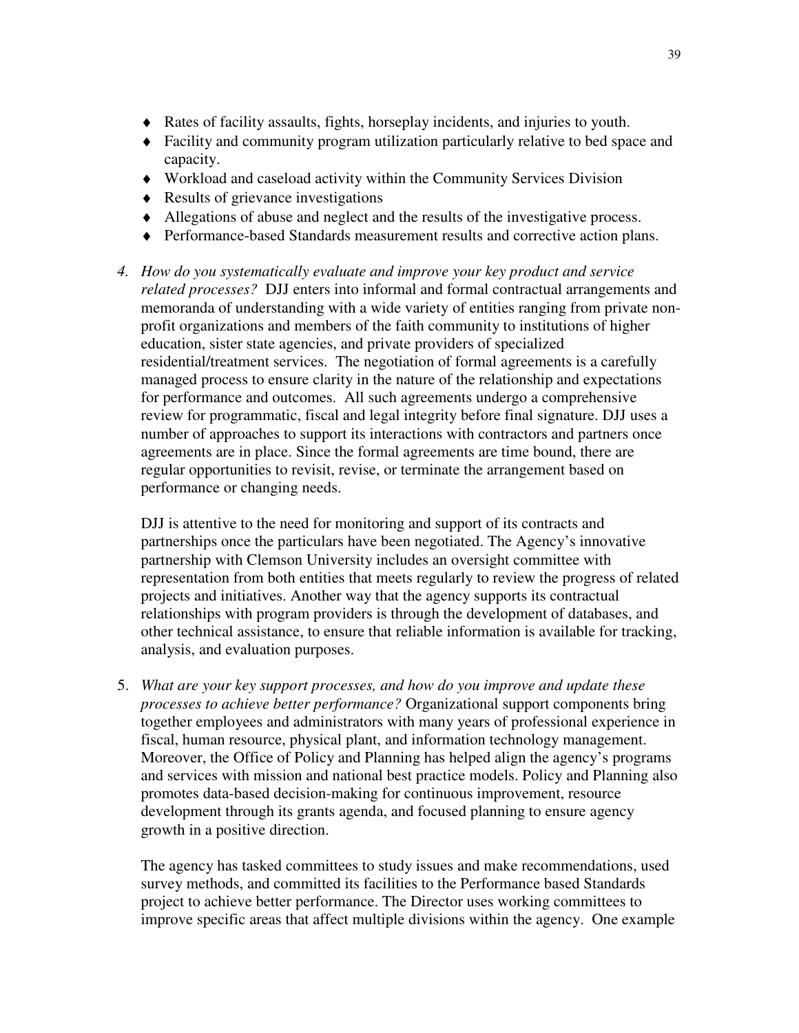- Rates of facility assaults, fights, horseplay incidents, and injuries to youth.
- Facility and community program utilization particularly relative to bed space and capacity.
- Workload and caseload activity within the Community Services Division
- Results of grievance investigations
- Allegations of abuse and neglect and the results of the investigative process.
- Performance-based Standards measurement results and corrective action plans.

4. *How do you systematically evaluate and improve your key product and service related processes?* DJJ enters into informal and formal contractual arrangements and memoranda of understanding with a wide variety of entities ranging from private non-profit organizations and members of the faith community to institutions of higher education, sister state agencies, and private providers of specialized residential/treatment services. The negotiation of formal agreements is a carefully managed process to ensure clarity in the nature of the relationship and expectations for performance and outcomes. All such agreements undergo a comprehensive review for programmatic, fiscal and legal integrity before final signature. DJJ uses a number of approaches to support its interactions with contractors and partners once agreements are in place. Since the formal agreements are time bound, there are regular opportunities to revisit, revise, or terminate the arrangement based on performance or changing needs.

   DJJ is attentive to the need for monitoring and support of its contracts and partnerships once the particulars have been negotiated. The Agency's innovative partnership with Clemson University includes an oversight committee with representation from both entities that meets regularly to review the progress of related projects and initiatives. Another way that the agency supports its contractual relationships with program providers is through the development of databases, and other technical assistance, to ensure that reliable information is available for tracking, analysis, and evaluation purposes.

5. *What are your key support processes, and how do you improve and update these processes to achieve better performance?* Organizational support components bring together employees and administrators with many years of professional experience in fiscal, human resource, physical plant, and information technology management. Moreover, the Office of Policy and Planning has helped align the agency's programs and services with mission and national best practice models. Policy and Planning also promotes data-based decision-making for continuous improvement, resource development through its grants agenda, and focused planning to ensure agency growth in a positive direction.

   The agency has tasked committees to study issues and make recommendations, used survey methods, and committed its facilities to the Performance based Standards project to achieve better performance. The Director uses working committees to improve specific areas that affect multiple divisions within the agency. One example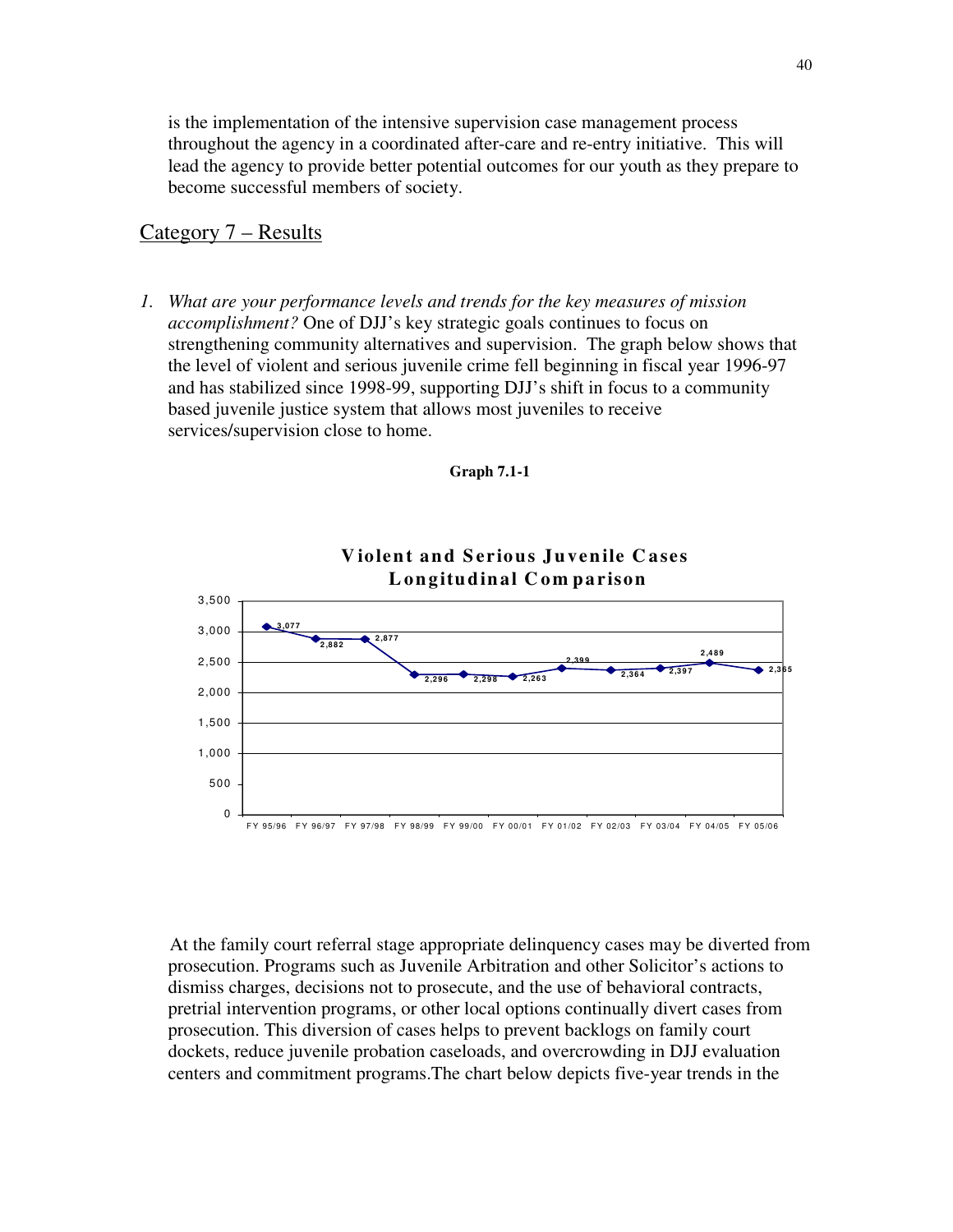is the implementation of the intensive supervision case management process throughout the agency in a coordinated after-care and re-entry initiative. This will lead the agency to provide better potential outcomes for our youth as they prepare to become successful members of society.

## Category 7 – Results

1. *What are your performance levels and trends for the key measures of mission accomplishment?* One of DJJ's key strategic goals continues to focus on strengthening community alternatives and supervision. The graph below shows that the level of violent and serious juvenile crime fell beginning in fiscal year 1996-97 and has stabilized since 1998-99, supporting DJJ's shift in focus to a community based juvenile justice system that allows most juveniles to receive services/supervision close to home.

**Graph 7.1-1**

**Violent and Serious Juvenile Cases Longitudinal Comparison**

| Fiscal Year | Cases |
|---|---|
| FY 95/96 | 3,077 |
| FY 96/97 | 2,882 |
| FY 97/98 | 2,877 |
| FY 98/99 | 2,296 |
| FY 99/00 | 2,298 |
| FY 00/01 | 2,263 |
| FY 01/02 | 2,399 |
| FY 02/03 | 2,364 |
| FY 03/04 | 2,397 |
| FY 04/05 | 2,489 |
| FY 05/06 | 2,365 |

At the family court referral stage appropriate delinquency cases may be diverted from prosecution. Programs such as Juvenile Arbitration and other Solicitor's actions to dismiss charges, decisions not to prosecute, and the use of behavioral contracts, pretrial intervention programs, or other local options continually divert cases from prosecution. This diversion of cases helps to prevent backlogs on family court dockets, reduce juvenile probation caseloads, and overcrowding in DJJ evaluation centers and commitment programs.The chart below depicts five-year trends in the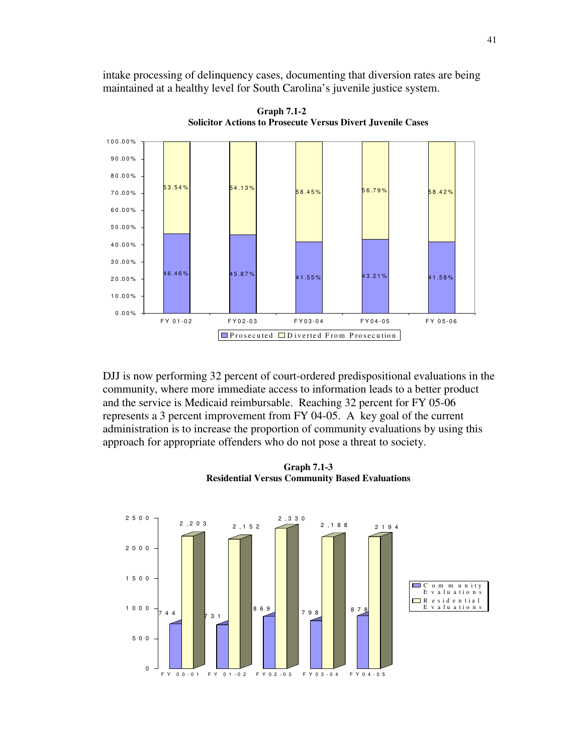intake processing of delinquency cases, documenting that diversion rates are being maintained at a healthy level for South Carolina's juvenile justice system.

**Graph 7.1-2**
**Solicitor Actions to Prosecute Versus Divert Juvenile Cases**

| | FY 01-02 | FY02-03 | FY03-04 | FY04-05 | FY 05-06 |
|---|---|---|---|---|---|
| Prosecuted | 46.46% | 45.87% | 41.55% | 43.21% | 41.58% |
| Diverted From Prosecution | 53.54% | 54.13% | 58.45% | 56.79% | 58.42% |

DJJ is now performing 32 percent of court-ordered predispositional evaluations in the community, where more immediate access to information leads to a better product and the service is Medicaid reimbursable. Reaching 32 percent for FY 05-06 represents a 3 percent improvement from FY 04-05. A key goal of the current administration is to increase the proportion of community evaluations by using this approach for appropriate offenders who do not pose a threat to society.

**Graph 7.1-3**
**Residential Versus Community Based Evaluations**

| | FY 00-01 | FY 01-02 | FY02-03 | FY03-04 | FY04-05 |
|---|---|---|---|---|---|
| Community Evaluations | 744 | 731 | 869 | 798 | 878 |
| Residential Evaluations | 2,203 | 2,152 | 2,330 | 2,188 | 2194 |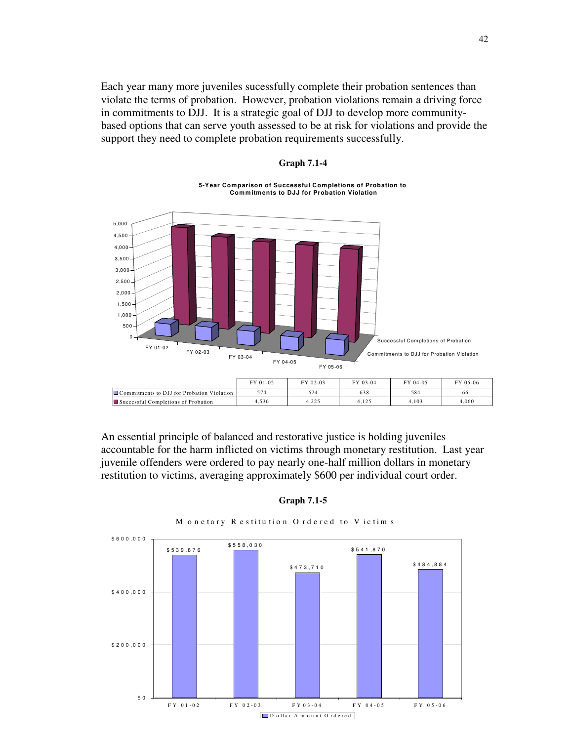Each year many more juveniles sucessfully complete their probation sentences than violate the terms of probation. However, probation violations remain a driving force in commitments to DJJ. It is a strategic goal of DJJ to develop more community-based options that can serve youth assessed to be at risk for violations and provide the support they need to complete probation requirements successfully.

**Graph 7.1-4**

**5-Year Comparison of Successful Completions of Probation to Commitments to DJJ for Probation Violation**

| | FY 01-02 | FY 02-03 | FY 03-04 | FY 04-05 | FY 05-06 |
|---|---|---|---|---|---|
| Commitments to DJJ for Probation Violation | 574 | 624 | 638 | 584 | 661 |
| Successful Completions of Probation | 4,536 | 4,225 | 4,125 | 4,103 | 4,060 |

An essential principle of balanced and restorative justice is holding juveniles accountable for the harm inflicted on victims through monetary restitution. Last year juvenile offenders were ordered to pay nearly one-half million dollars in monetary restitution to victims, averaging approximately $600 per individual court order.

**Graph 7.1-5**

Monetary Restitution Ordered to Victims

| | FY 01-02 | FY 02-03 | FY 03-04 | FY 04-05 | FY 05-06 |
|---|---|---|---|---|---|
| Dollar Amount Ordered | $539,876 | $558,030 | $473,710 | $541,870 | $484,884 |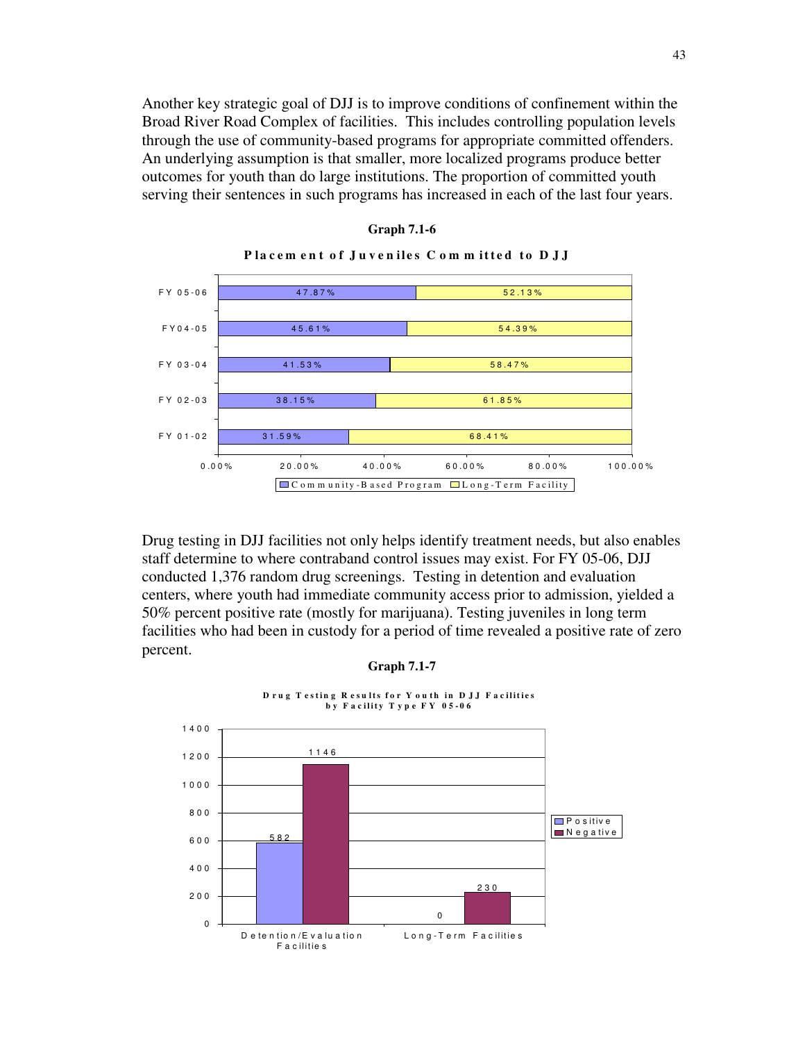Another key strategic goal of DJJ is to improve conditions of confinement within the Broad River Road Complex of facilities. This includes controlling population levels through the use of community-based programs for appropriate committed offenders. An underlying assumption is that smaller, more localized programs produce better outcomes for youth than do large institutions. The proportion of committed youth serving their sentences in such programs has increased in each of the last four years.

**Graph 7.1-6**

**Placement of Juveniles Committed to DJJ**

| | Community-Based Program | Long-Term Facility |
|---|---|---|
| FY 05-06 | 47.87% | 52.13% |
| FY04-05 | 45.61% | 54.39% |
| FY 03-04 | 41.53% | 58.47% |
| FY 02-03 | 38.15% | 61.85% |
| FY 01-02 | 31.59% | 68.41% |

Drug testing in DJJ facilities not only helps identify treatment needs, but also enables staff determine to where contraband control issues may exist. For FY 05-06, DJJ conducted 1,376 random drug screenings. Testing in detention and evaluation centers, where youth had immediate community access prior to admission, yielded a 50% percent positive rate (mostly for marijuana). Testing juveniles in long term facilities who had been in custody for a period of time revealed a positive rate of zero percent.

**Graph 7.1-7**

**Drug Testing Results for Youth in DJJ Facilities by Facility Type FY 05-06**

| | Positive | Negative |
|---|---|---|
| Detention/Evaluation Facilities | 582 | 1146 |
| Long-Term Facilities | 0 | 230 |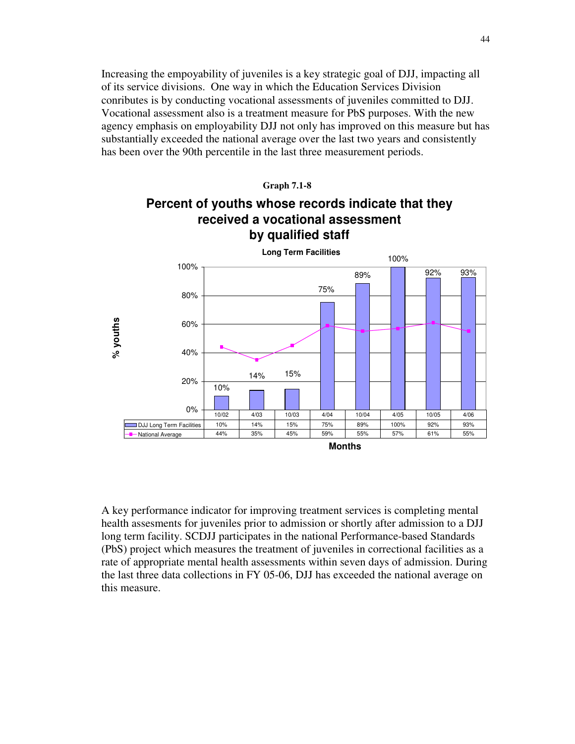Increasing the empoyability of juveniles is a key strategic goal of DJJ, impacting all of its service divisions. One way in which the Education Services Division conributes is by conducting vocational assessments of juveniles committed to DJJ. Vocational assessment also is a treatment measure for PbS purposes. With the new agency emphasis on employability DJJ not only has improved on this measure but has substantially exceeded the national average over the last two years and consistently has been over the 90th percentile in the last three measurement periods.

**Graph 7.1-8**

**Percent of youths whose records indicate that they received a vocational assessment by qualified staff**

**Long Term Facilities**

| Months | 10/02 | 4/03 | 10/03 | 4/04 | 10/04 | 4/05 | 10/05 | 4/06 |
|---|---|---|---|---|---|---|---|---|
| DJJ Long Term Facilities | 10% | 14% | 15% | 75% | 89% | 100% | 92% | 93% |
| National Average | 44% | 35% | 45% | 59% | 55% | 57% | 61% | 55% |

A key performance indicator for improving treatment services is completing mental health assesments for juveniles prior to admission or shortly after admission to a DJJ long term facility. SCDJJ participates in the national Performance-based Standards (PbS) project which measures the treatment of juveniles in correctional facilities as a rate of appropriate mental health assessments within seven days of admission. During the last three data collections in FY 05-06, DJJ has exceeded the national average on this measure.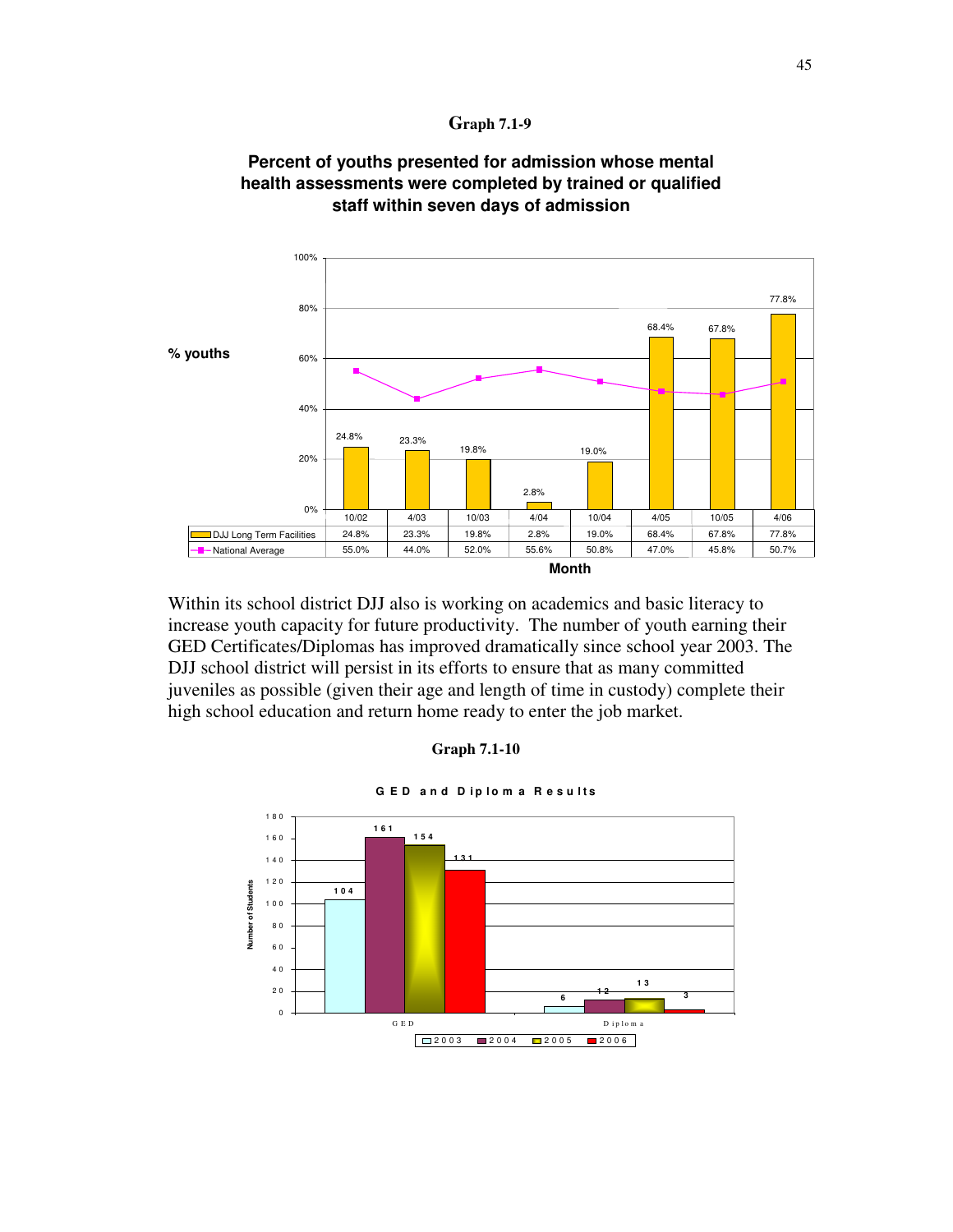**Graph 7.1-9**

**Percent of youths presented for admission whose mental health assessments were completed by trained or qualified staff within seven days of admission**

| Month | 10/02 | 4/03 | 10/03 | 4/04 | 10/04 | 4/05 | 10/05 | 4/06 |
|---|---|---|---|---|---|---|---|---|
| DJJ Long Term Facilities | 24.8% | 23.3% | 19.8% | 2.8% | 19.0% | 68.4% | 67.8% | 77.8% |
| National Average | 55.0% | 44.0% | 52.0% | 55.6% | 50.8% | 47.0% | 45.8% | 50.7% |

Within its school district DJJ also is working on academics and basic literacy to increase youth capacity for future productivity. The number of youth earning their GED Certificates/Diplomas has improved dramatically since school year 2003. The DJJ school district will persist in its efforts to ensure that as many committed juveniles as possible (given their age and length of time in custody) complete their high school education and return home ready to enter the job market.

**Graph 7.1-10**

**GED and Diploma Results**

| Number of Students | 2003 | 2004 | 2005 | 2006 |
|---|---|---|---|---|
| GED | 104 | 161 | 154 | 131 |
| Diploma | 6 | 12 | 13 | 3 |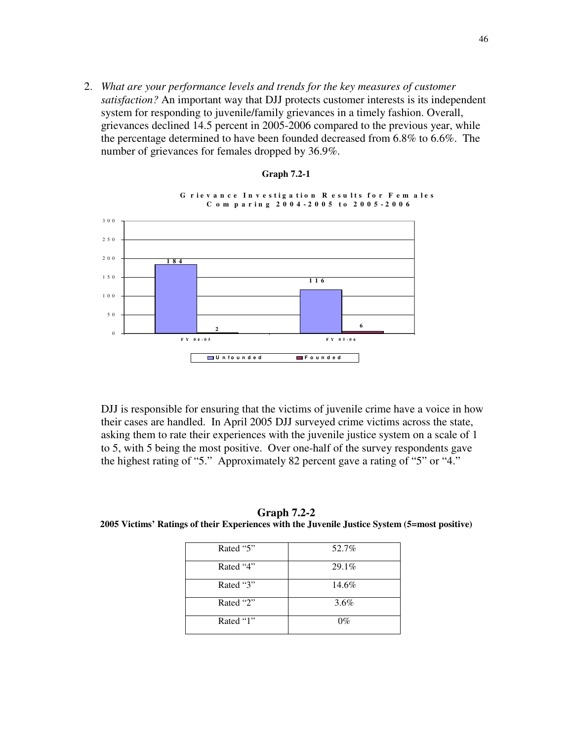2. *What are your performance levels and trends for the key measures of customer satisfaction?* An important way that DJJ protects customer interests is its independent system for responding to juvenile/family grievances in a timely fashion. Overall, grievances declined 14.5 percent in 2005-2006 compared to the previous year, while the percentage determined to have been founded decreased from 6.8% to 6.6%. The number of grievances for females dropped by 36.9%.

**Graph 7.2-1**

**Grievance Investigation Results for Females Comparing 2004-2005 to 2005-2006**

| | Unfounded | Founded |
|---|---|---|
| FY 04-05 | 184 | 2 |
| FY 05-06 | 116 | 6 |

DJJ is responsible for ensuring that the victims of juvenile crime have a voice in how their cases are handled. In April 2005 DJJ surveyed crime victims across the state, asking them to rate their experiences with the juvenile justice system on a scale of 1 to 5, with 5 being the most positive. Over one-half of the survey respondents gave the highest rating of "5." Approximately 82 percent gave a rating of "5" or "4."

**Graph 7.2-2**

**2005 Victims' Ratings of their Experiences with the Juvenile Justice System (5=most positive)**

| Rating | Percent |
|---|---|
| Rated "5" | 52.7% |
| Rated "4" | 29.1% |
| Rated "3" | 14.6% |
| Rated "2" | 3.6% |
| Rated "1" | 0% |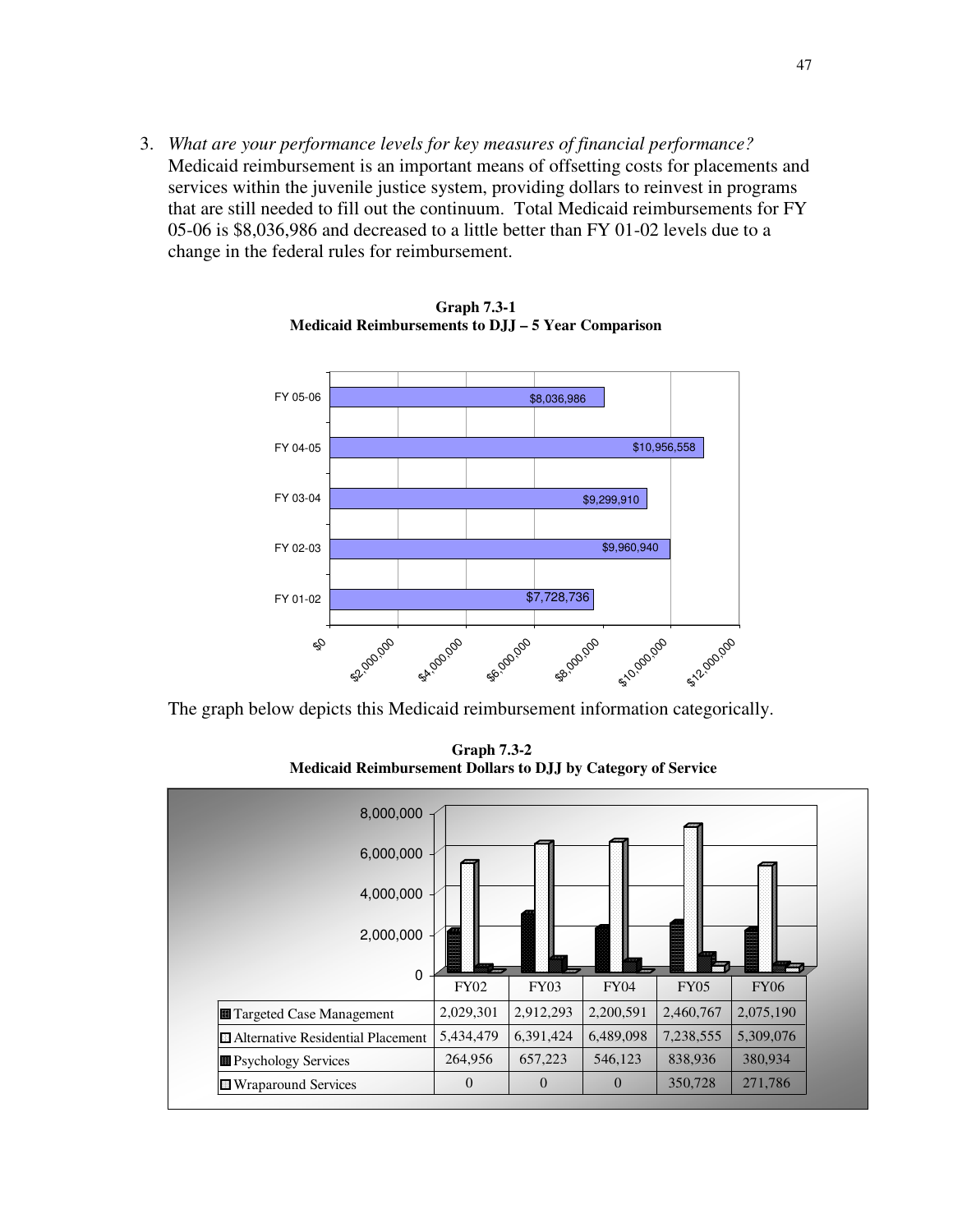3. *What are your performance levels for key measures of financial performance?* Medicaid reimbursement is an important means of offsetting costs for placements and services within the juvenile justice system, providing dollars to reinvest in programs that are still needed to fill out the continuum. Total Medicaid reimbursements for FY 05-06 is $8,036,986 and decreased to a little better than FY 01-02 levels due to a change in the federal rules for reimbursement.

**Graph 7.3-1**
**Medicaid Reimbursements to DJJ – 5 Year Comparison**

| Fiscal Year | Medicaid Reimbursements |
|---|---|
| FY 05-06 | $8,036,986 |
| FY 04-05 | $10,956,558 |
| FY 03-04 | $9,299,910 |
| FY 02-03 | $9,960,940 |
| FY 01-02 | $7,728,736 |

The graph below depicts this Medicaid reimbursement information categorically.

**Graph 7.3-2**
**Medicaid Reimbursement Dollars to DJJ by Category of Service**

| | FY02 | FY03 | FY04 | FY05 | FY06 |
|---|---|---|---|---|---|
| Targeted Case Management | 2,029,301 | 2,912,293 | 2,200,591 | 2,460,767 | 2,075,190 |
| Alternative Residential Placement | 5,434,479 | 6,391,424 | 6,489,098 | 7,238,555 | 5,309,076 |
| Psychology Services | 264,956 | 657,223 | 546,123 | 838,936 | 380,934 |
| Wraparound Services | 0 | 0 | 0 | 350,728 | 271,786 |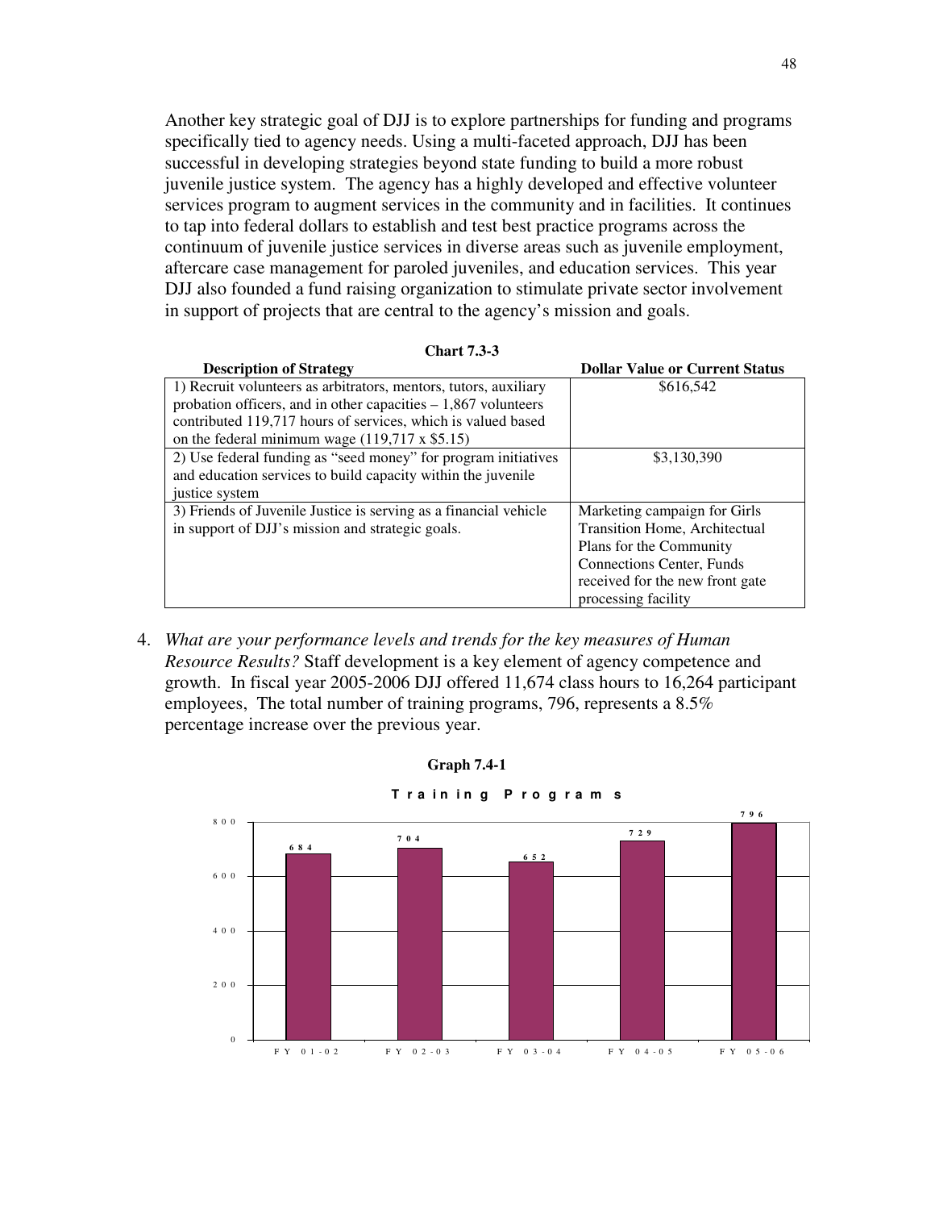Another key strategic goal of DJJ is to explore partnerships for funding and programs specifically tied to agency needs. Using a multi-faceted approach, DJJ has been successful in developing strategies beyond state funding to build a more robust juvenile justice system. The agency has a highly developed and effective volunteer services program to augment services in the community and in facilities. It continues to tap into federal dollars to establish and test best practice programs across the continuum of juvenile justice services in diverse areas such as juvenile employment, aftercare case management for paroled juveniles, and education services. This year DJJ also founded a fund raising organization to stimulate private sector involvement in support of projects that are central to the agency's mission and goals.

**Chart 7.3-3**

| Description of Strategy | Dollar Value or Current Status |
|---|---|
| 1) Recruit volunteers as arbitrators, mentors, tutors, auxiliary probation officers, and in other capacities – 1,867 volunteers contributed 119,717 hours of services, which is valued based on the federal minimum wage (119,717 x $5.15) | $616,542 |
| 2) Use federal funding as "seed money" for program initiatives and education services to build capacity within the juvenile justice system | $3,130,390 |
| 3) Friends of Juvenile Justice is serving as a financial vehicle in support of DJJ's mission and strategic goals. | Marketing campaign for Girls Transition Home, Architectual Plans for the Community Connections Center, Funds received for the new front gate processing facility |

4. *What are your performance levels and trends for the key measures of Human Resource Results?* Staff development is a key element of agency competence and growth. In fiscal year 2005-2006 DJJ offered 11,674 class hours to 16,264 participant employees, The total number of training programs, 796, represents a 8.5% percentage increase over the previous year.

**Graph 7.4-1**

**Training Programs**

| | FY 01-02 | FY 02-03 | FY 03-04 | FY 04-05 | FY 05-06 |
|---|---|---|---|---|---|
| Training Programs | 684 | 704 | 652 | 729 | 796 |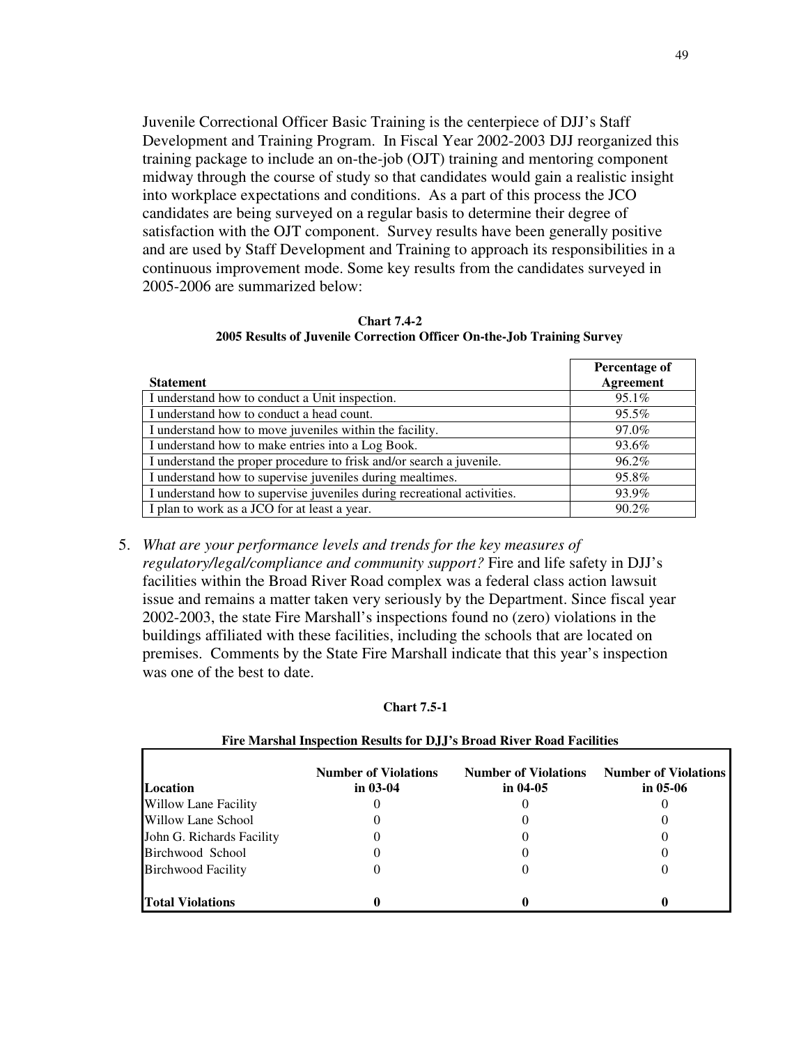Juvenile Correctional Officer Basic Training is the centerpiece of DJJ's Staff Development and Training Program. In Fiscal Year 2002-2003 DJJ reorganized this training package to include an on-the-job (OJT) training and mentoring component midway through the course of study so that candidates would gain a realistic insight into workplace expectations and conditions. As a part of this process the JCO candidates are being surveyed on a regular basis to determine their degree of satisfaction with the OJT component. Survey results have been generally positive and are used by Staff Development and Training to approach its responsibilities in a continuous improvement mode. Some key results from the candidates surveyed in 2005-2006 are summarized below:

**Chart 7.4-2**
**2005 Results of Juvenile Correction Officer On-the-Job Training Survey**

| Statement | Percentage of Agreement |
|---|---|
| I understand how to conduct a Unit inspection. | 95.1% |
| I understand how to conduct a head count. | 95.5% |
| I understand how to move juveniles within the facility. | 97.0% |
| I understand how to make entries into a Log Book. | 93.6% |
| I understand the proper procedure to frisk and/or search a juvenile. | 96.2% |
| I understand how to supervise juveniles during mealtimes. | 95.8% |
| I understand how to supervise juveniles during recreational activities. | 93.9% |
| I plan to work as a JCO for at least a year. | 90.2% |

5. *What are your performance levels and trends for the key measures of regulatory/legal/compliance and community support?* Fire and life safety in DJJ's facilities within the Broad River Road complex was a federal class action lawsuit issue and remains a matter taken very seriously by the Department. Since fiscal year 2002-2003, the state Fire Marshall's inspections found no (zero) violations in the buildings affiliated with these facilities, including the schools that are located on premises. Comments by the State Fire Marshall indicate that this year's inspection was one of the best to date.

**Chart 7.5-1**

**Fire Marshal Inspection Results for DJJ's Broad River Road Facilities**

| Location | Number of Violations in 03-04 | Number of Violations in 04-05 | Number of Violations in 05-06 |
|---|---|---|---|
| Willow Lane Facility | 0 | 0 | 0 |
| Willow Lane School | 0 | 0 | 0 |
| John G. Richards Facility | 0 | 0 | 0 |
| Birchwood School | 0 | 0 | 0 |
| Birchwood Facility | 0 | 0 | 0 |
| **Total Violations** | **0** | **0** | **0** |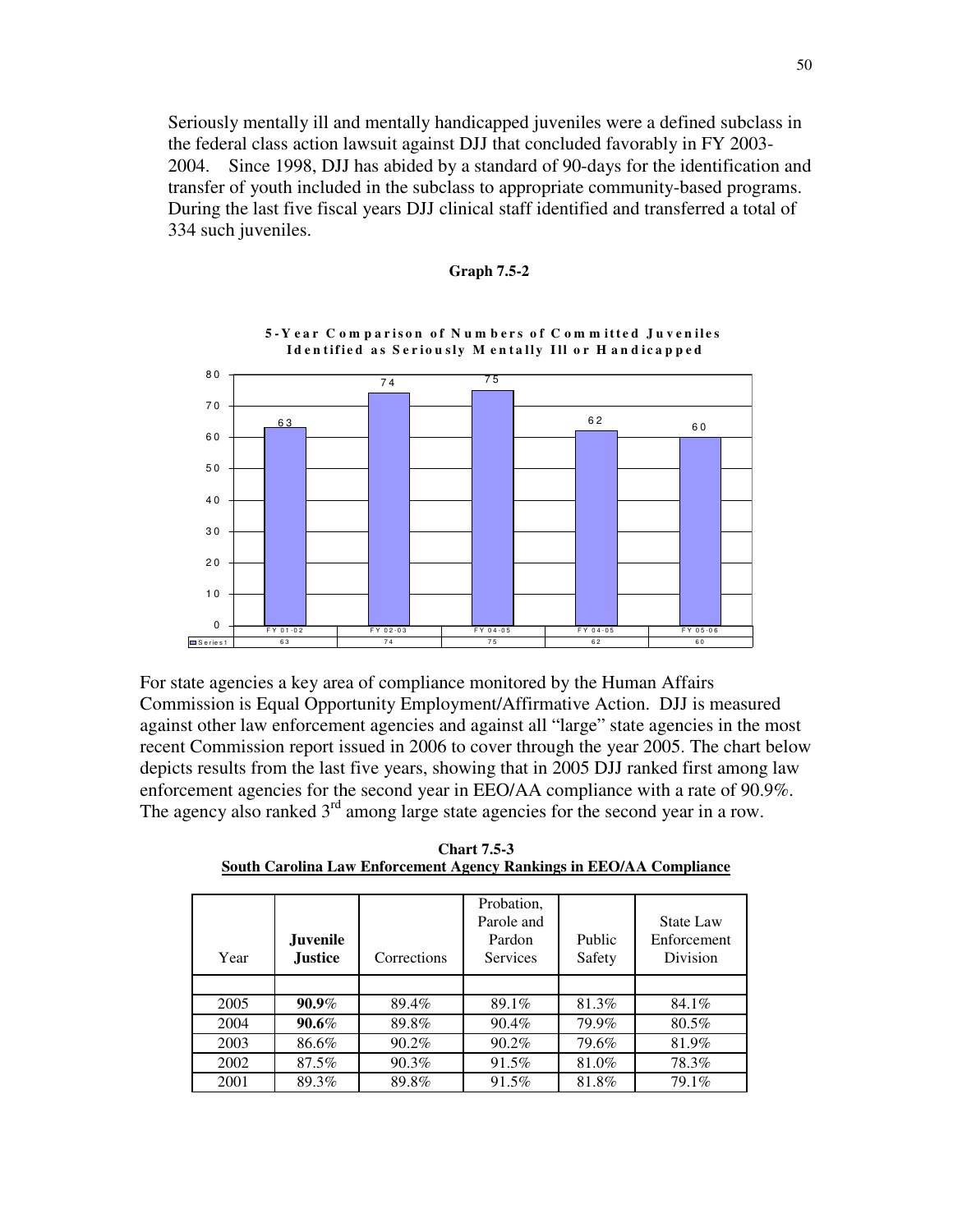Seriously mentally ill and mentally handicapped juveniles were a defined subclass in the federal class action lawsuit against DJJ that concluded favorably in FY 2003-2004. Since 1998, DJJ has abided by a standard of 90-days for the identification and transfer of youth included in the subclass to appropriate community-based programs. During the last five fiscal years DJJ clinical staff identified and transferred a total of 334 such juveniles.

**Graph 7.5-2**

**5-Year Comparison of Numbers of Committed Juveniles Identified as Seriously Mentally Ill or Handicapped**

80
70
60
50
40
30
20
10
0

63
74
75
62
60

FY 01-02
FY 02-03
FY 04-05
FY 04-05
FY 05-06

Series1
63
74
75
62
60

For state agencies a key area of compliance monitored by the Human Affairs Commission is Equal Opportunity Employment/Affirmative Action. DJJ is measured against other law enforcement agencies and against all "large" state agencies in the most recent Commission report issued in 2006 to cover through the year 2005. The chart below depicts results from the last five years, showing that in 2005 DJJ ranked first among law enforcement agencies for the second year in EEO/AA compliance with a rate of 90.9%. The agency also ranked 3rd among large state agencies for the second year in a row.

**Chart 7.5-3**
**South Carolina Law Enforcement Agency Rankings in EEO/AA Compliance**

| Year | **Juvenile Justice** | Corrections | Probation, Parole and Pardon Services | Public Safety | State Law Enforcement Division |
|---|---|---|---|---|---|
| | | | | | |
| 2005 | **90.9**% | 89.4% | 89.1% | 81.3% | 84.1% |
| 2004 | **90.6**% | 89.8% | 90.4% | 79.9% | 80.5% |
| 2003 | 86.6% | 90.2% | 90.2% | 79.6% | 81.9% |
| 2002 | 87.5% | 90.3% | 91.5% | 81.0% | 78.3% |
| 2001 | 89.3% | 89.8% | 91.5% | 81.8% | 79.1% |